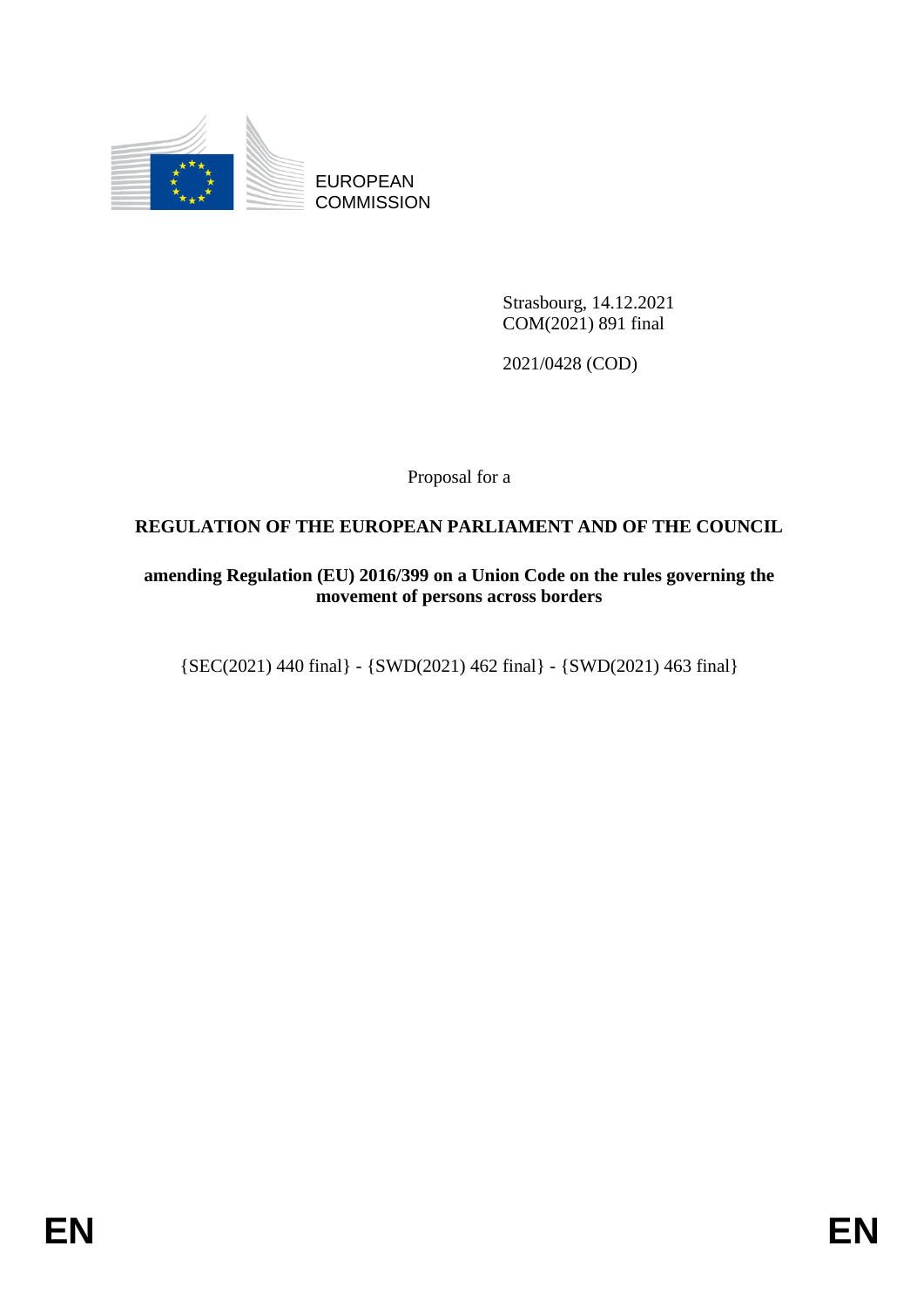EUROPEAN COMMISSION

Strasbourg, 14.12.2021
COM(2021) 891 final

2021/0428 (COD)

Proposal for a

# REGULATION OF THE EUROPEAN PARLIAMENT AND OF THE COUNCIL

## amending Regulation (EU) 2016/399 on a Union Code on the rules governing the movement of persons across borders

{SEC(2021) 440 final} - {SWD(2021) 462 final} - {SWD(2021) 463 final}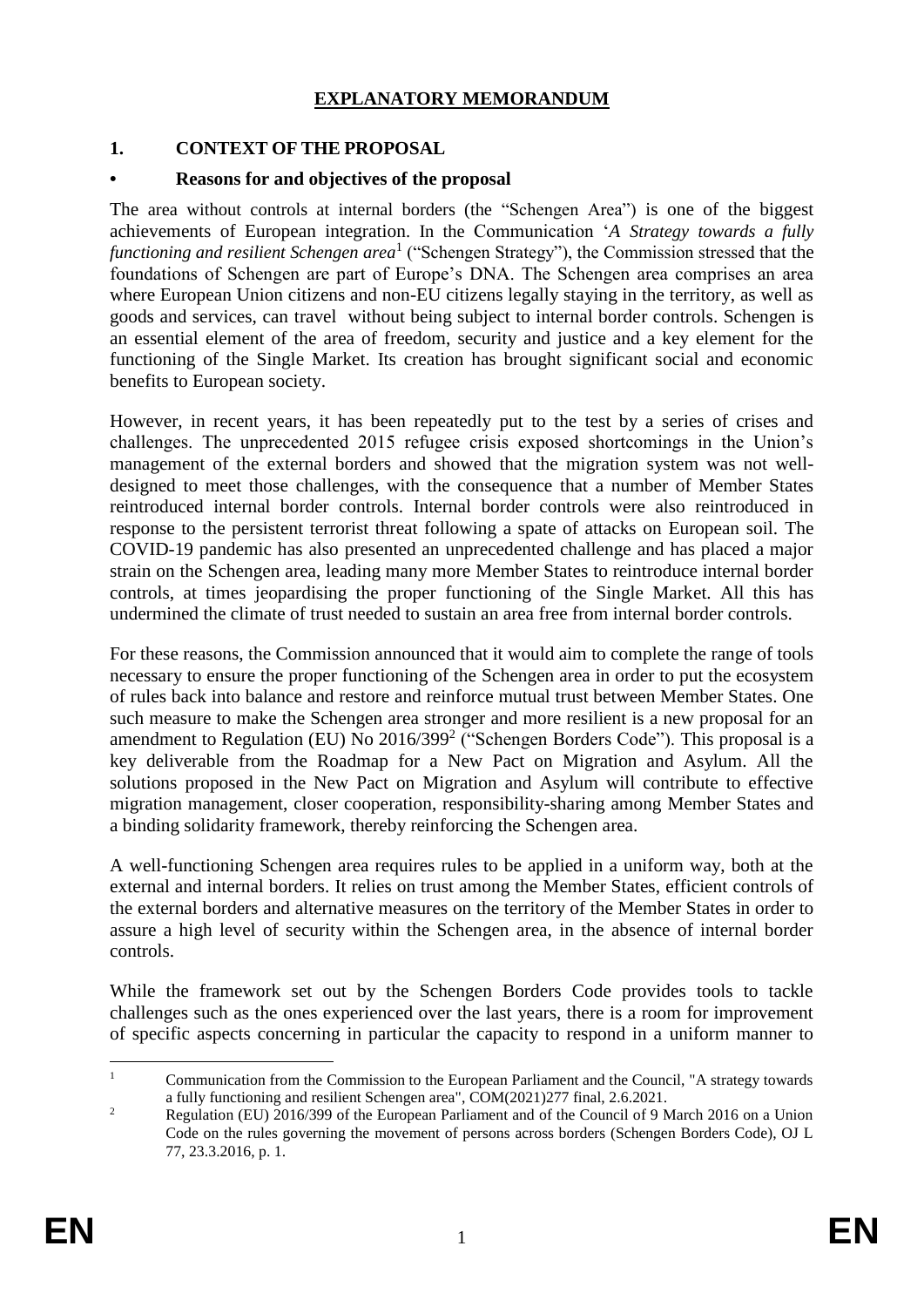# EXPLANATORY MEMORANDUM

## 1. CONTEXT OF THE PROPOSAL

### • Reasons for and objectives of the proposal

The area without controls at internal borders (the "Schengen Area") is one of the biggest achievements of European integration. In the Communication '*A Strategy towards a fully functioning and resilient Schengen area*'[1] ("Schengen Strategy"), the Commission stressed that the foundations of Schengen are part of Europe's DNA. The Schengen area comprises an area where European Union citizens and non-EU citizens legally staying in the territory, as well as goods and services, can travel without being subject to internal border controls. Schengen is an essential element of the area of freedom, security and justice and a key element for the functioning of the Single Market. Its creation has brought significant social and economic benefits to European society.

However, in recent years, it has been repeatedly put to the test by a series of crises and challenges. The unprecedented 2015 refugee crisis exposed shortcomings in the Union's management of the external borders and showed that the migration system was not well-designed to meet those challenges, with the consequence that a number of Member States reintroduced internal border controls. Internal border controls were also reintroduced in response to the persistent terrorist threat following a spate of attacks on European soil. The COVID-19 pandemic has also presented an unprecedented challenge and has placed a major strain on the Schengen area, leading many more Member States to reintroduce internal border controls, at times jeopardising the proper functioning of the Single Market. All this has undermined the climate of trust needed to sustain an area free from internal border controls.

For these reasons, the Commission announced that it would aim to complete the range of tools necessary to ensure the proper functioning of the Schengen area in order to put the ecosystem of rules back into balance and restore and reinforce mutual trust between Member States. One such measure to make the Schengen area stronger and more resilient is a new proposal for an amendment to Regulation (EU) No 2016/399[2] ("Schengen Borders Code"). This proposal is a key deliverable from the Roadmap for a New Pact on Migration and Asylum. All the solutions proposed in the New Pact on Migration and Asylum will contribute to effective migration management, closer cooperation, responsibility-sharing among Member States and a binding solidarity framework, thereby reinforcing the Schengen area.

A well-functioning Schengen area requires rules to be applied in a uniform way, both at the external and internal borders. It relies on trust among the Member States, efficient controls of the external borders and alternative measures on the territory of the Member States in order to assure a high level of security within the Schengen area, in the absence of internal border controls.

While the framework set out by the Schengen Borders Code provides tools to tackle challenges such as the ones experienced over the last years, there is a room for improvement of specific aspects concerning in particular the capacity to respond in a uniform manner to

---

[1] Communication from the Commission to the European Parliament and the Council, "A strategy towards a fully functioning and resilient Schengen area", COM(2021)277 final, 2.6.2021.

[2] Regulation (EU) 2016/399 of the European Parliament and of the Council of 9 March 2016 on a Union Code on the rules governing the movement of persons across borders (Schengen Borders Code), OJ L 77, 23.3.2016, p. 1.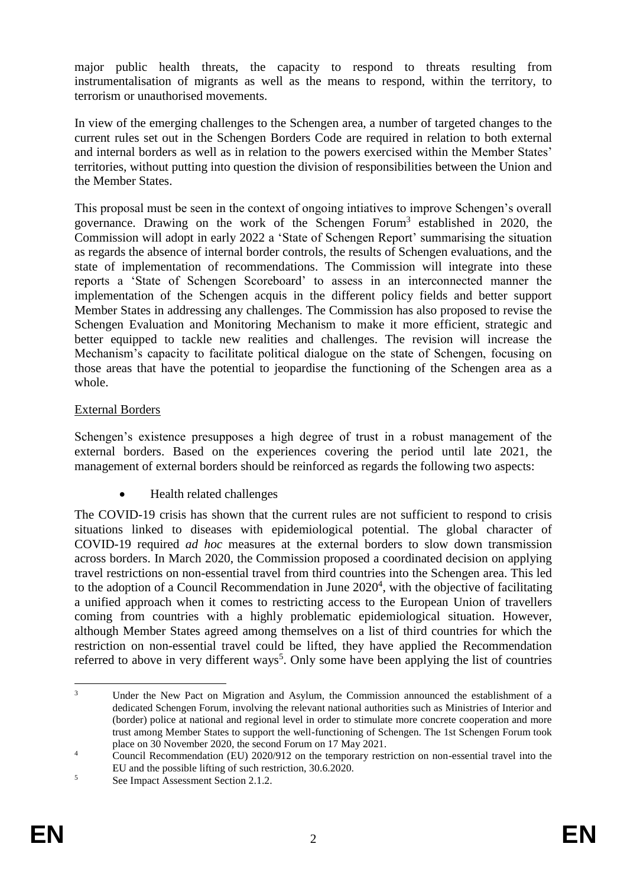major public health threats, the capacity to respond to threats resulting from instrumentalisation of migrants as well as the means to respond, within the territory, to terrorism or unauthorised movements.

In view of the emerging challenges to the Schengen area, a number of targeted changes to the current rules set out in the Schengen Borders Code are required in relation to both external and internal borders as well as in relation to the powers exercised within the Member States' territories, without putting into question the division of responsibilities between the Union and the Member States.

This proposal must be seen in the context of ongoing intiatives to improve Schengen's overall governance. Drawing on the work of the Schengen Forum[3] established in 2020, the Commission will adopt in early 2022 a 'State of Schengen Report' summarising the situation as regards the absence of internal border controls, the results of Schengen evaluations, and the state of implementation of recommendations. The Commission will integrate into these reports a 'State of Schengen Scoreboard' to assess in an interconnected manner the implementation of the Schengen acquis in the different policy fields and better support Member States in addressing any challenges. The Commission has also proposed to revise the Schengen Evaluation and Monitoring Mechanism to make it more efficient, strategic and better equipped to tackle new realities and challenges. The revision will increase the Mechanism's capacity to facilitate political dialogue on the state of Schengen, focusing on those areas that have the potential to jeopardise the functioning of the Schengen area as a whole.

External Borders

Schengen's existence presupposes a high degree of trust in a robust management of the external borders. Based on the experiences covering the period until late 2021, the management of external borders should be reinforced as regards the following two aspects:

- Health related challenges

The COVID-19 crisis has shown that the current rules are not sufficient to respond to crisis situations linked to diseases with epidemiological potential. The global character of COVID-19 required *ad hoc* measures at the external borders to slow down transmission across borders. In March 2020, the Commission proposed a coordinated decision on applying travel restrictions on non-essential travel from third countries into the Schengen area. This led to the adoption of a Council Recommendation in June 2020[4], with the objective of facilitating a unified approach when it comes to restricting access to the European Union of travellers coming from countries with a highly problematic epidemiological situation. However, although Member States agreed among themselves on a list of third countries for which the restriction on non-essential travel could be lifted, they have applied the Recommendation referred to above in very different ways[5]. Only some have been applying the list of countries

---

[3] Under the New Pact on Migration and Asylum, the Commission announced the establishment of a dedicated Schengen Forum, involving the relevant national authorities such as Ministries of Interior and (border) police at national and regional level in order to stimulate more concrete cooperation and more trust among Member States to support the well-functioning of Schengen. The 1st Schengen Forum took place on 30 November 2020, the second Forum on 17 May 2021.

[4] Council Recommendation (EU) 2020/912 on the temporary restriction on non-essential travel into the EU and the possible lifting of such restriction, 30.6.2020.

[5] See Impact Assessment Section 2.1.2.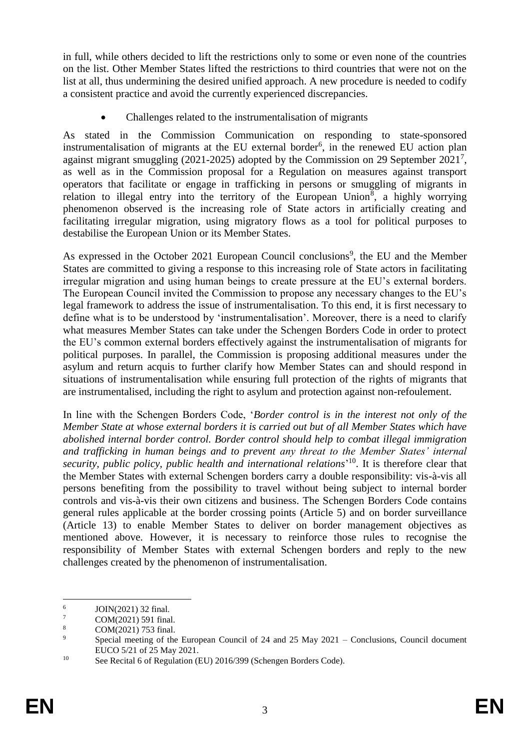in full, while others decided to lift the restrictions only to some or even none of the countries on the list. Other Member States lifted the restrictions to third countries that were not on the list at all, thus undermining the desired unified approach. A new procedure is needed to codify a consistent practice and avoid the currently experienced discrepancies.

- Challenges related to the instrumentalisation of migrants

As stated in the Commission Communication on responding to state-sponsored instrumentalisation of migrants at the EU external border[6], in the renewed EU action plan against migrant smuggling (2021-2025) adopted by the Commission on 29 September 2021[7], as well as in the Commission proposal for a Regulation on measures against transport operators that facilitate or engage in trafficking in persons or smuggling of migrants in relation to illegal entry into the territory of the European Union[8], a highly worrying phenomenon observed is the increasing role of State actors in artificially creating and facilitating irregular migration, using migratory flows as a tool for political purposes to destabilise the European Union or its Member States.

As expressed in the October 2021 European Council conclusions[9], the EU and the Member States are committed to giving a response to this increasing role of State actors in facilitating irregular migration and using human beings to create pressure at the EU's external borders. The European Council invited the Commission to propose any necessary changes to the EU's legal framework to address the issue of instrumentalisation. To this end, it is first necessary to define what is to be understood by 'instrumentalisation'. Moreover, there is a need to clarify what measures Member States can take under the Schengen Borders Code in order to protect the EU's common external borders effectively against the instrumentalisation of migrants for political purposes. In parallel, the Commission is proposing additional measures under the asylum and return acquis to further clarify how Member States can and should respond in situations of instrumentalisation while ensuring full protection of the rights of migrants that are instrumentalised, including the right to asylum and protection against non-refoulement.

In line with the Schengen Borders Code, '*Border control is in the interest not only of the Member State at whose external borders it is carried out but of all Member States which have abolished internal border control. Border control should help to combat illegal immigration and trafficking in human beings and to prevent any threat to the Member States' internal security, public policy, public health and international relations*'[10]. It is therefore clear that the Member States with external Schengen borders carry a double responsibility: vis-à-vis all persons benefiting from the possibility to travel without being subject to internal border controls and vis-à-vis their own citizens and business. The Schengen Borders Code contains general rules applicable at the border crossing points (Article 5) and on border surveillance (Article 13) to enable Member States to deliver on border management objectives as mentioned above. However, it is necessary to reinforce those rules to recognise the responsibility of Member States with external Schengen borders and reply to the new challenges created by the phenomenon of instrumentalisation.

---

[6] JOIN(2021) 32 final.

[7] COM(2021) 591 final.

[8] COM(2021) 753 final.

[9] Special meeting of the European Council of 24 and 25 May 2021 – Conclusions, Council document EUCO 5/21 of 25 May 2021.

[10] See Recital 6 of Regulation (EU) 2016/399 (Schengen Borders Code).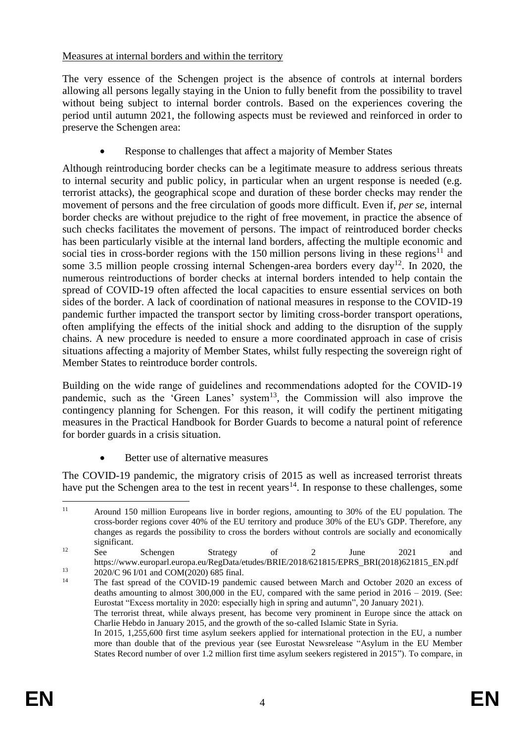Measures at internal borders and within the territory

The very essence of the Schengen project is the absence of controls at internal borders allowing all persons legally staying in the Union to fully benefit from the possibility to travel without being subject to internal border controls. Based on the experiences covering the period until autumn 2021, the following aspects must be reviewed and reinforced in order to preserve the Schengen area:

- Response to challenges that affect a majority of Member States

Although reintroducing border checks can be a legitimate measure to address serious threats to internal security and public policy, in particular when an urgent response is needed (e.g. terrorist attacks), the geographical scope and duration of these border checks may render the movement of persons and the free circulation of goods more difficult. Even if, *per se*, internal border checks are without prejudice to the right of free movement, in practice the absence of such checks facilitates the movement of persons. The impact of reintroduced border checks has been particularly visible at the internal land borders, affecting the multiple economic and social ties in cross-border regions with the 150 million persons living in these regions[11] and some 3.5 million people crossing internal Schengen-area borders every day[12]. In 2020, the numerous reintroductions of border checks at internal borders intended to help contain the spread of COVID-19 often affected the local capacities to ensure essential services on both sides of the border. A lack of coordination of national measures in response to the COVID-19 pandemic further impacted the transport sector by limiting cross-border transport operations, often amplifying the effects of the initial shock and adding to the disruption of the supply chains. A new procedure is needed to ensure a more coordinated approach in case of crisis situations affecting a majority of Member States, whilst fully respecting the sovereign right of Member States to reintroduce border controls.

Building on the wide range of guidelines and recommendations adopted for the COVID-19 pandemic, such as the 'Green Lanes' system[13], the Commission will also improve the contingency planning for Schengen. For this reason, it will codify the pertinent mitigating measures in the Practical Handbook for Border Guards to become a natural point of reference for border guards in a crisis situation.

- Better use of alternative measures

The COVID-19 pandemic, the migratory crisis of 2015 as well as increased terrorist threats have put the Schengen area to the test in recent years[14]. In response to these challenges, some

---

[11] Around 150 million Europeans live in border regions, amounting to 30% of the EU population. The cross-border regions cover 40% of the EU territory and produce 30% of the EU's GDP. Therefore, any changes as regards the possibility to cross the borders without controls are socially and economically significant.

[12] See Schengen Strategy of 2 June 2021 and https://www.europarl.europa.eu/RegData/etudes/BRIE/2018/621815/EPRS_BRI(2018)621815_EN.pdf

[13] 2020/C 96 I/01 and COM(2020) 685 final.

[14] The fast spread of the COVID-19 pandemic caused between March and October 2020 an excess of deaths amounting to almost 300,000 in the EU, compared with the same period in 2016 – 2019. (See: Eurostat "Excess mortality in 2020: especially high in spring and autumn", 20 January 2021).
The terrorist threat, while always present, has become very prominent in Europe since the attack on Charlie Hebdo in January 2015, and the growth of the so-called Islamic State in Syria.
In 2015, 1,255,600 first time asylum seekers applied for international protection in the EU, a number more than double that of the previous year (see Eurostat Newsrelease "Asylum in the EU Member States Record number of over 1.2 million first time asylum seekers registered in 2015"). To compare, in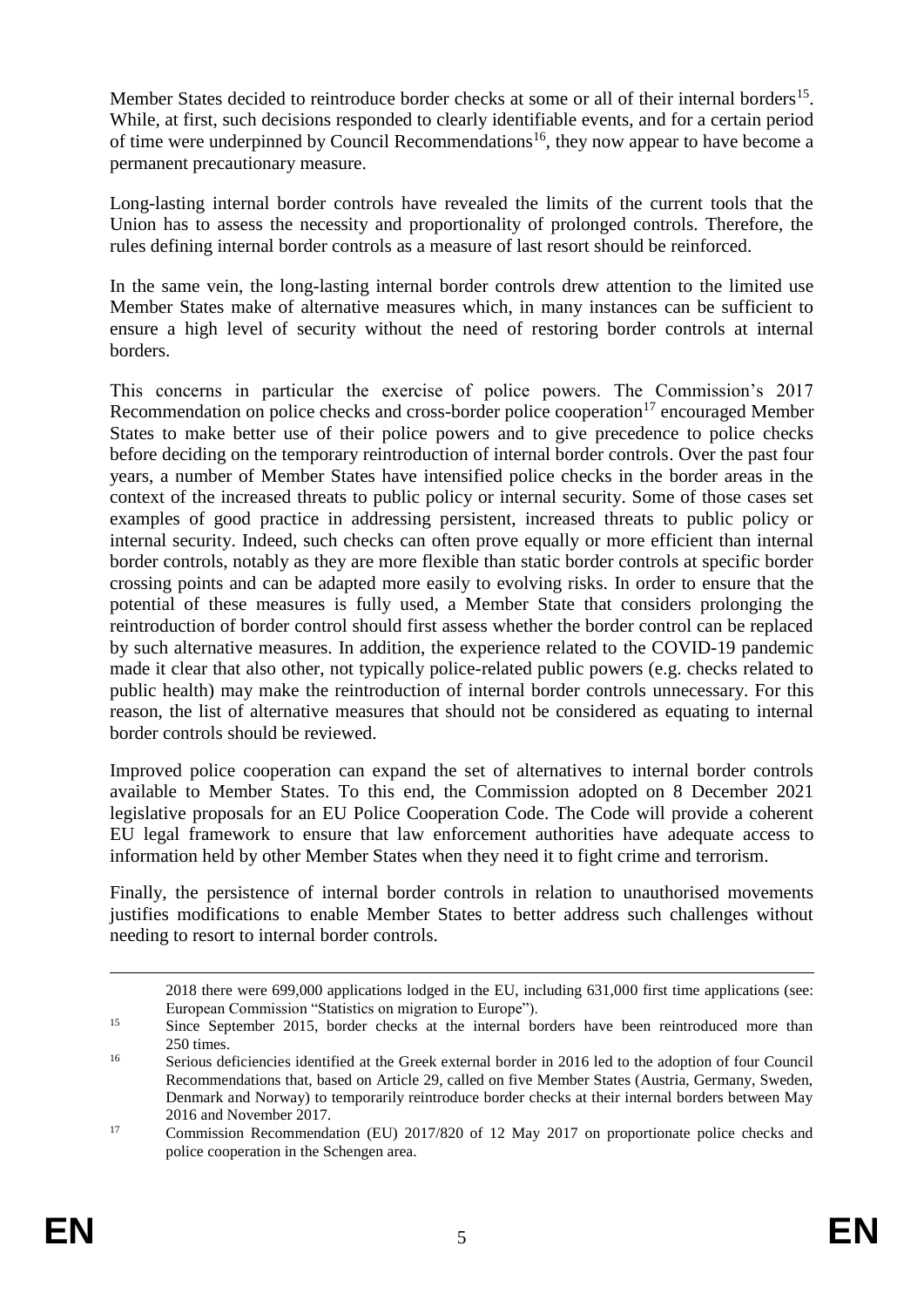Member States decided to reintroduce border checks at some or all of their internal borders[15]. While, at first, such decisions responded to clearly identifiable events, and for a certain period of time were underpinned by Council Recommendations[16], they now appear to have become a permanent precautionary measure.

Long-lasting internal border controls have revealed the limits of the current tools that the Union has to assess the necessity and proportionality of prolonged controls. Therefore, the rules defining internal border controls as a measure of last resort should be reinforced.

In the same vein, the long-lasting internal border controls drew attention to the limited use Member States make of alternative measures which, in many instances can be sufficient to ensure a high level of security without the need of restoring border controls at internal borders.

This concerns in particular the exercise of police powers. The Commission's 2017 Recommendation on police checks and cross-border police cooperation[17] encouraged Member States to make better use of their police powers and to give precedence to police checks before deciding on the temporary reintroduction of internal border controls. Over the past four years, a number of Member States have intensified police checks in the border areas in the context of the increased threats to public policy or internal security. Some of those cases set examples of good practice in addressing persistent, increased threats to public policy or internal security. Indeed, such checks can often prove equally or more efficient than internal border controls, notably as they are more flexible than static border controls at specific border crossing points and can be adapted more easily to evolving risks. In order to ensure that the potential of these measures is fully used, a Member State that considers prolonging the reintroduction of border control should first assess whether the border control can be replaced by such alternative measures. In addition, the experience related to the COVID-19 pandemic made it clear that also other, not typically police-related public powers (e.g. checks related to public health) may make the reintroduction of internal border controls unnecessary. For this reason, the list of alternative measures that should not be considered as equating to internal border controls should be reviewed.

Improved police cooperation can expand the set of alternatives to internal border controls available to Member States. To this end, the Commission adopted on 8 December 2021 legislative proposals for an EU Police Cooperation Code. The Code will provide a coherent EU legal framework to ensure that law enforcement authorities have adequate access to information held by other Member States when they need it to fight crime and terrorism.

Finally, the persistence of internal border controls in relation to unauthorised movements justifies modifications to enable Member States to better address such challenges without needing to resort to internal border controls.

---

2018 there were 699,000 applications lodged in the EU, including 631,000 first time applications (see: European Commission "Statistics on migration to Europe").

[15] Since September 2015, border checks at the internal borders have been reintroduced more than 250 times.

[16] Serious deficiencies identified at the Greek external border in 2016 led to the adoption of four Council Recommendations that, based on Article 29, called on five Member States (Austria, Germany, Sweden, Denmark and Norway) to temporarily reintroduce border checks at their internal borders between May 2016 and November 2017.

[17] Commission Recommendation (EU) 2017/820 of 12 May 2017 on proportionate police checks and police cooperation in the Schengen area.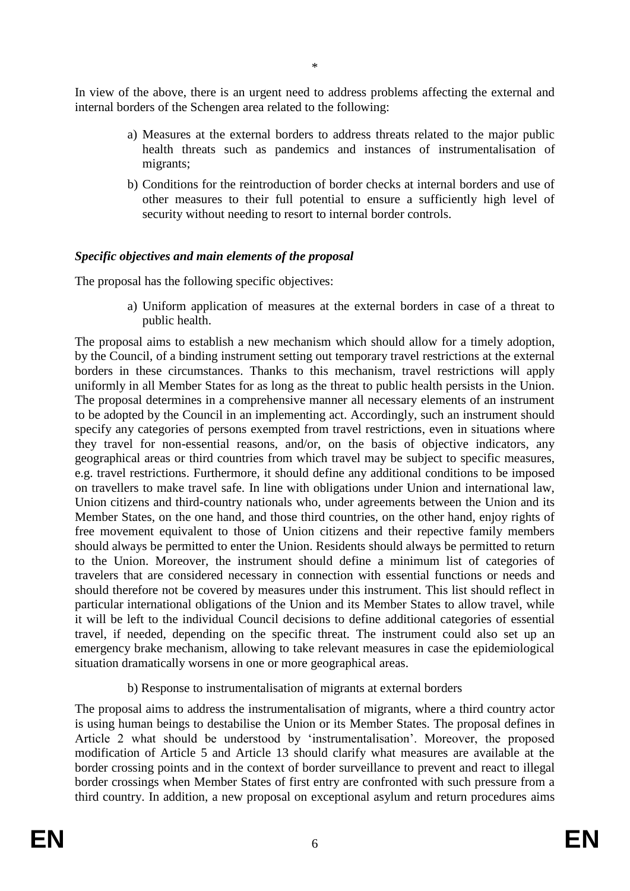\*

In view of the above, there is an urgent need to address problems affecting the external and internal borders of the Schengen area related to the following:

a) Measures at the external borders to address threats related to the major public health threats such as pandemics and instances of instrumentalisation of migrants;

b) Conditions for the reintroduction of border checks at internal borders and use of other measures to their full potential to ensure a sufficiently high level of security without needing to resort to internal border controls.

***Specific objectives and main elements of the proposal***

The proposal has the following specific objectives:

a) Uniform application of measures at the external borders in case of a threat to public health.

The proposal aims to establish a new mechanism which should allow for a timely adoption, by the Council, of a binding instrument setting out temporary travel restrictions at the external borders in these circumstances. Thanks to this mechanism, travel restrictions will apply uniformly in all Member States for as long as the threat to public health persists in the Union. The proposal determines in a comprehensive manner all necessary elements of an instrument to be adopted by the Council in an implementing act. Accordingly, such an instrument should specify any categories of persons exempted from travel restrictions, even in situations where they travel for non-essential reasons, and/or, on the basis of objective indicators, any geographical areas or third countries from which travel may be subject to specific measures, e.g. travel restrictions. Furthermore, it should define any additional conditions to be imposed on travellers to make travel safe. In line with obligations under Union and international law, Union citizens and third-country nationals who, under agreements between the Union and its Member States, on the one hand, and those third countries, on the other hand, enjoy rights of free movement equivalent to those of Union citizens and their repective family members should always be permitted to enter the Union. Residents should always be permitted to return to the Union. Moreover, the instrument should define a minimum list of categories of travelers that are considered necessary in connection with essential functions or needs and should therefore not be covered by measures under this instrument. This list should reflect in particular international obligations of the Union and its Member States to allow travel, while it will be left to the individual Council decisions to define additional categories of essential travel, if needed, depending on the specific threat. The instrument could also set up an emergency brake mechanism, allowing to take relevant measures in case the epidemiological situation dramatically worsens in one or more geographical areas.

b) Response to instrumentalisation of migrants at external borders

The proposal aims to address the instrumentalisation of migrants, where a third country actor is using human beings to destabilise the Union or its Member States. The proposal defines in Article 2 what should be understood by 'instrumentalisation'. Moreover, the proposed modification of Article 5 and Article 13 should clarify what measures are available at the border crossing points and in the context of border surveillance to prevent and react to illegal border crossings when Member States of first entry are confronted with such pressure from a third country. In addition, a new proposal on exceptional asylum and return procedures aims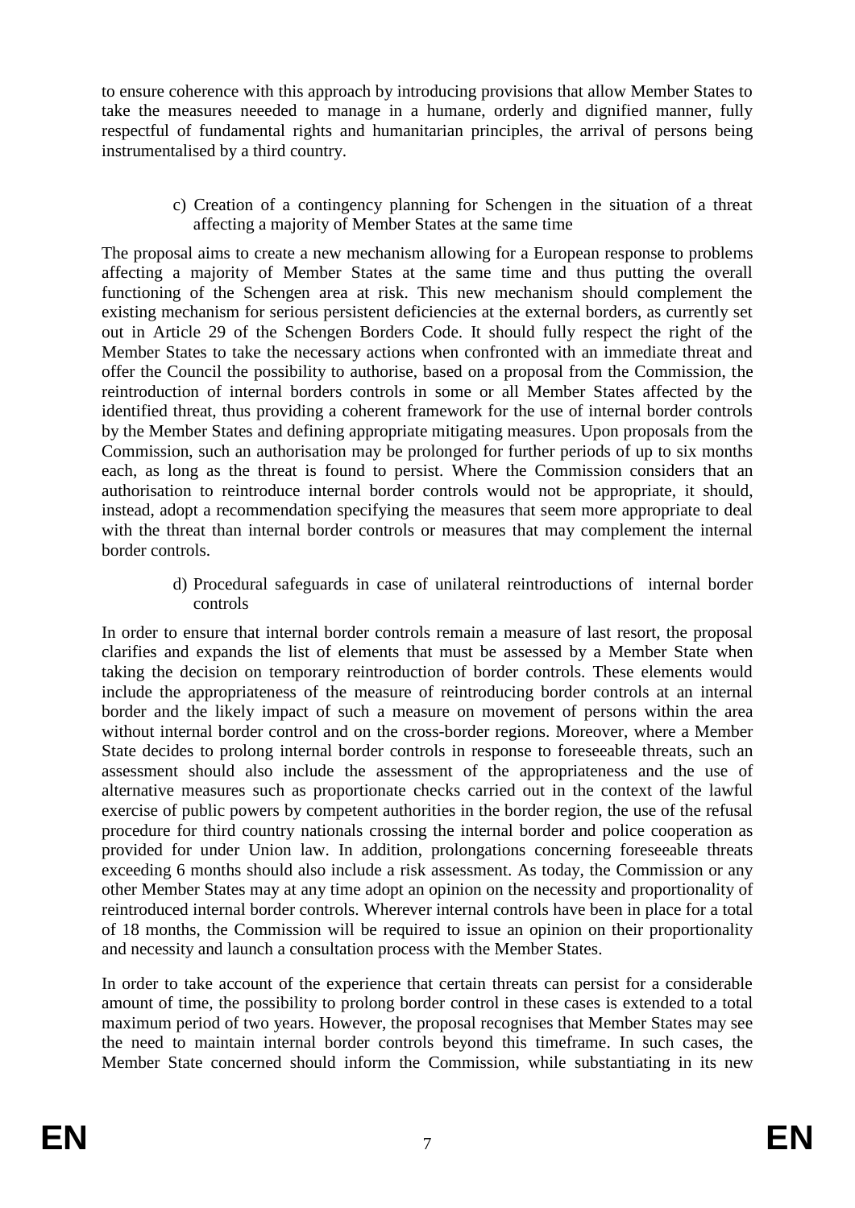to ensure coherence with this approach by introducing provisions that allow Member States to take the measures neeeded to manage in a humane, orderly and dignified manner, fully respectful of fundamental rights and humanitarian principles, the arrival of persons being instrumentalised by a third country.

c) Creation of a contingency planning for Schengen in the situation of a threat affecting a majority of Member States at the same time

The proposal aims to create a new mechanism allowing for a European response to problems affecting a majority of Member States at the same time and thus putting the overall functioning of the Schengen area at risk. This new mechanism should complement the existing mechanism for serious persistent deficiencies at the external borders, as currently set out in Article 29 of the Schengen Borders Code. It should fully respect the right of the Member States to take the necessary actions when confronted with an immediate threat and offer the Council the possibility to authorise, based on a proposal from the Commission, the reintroduction of internal borders controls in some or all Member States affected by the identified threat, thus providing a coherent framework for the use of internal border controls by the Member States and defining appropriate mitigating measures. Upon proposals from the Commission, such an authorisation may be prolonged for further periods of up to six months each, as long as the threat is found to persist. Where the Commission considers that an authorisation to reintroduce internal border controls would not be appropriate, it should, instead, adopt a recommendation specifying the measures that seem more appropriate to deal with the threat than internal border controls or measures that may complement the internal border controls.

d) Procedural safeguards in case of unilateral reintroductions of internal border controls

In order to ensure that internal border controls remain a measure of last resort, the proposal clarifies and expands the list of elements that must be assessed by a Member State when taking the decision on temporary reintroduction of border controls. These elements would include the appropriateness of the measure of reintroducing border controls at an internal border and the likely impact of such a measure on movement of persons within the area without internal border control and on the cross-border regions. Moreover, where a Member State decides to prolong internal border controls in response to foreseeable threats, such an assessment should also include the assessment of the appropriateness and the use of alternative measures such as proportionate checks carried out in the context of the lawful exercise of public powers by competent authorities in the border region, the use of the refusal procedure for third country nationals crossing the internal border and police cooperation as provided for under Union law. In addition, prolongations concerning foreseeable threats exceeding 6 months should also include a risk assessment. As today, the Commission or any other Member States may at any time adopt an opinion on the necessity and proportionality of reintroduced internal border controls. Wherever internal controls have been in place for a total of 18 months, the Commission will be required to issue an opinion on their proportionality and necessity and launch a consultation process with the Member States.

In order to take account of the experience that certain threats can persist for a considerable amount of time, the possibility to prolong border control in these cases is extended to a total maximum period of two years. However, the proposal recognises that Member States may see the need to maintain internal border controls beyond this timeframe. In such cases, the Member State concerned should inform the Commission, while substantiating in its new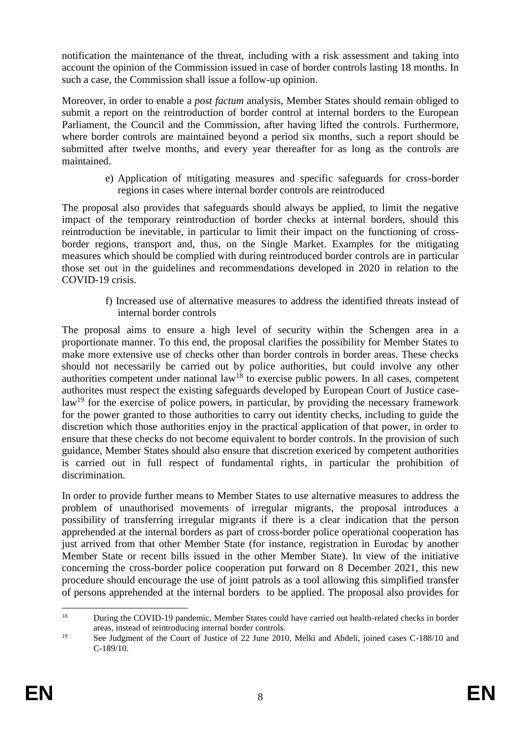notification the maintenance of the threat, including with a risk assessment and taking into account the opinion of the Commission issued in case of border controls lasting 18 months. In such a case, the Commission shall issue a follow-up opinion.

Moreover, in order to enable a *post factum* analysis, Member States should remain obliged to submit a report on the reintroduction of border control at internal borders to the European Parliament, the Council and the Commission, after having lifted the controls. Furthermore, where border controls are maintained beyond a period six months, such a report should be submitted after twelve months, and every year thereafter for as long as the controls are maintained.

e) Application of mitigating measures and specific safeguards for cross-border regions in cases where internal border controls are reintroduced

The proposal also provides that safeguards should always be applied, to limit the negative impact of the temporary reintroduction of border checks at internal borders, should this reintroduction be inevitable, in particular to limit their impact on the functioning of cross-border regions, transport and, thus, on the Single Market. Examples for the mitigating measures which should be complied with during reintroduced border controls are in particular those set out in the guidelines and recommendations developed in 2020 in relation to the COVID-19 crisis.

f) Increased use of alternative measures to address the identified threats instead of internal border controls

The proposal aims to ensure a high level of security within the Schengen area in a proportionate manner. To this end, the proposal clarifies the possibility for Member States to make more extensive use of checks other than border controls in border areas. These checks should not necessarily be carried out by police authorities, but could involve any other authorities competent under national law[18] to exercise public powers. In all cases, competent authorites must respect the existing safeguards developed by European Court of Justice case-law[19] for the exercise of police powers, in particular, by providing the necessary framework for the power granted to those authorities to carry out identity checks, including to guide the discretion which those authorities enjoy in the practical application of that power, in order to ensure that these checks do not become equivalent to border controls. In the provision of such guidance, Member States should also ensure that discretion exericed by competent authorities is carried out in full respect of fundamental rights, in particular the prohibition of discrimination.

In order to provide further means to Member States to use alternative measures to address the problem of unauthorised movements of irregular migrants, the proposal introduces a possibility of transferring irregular migrants if there is a clear indication that the person apprehended at the internal borders as part of cross-border police operational cooperation has just arrived from that other Member State (for instance, registration in Eurodac by another Member State or recent bills issued in the other Member State). In view of the initiative concerning the cross-border police cooperation put forward on 8 December 2021, this new procedure should encourage the use of joint patrols as a tool allowing this simplified transfer of persons apprehended at the internal borders to be applied. The proposal also provides for

---

[18] During the COVID-19 pandemic, Member States could have carried out health-related checks in border areas, instead of reintroducing internal border controls.

[19] See Judgment of the Court of Justice of 22 June 2010, Melki and Abdeli, joined cases C-188/10 and C-189/10.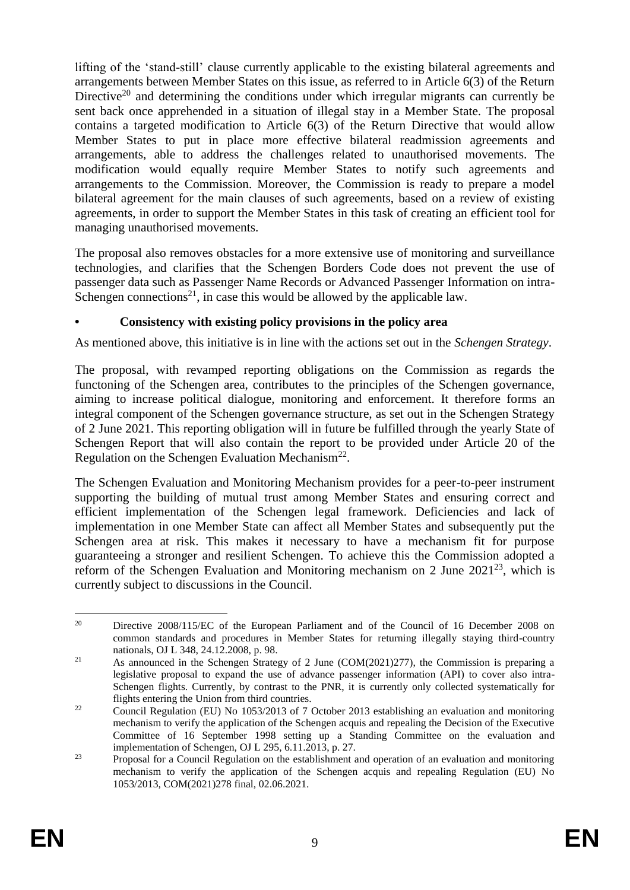lifting of the 'stand-still' clause currently applicable to the existing bilateral agreements and arrangements between Member States on this issue, as referred to in Article 6(3) of the Return Directive[20] and determining the conditions under which irregular migrants can currently be sent back once apprehended in a situation of illegal stay in a Member State. The proposal contains a targeted modification to Article 6(3) of the Return Directive that would allow Member States to put in place more effective bilateral readmission agreements and arrangements, able to address the challenges related to unauthorised movements. The modification would equally require Member States to notify such agreements and arrangements to the Commission. Moreover, the Commission is ready to prepare a model bilateral agreement for the main clauses of such agreements, based on a review of existing agreements, in order to support the Member States in this task of creating an efficient tool for managing unauthorised movements.

The proposal also removes obstacles for a more extensive use of monitoring and surveillance technologies, and clarifies that the Schengen Borders Code does not prevent the use of passenger data such as Passenger Name Records or Advanced Passenger Information on intra-Schengen connections[21], in case this would be allowed by the applicable law.

- **Consistency with existing policy provisions in the policy area**

As mentioned above, this initiative is in line with the actions set out in the *Schengen Strategy*.

The proposal, with revamped reporting obligations on the Commission as regards the functoning of the Schengen area, contributes to the principles of the Schengen governance, aiming to increase political dialogue, monitoring and enforcement. It therefore forms an integral component of the Schengen governance structure, as set out in the Schengen Strategy of 2 June 2021. This reporting obligation will in future be fulfilled through the yearly State of Schengen Report that will also contain the report to be provided under Article 20 of the Regulation on the Schengen Evaluation Mechanism[22].

The Schengen Evaluation and Monitoring Mechanism provides for a peer-to-peer instrument supporting the building of mutual trust among Member States and ensuring correct and efficient implementation of the Schengen legal framework. Deficiencies and lack of implementation in one Member State can affect all Member States and subsequently put the Schengen area at risk. This makes it necessary to have a mechanism fit for purpose guaranteeing a stronger and resilient Schengen. To achieve this the Commission adopted a reform of the Schengen Evaluation and Monitoring mechanism on 2 June 2021[23], which is currently subject to discussions in the Council.

---

[20] Directive 2008/115/EC of the European Parliament and of the Council of 16 December 2008 on common standards and procedures in Member States for returning illegally staying third-country nationals, OJ L 348, 24.12.2008, p. 98.

[21] As announced in the Schengen Strategy of 2 June (COM(2021)277), the Commission is preparing a legislative proposal to expand the use of advance passenger information (API) to cover also intra-Schengen flights. Currently, by contrast to the PNR, it is currently only collected systematically for flights entering the Union from third countries.

[22] Council Regulation (EU) No 1053/2013 of 7 October 2013 establishing an evaluation and monitoring mechanism to verify the application of the Schengen acquis and repealing the Decision of the Executive Committee of 16 September 1998 setting up a Standing Committee on the evaluation and implementation of Schengen, OJ L 295, 6.11.2013, p. 27.

[23] Proposal for a Council Regulation on the establishment and operation of an evaluation and monitoring mechanism to verify the application of the Schengen acquis and repealing Regulation (EU) No 1053/2013, COM(2021)278 final, 02.06.2021.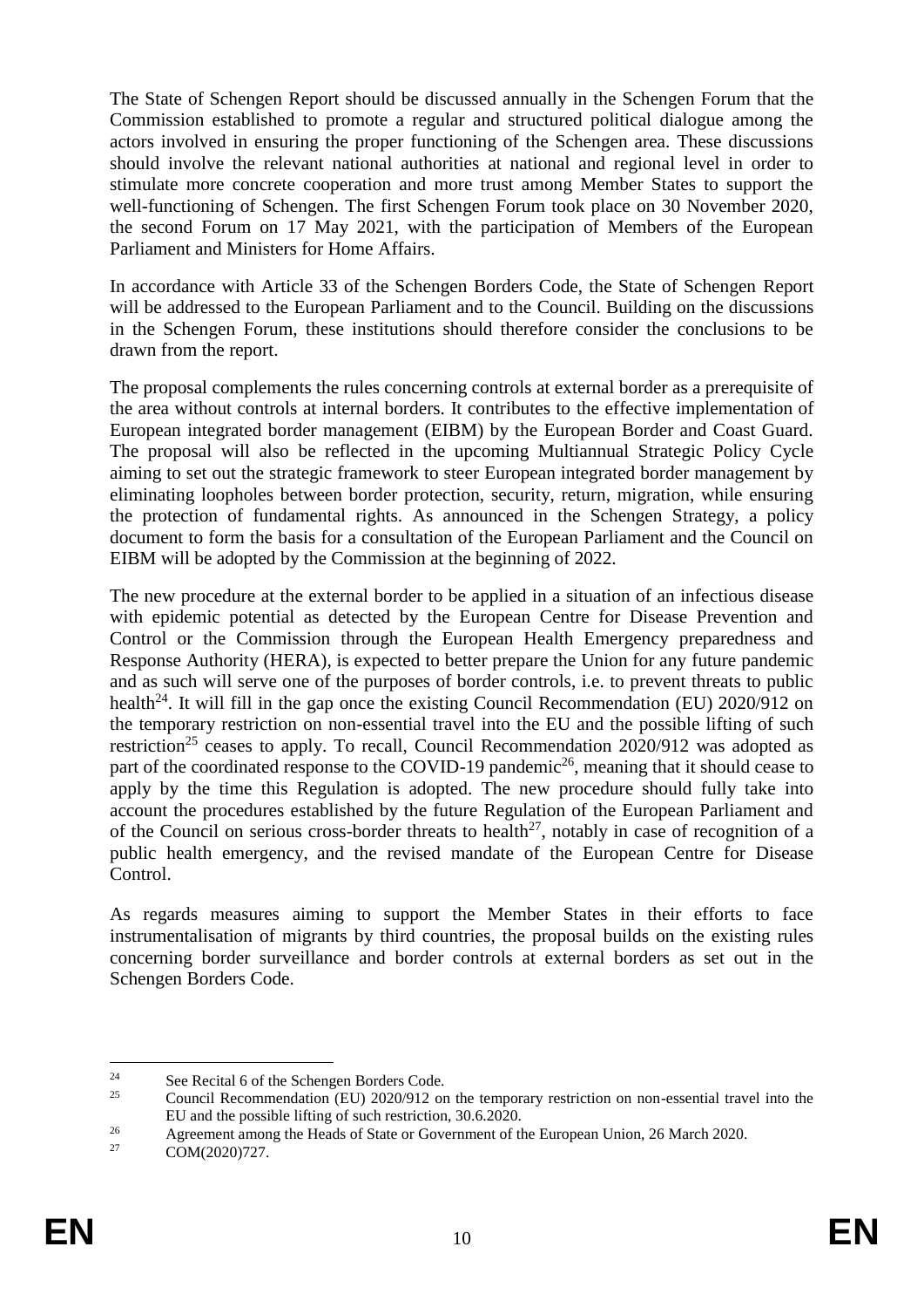The State of Schengen Report should be discussed annually in the Schengen Forum that the Commission established to promote a regular and structured political dialogue among the actors involved in ensuring the proper functioning of the Schengen area. These discussions should involve the relevant national authorities at national and regional level in order to stimulate more concrete cooperation and more trust among Member States to support the well-functioning of Schengen. The first Schengen Forum took place on 30 November 2020, the second Forum on 17 May 2021, with the participation of Members of the European Parliament and Ministers for Home Affairs.

In accordance with Article 33 of the Schengen Borders Code, the State of Schengen Report will be addressed to the European Parliament and to the Council. Building on the discussions in the Schengen Forum, these institutions should therefore consider the conclusions to be drawn from the report.

The proposal complements the rules concerning controls at external border as a prerequisite of the area without controls at internal borders. It contributes to the effective implementation of European integrated border management (EIBM) by the European Border and Coast Guard. The proposal will also be reflected in the upcoming Multiannual Strategic Policy Cycle aiming to set out the strategic framework to steer European integrated border management by eliminating loopholes between border protection, security, return, migration, while ensuring the protection of fundamental rights. As announced in the Schengen Strategy, a policy document to form the basis for a consultation of the European Parliament and the Council on EIBM will be adopted by the Commission at the beginning of 2022.

The new procedure at the external border to be applied in a situation of an infectious disease with epidemic potential as detected by the European Centre for Disease Prevention and Control or the Commission through the European Health Emergency preparedness and Response Authority (HERA), is expected to better prepare the Union for any future pandemic and as such will serve one of the purposes of border controls, i.e. to prevent threats to public health[24]. It will fill in the gap once the existing Council Recommendation (EU) 2020/912 on the temporary restriction on non-essential travel into the EU and the possible lifting of such restriction[25] ceases to apply. To recall, Council Recommendation 2020/912 was adopted as part of the coordinated response to the COVID-19 pandemic[26], meaning that it should cease to apply by the time this Regulation is adopted. The new procedure should fully take into account the procedures established by the future Regulation of the European Parliament and of the Council on serious cross-border threats to health[27], notably in case of recognition of a public health emergency, and the revised mandate of the European Centre for Disease Control.

As regards measures aiming to support the Member States in their efforts to face instrumentalisation of migrants by third countries, the proposal builds on the existing rules concerning border surveillance and border controls at external borders as set out in the Schengen Borders Code.

---

[24] See Recital 6 of the Schengen Borders Code.

[25] Council Recommendation (EU) 2020/912 on the temporary restriction on non-essential travel into the EU and the possible lifting of such restriction, 30.6.2020.

[26] Agreement among the Heads of State or Government of the European Union, 26 March 2020.

[27] COM(2020)727.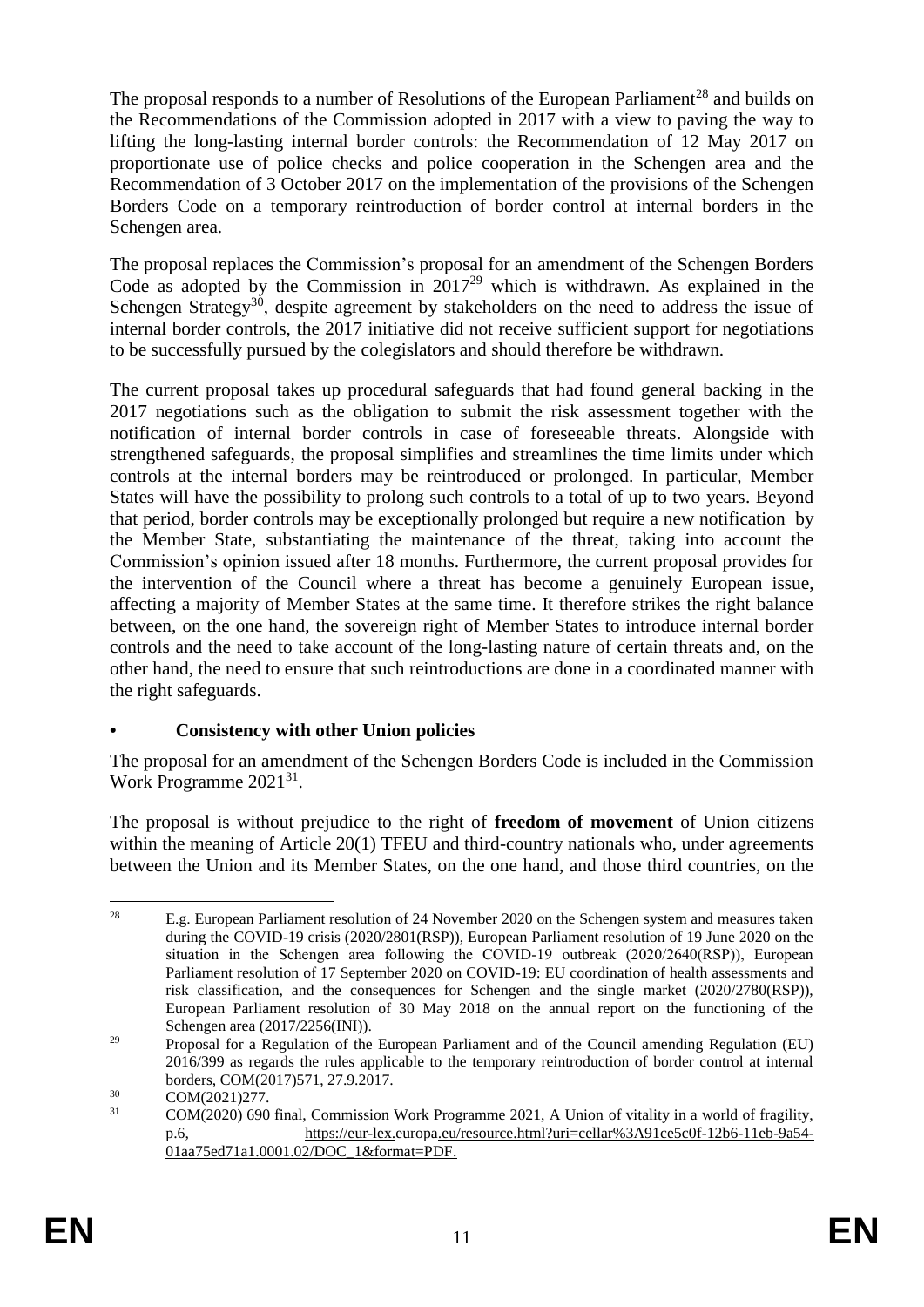The proposal responds to a number of Resolutions of the European Parliament[28] and builds on the Recommendations of the Commission adopted in 2017 with a view to paving the way to lifting the long-lasting internal border controls: the Recommendation of 12 May 2017 on proportionate use of police checks and police cooperation in the Schengen area and the Recommendation of 3 October 2017 on the implementation of the provisions of the Schengen Borders Code on a temporary reintroduction of border control at internal borders in the Schengen area.

The proposal replaces the Commission's proposal for an amendment of the Schengen Borders Code as adopted by the Commission in 2017[29] which is withdrawn. As explained in the Schengen Strategy[30], despite agreement by stakeholders on the need to address the issue of internal border controls, the 2017 initiative did not receive sufficient support for negotiations to be successfully pursued by the colegislators and should therefore be withdrawn.

The current proposal takes up procedural safeguards that had found general backing in the 2017 negotiations such as the obligation to submit the risk assessment together with the notification of internal border controls in case of foreseeable threats. Alongside with strengthened safeguards, the proposal simplifies and streamlines the time limits under which controls at the internal borders may be reintroduced or prolonged. In particular, Member States will have the possibility to prolong such controls to a total of up to two years. Beyond that period, border controls may be exceptionally prolonged but require a new notification by the Member State, substantiating the maintenance of the threat, taking into account the Commission's opinion issued after 18 months. Furthermore, the current proposal provides for the intervention of the Council where a threat has become a genuinely European issue, affecting a majority of Member States at the same time. It therefore strikes the right balance between, on the one hand, the sovereign right of Member States to introduce internal border controls and the need to take account of the long-lasting nature of certain threats and, on the other hand, the need to ensure that such reintroductions are done in a coordinated manner with the right safeguards.

- **Consistency with other Union policies**

The proposal for an amendment of the Schengen Borders Code is included in the Commission Work Programme 2021[31].

The proposal is without prejudice to the right of **freedom of movement** of Union citizens within the meaning of Article 20(1) TFEU and third-country nationals who, under agreements between the Union and its Member States, on the one hand, and those third countries, on the

---

[28] E.g. European Parliament resolution of 24 November 2020 on the Schengen system and measures taken during the COVID-19 crisis (2020/2801(RSP)), European Parliament resolution of 19 June 2020 on the situation in the Schengen area following the COVID-19 outbreak (2020/2640(RSP)), European Parliament resolution of 17 September 2020 on COVID-19: EU coordination of health assessments and risk classification, and the consequences for Schengen and the single market (2020/2780(RSP)), European Parliament resolution of 30 May 2018 on the annual report on the functioning of the Schengen area (2017/2256(INI)).

[29] Proposal for a Regulation of the European Parliament and of the Council amending Regulation (EU) 2016/399 as regards the rules applicable to the temporary reintroduction of border control at internal borders, COM(2017)571, 27.9.2017.

[30] COM(2021)277.

[31] COM(2020) 690 final, Commission Work Programme 2021, A Union of vitality in a world of fragility, p.6, https://eur-lex.europa.eu/resource.html?uri=cellar%3A91ce5c0f-12b6-11eb-9a54-01aa75ed71a1.0001.02/DOC_1&format=PDF.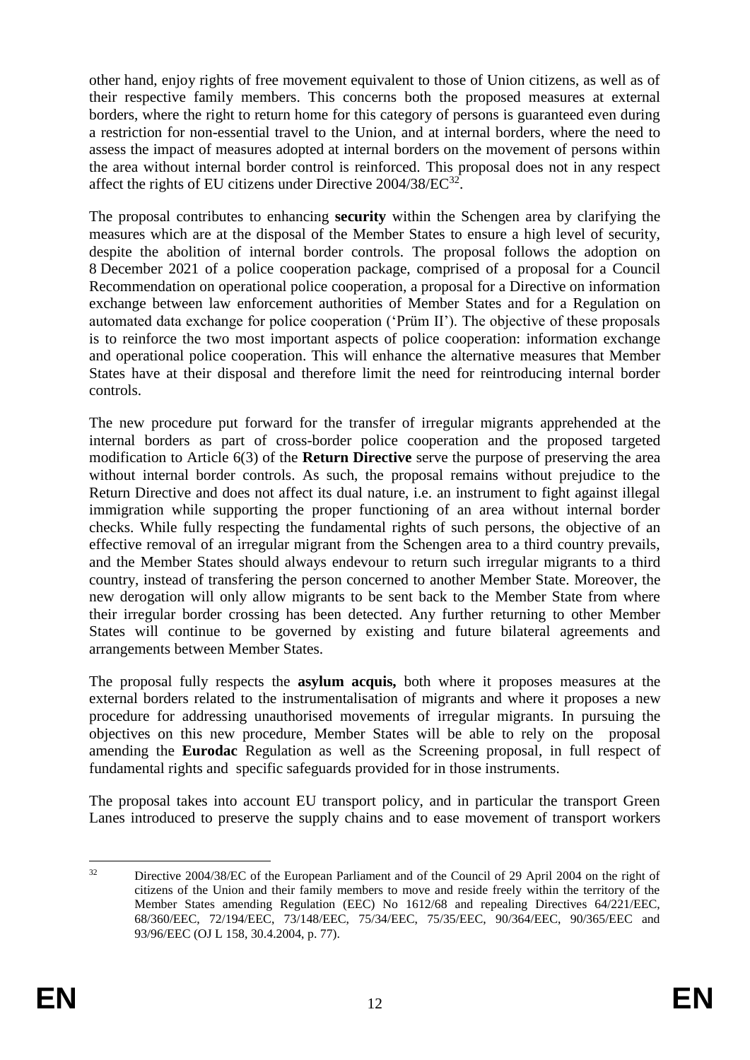other hand, enjoy rights of free movement equivalent to those of Union citizens, as well as of their respective family members. This concerns both the proposed measures at external borders, where the right to return home for this category of persons is guaranteed even during a restriction for non-essential travel to the Union, and at internal borders, where the need to assess the impact of measures adopted at internal borders on the movement of persons within the area without internal border control is reinforced. This proposal does not in any respect affect the rights of EU citizens under Directive 2004/38/EC[32].

The proposal contributes to enhancing **security** within the Schengen area by clarifying the measures which are at the disposal of the Member States to ensure a high level of security, despite the abolition of internal border controls. The proposal follows the adoption on 8 December 2021 of a police cooperation package, comprised of a proposal for a Council Recommendation on operational police cooperation, a proposal for a Directive on information exchange between law enforcement authorities of Member States and for a Regulation on automated data exchange for police cooperation ('Prüm II'). The objective of these proposals is to reinforce the two most important aspects of police cooperation: information exchange and operational police cooperation. This will enhance the alternative measures that Member States have at their disposal and therefore limit the need for reintroducing internal border controls.

The new procedure put forward for the transfer of irregular migrants apprehended at the internal borders as part of cross-border police cooperation and the proposed targeted modification to Article 6(3) of the **Return Directive** serve the purpose of preserving the area without internal border controls. As such, the proposal remains without prejudice to the Return Directive and does not affect its dual nature, i.e. an instrument to fight against illegal immigration while supporting the proper functioning of an area without internal border checks. While fully respecting the fundamental rights of such persons, the objective of an effective removal of an irregular migrant from the Schengen area to a third country prevails, and the Member States should always endevour to return such irregular migrants to a third country, instead of transfering the person concerned to another Member State. Moreover, the new derogation will only allow migrants to be sent back to the Member State from where their irregular border crossing has been detected. Any further returning to other Member States will continue to be governed by existing and future bilateral agreements and arrangements between Member States.

The proposal fully respects the **asylum acquis,** both where it proposes measures at the external borders related to the instrumentalisation of migrants and where it proposes a new procedure for addressing unauthorised movements of irregular migrants. In pursuing the objectives on this new procedure, Member States will be able to rely on the proposal amending the **Eurodac** Regulation as well as the Screening proposal, in full respect of fundamental rights and specific safeguards provided for in those instruments.

The proposal takes into account EU transport policy, and in particular the transport Green Lanes introduced to preserve the supply chains and to ease movement of transport workers

[32] Directive 2004/38/EC of the European Parliament and of the Council of 29 April 2004 on the right of citizens of the Union and their family members to move and reside freely within the territory of the Member States amending Regulation (EEC) No 1612/68 and repealing Directives 64/221/EEC, 68/360/EEC, 72/194/EEC, 73/148/EEC, 75/34/EEC, 75/35/EEC, 90/364/EEC, 90/365/EEC and 93/96/EEC (OJ L 158, 30.4.2004, p. 77).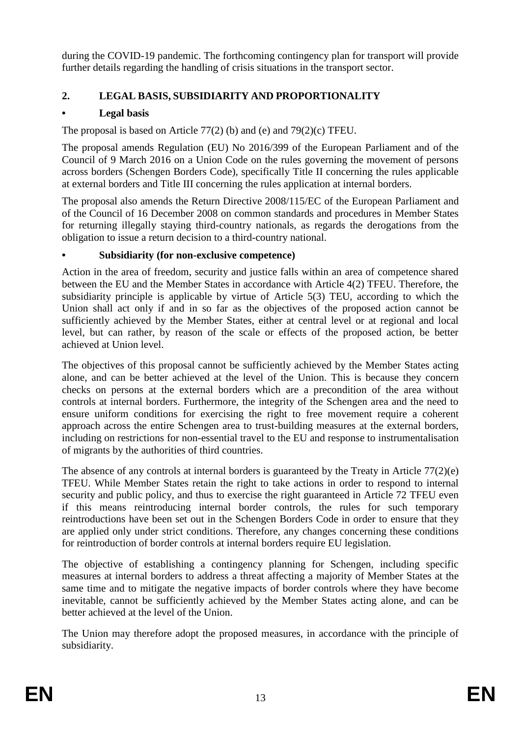during the COVID-19 pandemic. The forthcoming contingency plan for transport will provide further details regarding the handling of crisis situations in the transport sector.

## 2. LEGAL BASIS, SUBSIDIARITY AND PROPORTIONALITY

### • Legal basis

The proposal is based on Article 77(2) (b) and (e) and 79(2)(c) TFEU.

The proposal amends Regulation (EU) No 2016/399 of the European Parliament and of the Council of 9 March 2016 on a Union Code on the rules governing the movement of persons across borders (Schengen Borders Code), specifically Title II concerning the rules applicable at external borders and Title III concerning the rules application at internal borders.

The proposal also amends the Return Directive 2008/115/EC of the European Parliament and of the Council of 16 December 2008 on common standards and procedures in Member States for returning illegally staying third-country nationals, as regards the derogations from the obligation to issue a return decision to a third-country national.

### • Subsidiarity (for non-exclusive competence)

Action in the area of freedom, security and justice falls within an area of competence shared between the EU and the Member States in accordance with Article 4(2) TFEU. Therefore, the subsidiarity principle is applicable by virtue of Article 5(3) TEU, according to which the Union shall act only if and in so far as the objectives of the proposed action cannot be sufficiently achieved by the Member States, either at central level or at regional and local level, but can rather, by reason of the scale or effects of the proposed action, be better achieved at Union level.

The objectives of this proposal cannot be sufficiently achieved by the Member States acting alone, and can be better achieved at the level of the Union. This is because they concern checks on persons at the external borders which are a precondition of the area without controls at internal borders. Furthermore, the integrity of the Schengen area and the need to ensure uniform conditions for exercising the right to free movement require a coherent approach across the entire Schengen area to trust-building measures at the external borders, including on restrictions for non-essential travel to the EU and response to instrumentalisation of migrants by the authorities of third countries.

The absence of any controls at internal borders is guaranteed by the Treaty in Article 77(2)(e) TFEU. While Member States retain the right to take actions in order to respond to internal security and public policy, and thus to exercise the right guaranteed in Article 72 TFEU even if this means reintroducing internal border controls, the rules for such temporary reintroductions have been set out in the Schengen Borders Code in order to ensure that they are applied only under strict conditions. Therefore, any changes concerning these conditions for reintroduction of border controls at internal borders require EU legislation.

The objective of establishing a contingency planning for Schengen, including specific measures at internal borders to address a threat affecting a majority of Member States at the same time and to mitigate the negative impacts of border controls where they have become inevitable, cannot be sufficiently achieved by the Member States acting alone, and can be better achieved at the level of the Union.

The Union may therefore adopt the proposed measures, in accordance with the principle of subsidiarity.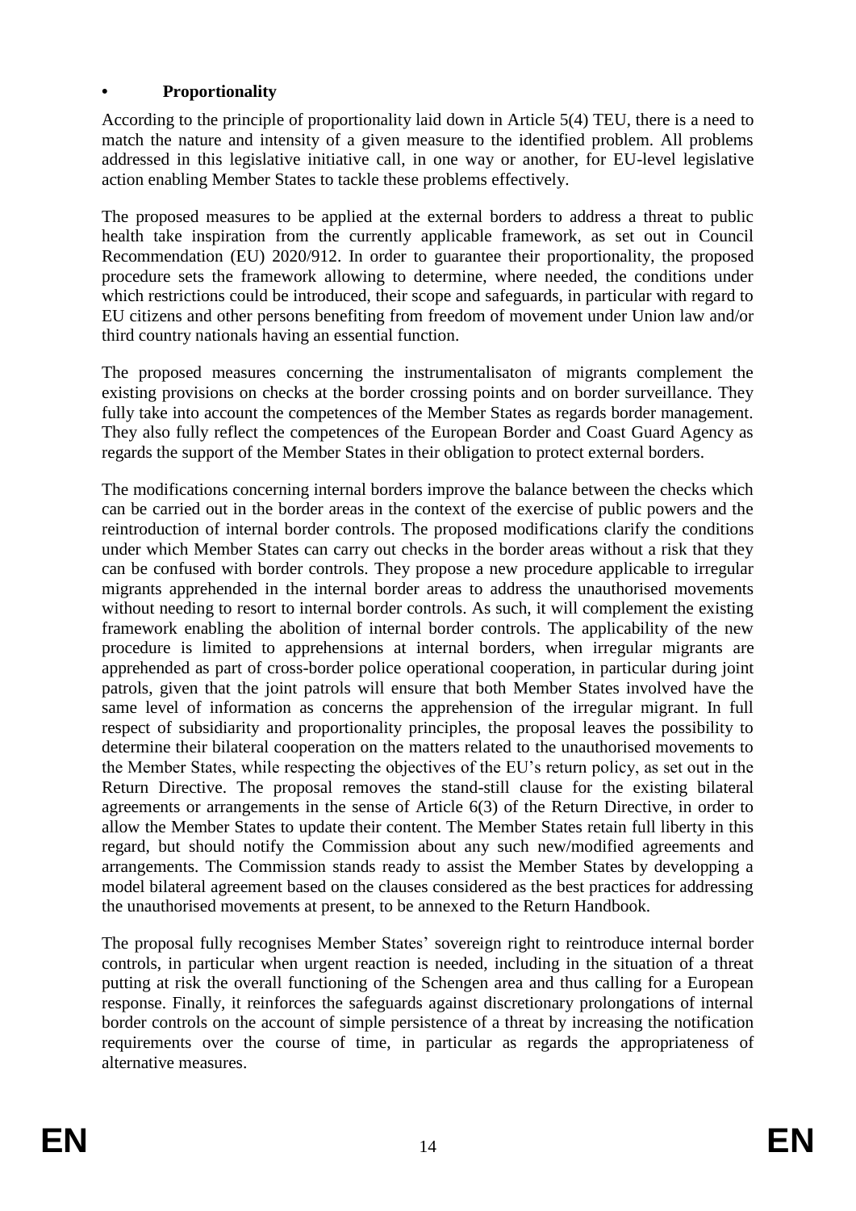- **Proportionality**

According to the principle of proportionality laid down in Article 5(4) TEU, there is a need to match the nature and intensity of a given measure to the identified problem. All problems addressed in this legislative initiative call, in one way or another, for EU-level legislative action enabling Member States to tackle these problems effectively.

The proposed measures to be applied at the external borders to address a threat to public health take inspiration from the currently applicable framework, as set out in Council Recommendation (EU) 2020/912. In order to guarantee their proportionality, the proposed procedure sets the framework allowing to determine, where needed, the conditions under which restrictions could be introduced, their scope and safeguards, in particular with regard to EU citizens and other persons benefiting from freedom of movement under Union law and/or third country nationals having an essential function.

The proposed measures concerning the instrumentalisaton of migrants complement the existing provisions on checks at the border crossing points and on border surveillance. They fully take into account the competences of the Member States as regards border management. They also fully reflect the competences of the European Border and Coast Guard Agency as regards the support of the Member States in their obligation to protect external borders.

The modifications concerning internal borders improve the balance between the checks which can be carried out in the border areas in the context of the exercise of public powers and the reintroduction of internal border controls. The proposed modifications clarify the conditions under which Member States can carry out checks in the border areas without a risk that they can be confused with border controls. They propose a new procedure applicable to irregular migrants apprehended in the internal border areas to address the unauthorised movements without needing to resort to internal border controls. As such, it will complement the existing framework enabling the abolition of internal border controls. The applicability of the new procedure is limited to apprehensions at internal borders, when irregular migrants are apprehended as part of cross-border police operational cooperation, in particular during joint patrols, given that the joint patrols will ensure that both Member States involved have the same level of information as concerns the apprehension of the irregular migrant. In full respect of subsidiarity and proportionality principles, the proposal leaves the possibility to determine their bilateral cooperation on the matters related to the unauthorised movements to the Member States, while respecting the objectives of the EU's return policy, as set out in the Return Directive. The proposal removes the stand-still clause for the existing bilateral agreements or arrangements in the sense of Article 6(3) of the Return Directive, in order to allow the Member States to update their content. The Member States retain full liberty in this regard, but should notify the Commission about any such new/modified agreements and arrangements. The Commission stands ready to assist the Member States by developping a model bilateral agreement based on the clauses considered as the best practices for addressing the unauthorised movements at present, to be annexed to the Return Handbook.

The proposal fully recognises Member States' sovereign right to reintroduce internal border controls, in particular when urgent reaction is needed, including in the situation of a threat putting at risk the overall functioning of the Schengen area and thus calling for a European response. Finally, it reinforces the safeguards against discretionary prolongations of internal border controls on the account of simple persistence of a threat by increasing the notification requirements over the course of time, in particular as regards the appropriateness of alternative measures.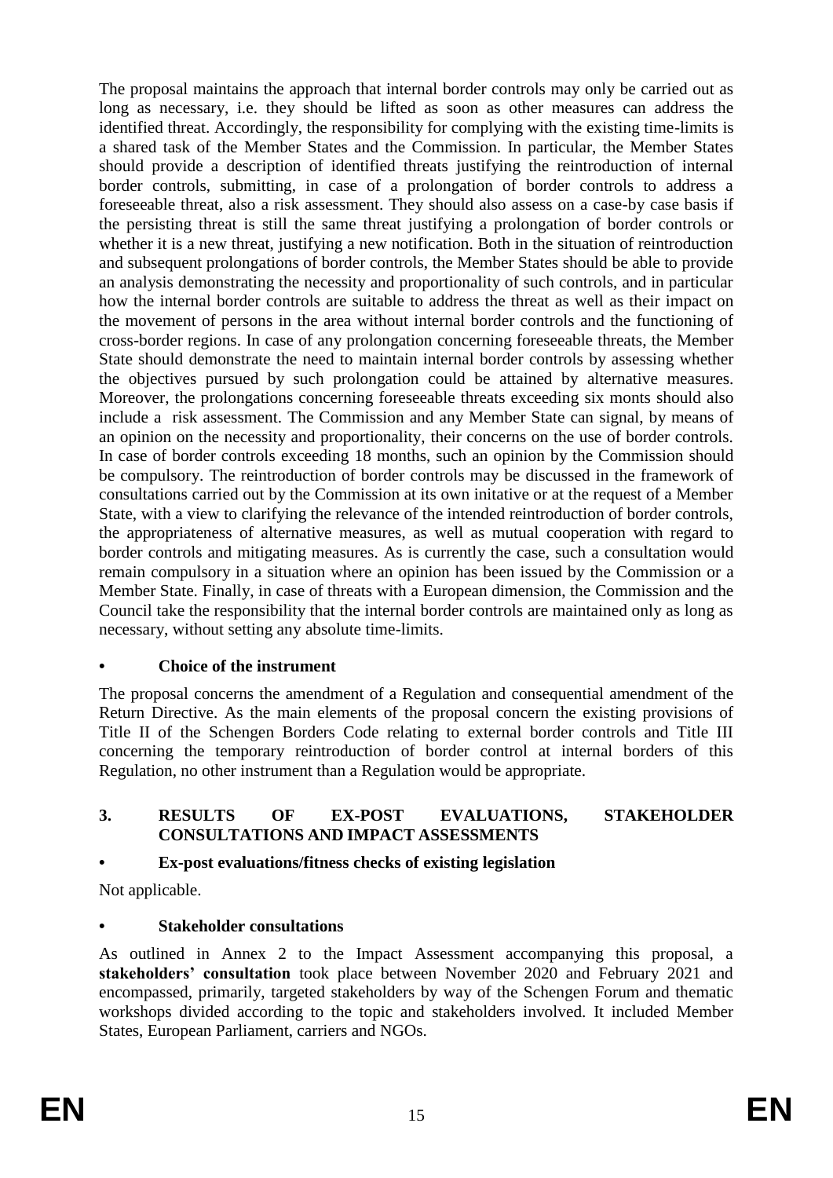The proposal maintains the approach that internal border controls may only be carried out as long as necessary, i.e. they should be lifted as soon as other measures can address the identified threat. Accordingly, the responsibility for complying with the existing time-limits is a shared task of the Member States and the Commission. In particular, the Member States should provide a description of identified threats justifying the reintroduction of internal border controls, submitting, in case of a prolongation of border controls to address a foreseeable threat, also a risk assessment. They should also assess on a case-by case basis if the persisting threat is still the same threat justifying a prolongation of border controls or whether it is a new threat, justifying a new notification. Both in the situation of reintroduction and subsequent prolongations of border controls, the Member States should be able to provide an analysis demonstrating the necessity and proportionality of such controls, and in particular how the internal border controls are suitable to address the threat as well as their impact on the movement of persons in the area without internal border controls and the functioning of cross-border regions. In case of any prolongation concerning foreseeable threats, the Member State should demonstrate the need to maintain internal border controls by assessing whether the objectives pursued by such prolongation could be attained by alternative measures. Moreover, the prolongations concerning foreseeable threats exceeding six monts should also include a risk assessment. The Commission and any Member State can signal, by means of an opinion on the necessity and proportionality, their concerns on the use of border controls. In case of border controls exceeding 18 months, such an opinion by the Commission should be compulsory. The reintroduction of border controls may be discussed in the framework of consultations carried out by the Commission at its own initative or at the request of a Member State, with a view to clarifying the relevance of the intended reintroduction of border controls, the appropriateness of alternative measures, as well as mutual cooperation with regard to border controls and mitigating measures. As is currently the case, such a consultation would remain compulsory in a situation where an opinion has been issued by the Commission or a Member State. Finally, in case of threats with a European dimension, the Commission and the Council take the responsibility that the internal border controls are maintained only as long as necessary, without setting any absolute time-limits.

- **Choice of the instrument**

The proposal concerns the amendment of a Regulation and consequential amendment of the Return Directive. As the main elements of the proposal concern the existing provisions of Title II of the Schengen Borders Code relating to external border controls and Title III concerning the temporary reintroduction of border control at internal borders of this Regulation, no other instrument than a Regulation would be appropriate.

## 3. RESULTS OF EX-POST EVALUATIONS, STAKEHOLDER CONSULTATIONS AND IMPACT ASSESSMENTS

- **Ex-post evaluations/fitness checks of existing legislation**

Not applicable.

- **Stakeholder consultations**

As outlined in Annex 2 to the Impact Assessment accompanying this proposal, a **stakeholders' consultation** took place between November 2020 and February 2021 and encompassed, primarily, targeted stakeholders by way of the Schengen Forum and thematic workshops divided according to the topic and stakeholders involved. It included Member States, European Parliament, carriers and NGOs.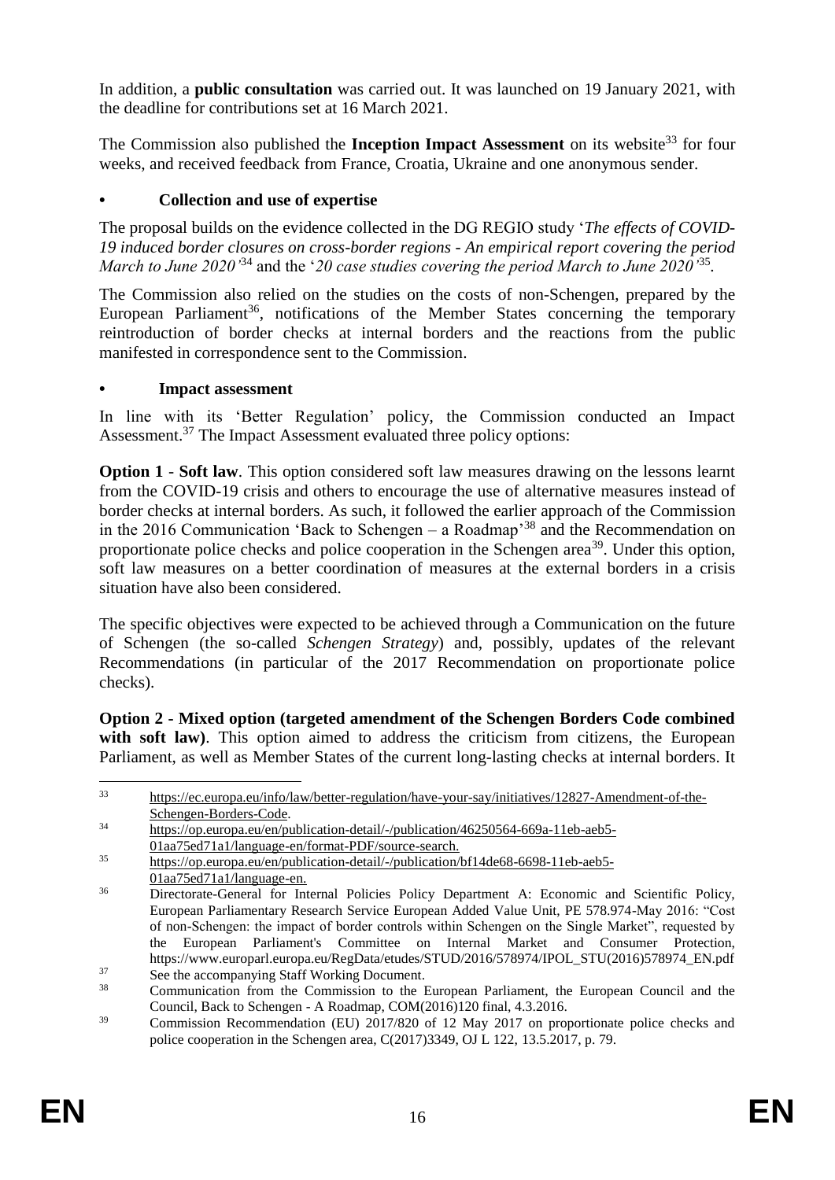In addition, a **public consultation** was carried out. It was launched on 19 January 2021, with the deadline for contributions set at 16 March 2021.

The Commission also published the **Inception Impact Assessment** on its website[33] for four weeks, and received feedback from France, Croatia, Ukraine and one anonymous sender.

## • Collection and use of expertise

The proposal builds on the evidence collected in the DG REGIO study '*The effects of COVID-19 induced border closures on cross-border regions - An empirical report covering the period March to June 2020*'[34] and the '*20 case studies covering the period March to June 2020*'[35].

The Commission also relied on the studies on the costs of non-Schengen, prepared by the European Parliament[36], notifications of the Member States concerning the temporary reintroduction of border checks at internal borders and the reactions from the public manifested in correspondence sent to the Commission.

## • Impact assessment

In line with its 'Better Regulation' policy, the Commission conducted an Impact Assessment.[37] The Impact Assessment evaluated three policy options:

**Option 1** - **Soft law**. This option considered soft law measures drawing on the lessons learnt from the COVID-19 crisis and others to encourage the use of alternative measures instead of border checks at internal borders. As such, it followed the earlier approach of the Commission in the 2016 Communication 'Back to Schengen – a Roadmap'[38] and the Recommendation on proportionate police checks and police cooperation in the Schengen area[39]. Under this option, soft law measures on a better coordination of measures at the external borders in a crisis situation have also been considered.

The specific objectives were expected to be achieved through a Communication on the future of Schengen (the so-called *Schengen Strategy*) and, possibly, updates of the relevant Recommendations (in particular of the 2017 Recommendation on proportionate police checks).

**Option 2 - Mixed option (targeted amendment of the Schengen Borders Code combined with soft law)**. This option aimed to address the criticism from citizens, the European Parliament, as well as Member States of the current long-lasting checks at internal borders. It

---

[33] https://ec.europa.eu/info/law/better-regulation/have-your-say/initiatives/12827-Amendment-of-the-Schengen-Borders-Code.

[34] https://op.europa.eu/en/publication-detail/-/publication/46250564-669a-11eb-aeb5-01aa75ed71a1/language-en/format-PDF/source-search.

[35] https://op.europa.eu/en/publication-detail/-/publication/bf14de68-6698-11eb-aeb5-01aa75ed71a1/language-en.

[36] Directorate-General for Internal Policies Policy Department A: Economic and Scientific Policy, European Parliamentary Research Service European Added Value Unit, PE 578.974-May 2016: "Cost of non-Schengen: the impact of border controls within Schengen on the Single Market", requested by the European Parliament's Committee on Internal Market and Consumer Protection, https://www.europarl.europa.eu/RegData/etudes/STUD/2016/578974/IPOL_STU(2016)578974_EN.pdf

[37] See the accompanying Staff Working Document.

[38] Communication from the Commission to the European Parliament, the European Council and the Council, Back to Schengen - A Roadmap, COM(2016)120 final, 4.3.2016.

[39] Commission Recommendation (EU) 2017/820 of 12 May 2017 on proportionate police checks and police cooperation in the Schengen area, C(2017)3349, OJ L 122, 13.5.2017, p. 79.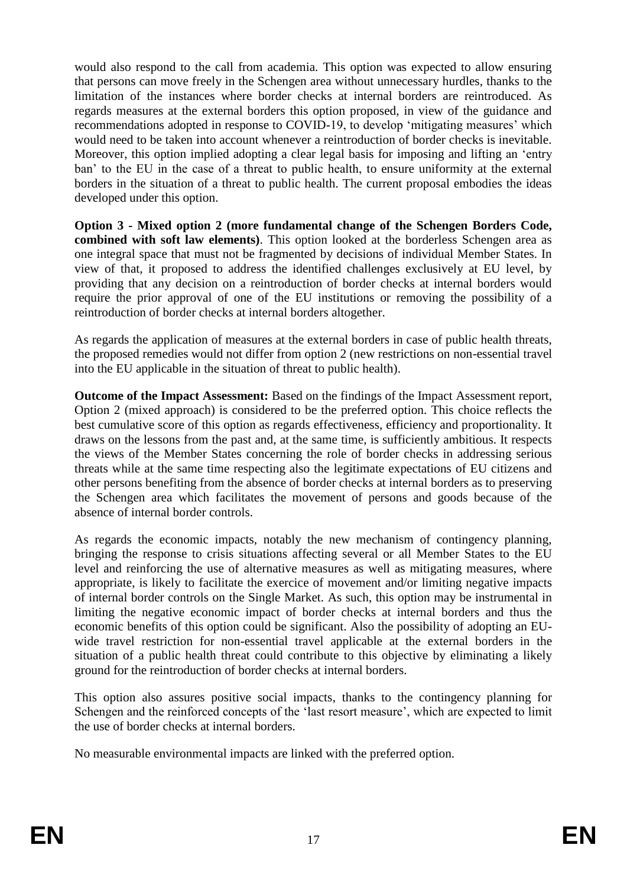would also respond to the call from academia. This option was expected to allow ensuring that persons can move freely in the Schengen area without unnecessary hurdles, thanks to the limitation of the instances where border checks at internal borders are reintroduced. As regards measures at the external borders this option proposed, in view of the guidance and recommendations adopted in response to COVID-19, to develop 'mitigating measures' which would need to be taken into account whenever a reintroduction of border checks is inevitable. Moreover, this option implied adopting a clear legal basis for imposing and lifting an 'entry ban' to the EU in the case of a threat to public health, to ensure uniformity at the external borders in the situation of a threat to public health. The current proposal embodies the ideas developed under this option.

**Option 3 - Mixed option 2 (more fundamental change of the Schengen Borders Code, combined with soft law elements)**. This option looked at the borderless Schengen area as one integral space that must not be fragmented by decisions of individual Member States. In view of that, it proposed to address the identified challenges exclusively at EU level, by providing that any decision on a reintroduction of border checks at internal borders would require the prior approval of one of the EU institutions or removing the possibility of a reintroduction of border checks at internal borders altogether.

As regards the application of measures at the external borders in case of public health threats, the proposed remedies would not differ from option 2 (new restrictions on non-essential travel into the EU applicable in the situation of threat to public health).

**Outcome of the Impact Assessment:** Based on the findings of the Impact Assessment report, Option 2 (mixed approach) is considered to be the preferred option. This choice reflects the best cumulative score of this option as regards effectiveness, efficiency and proportionality. It draws on the lessons from the past and, at the same time, is sufficiently ambitious. It respects the views of the Member States concerning the role of border checks in addressing serious threats while at the same time respecting also the legitimate expectations of EU citizens and other persons benefiting from the absence of border checks at internal borders as to preserving the Schengen area which facilitates the movement of persons and goods because of the absence of internal border controls.

As regards the economic impacts, notably the new mechanism of contingency planning, bringing the response to crisis situations affecting several or all Member States to the EU level and reinforcing the use of alternative measures as well as mitigating measures, where appropriate, is likely to facilitate the exercice of movement and/or limiting negative impacts of internal border controls on the Single Market. As such, this option may be instrumental in limiting the negative economic impact of border checks at internal borders and thus the economic benefits of this option could be significant. Also the possibility of adopting an EU-wide travel restriction for non-essential travel applicable at the external borders in the situation of a public health threat could contribute to this objective by eliminating a likely ground for the reintroduction of border checks at internal borders.

This option also assures positive social impacts, thanks to the contingency planning for Schengen and the reinforced concepts of the 'last resort measure', which are expected to limit the use of border checks at internal borders.

No measurable environmental impacts are linked with the preferred option.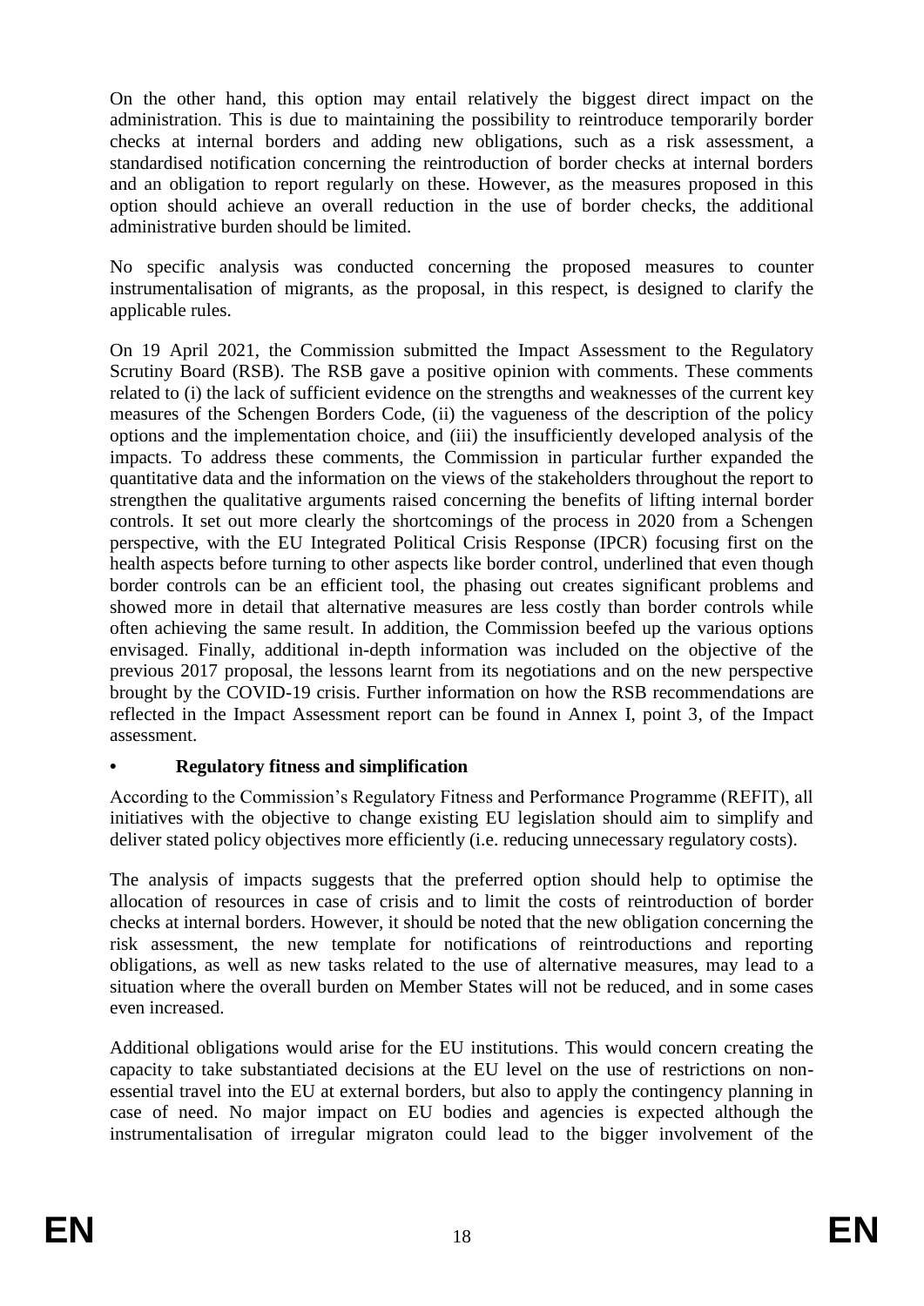On the other hand, this option may entail relatively the biggest direct impact on the administration. This is due to maintaining the possibility to reintroduce temporarily border checks at internal borders and adding new obligations, such as a risk assessment, a standardised notification concerning the reintroduction of border checks at internal borders and an obligation to report regularly on these. However, as the measures proposed in this option should achieve an overall reduction in the use of border checks, the additional administrative burden should be limited.

No specific analysis was conducted concerning the proposed measures to counter instrumentalisation of migrants, as the proposal, in this respect, is designed to clarify the applicable rules.

On 19 April 2021, the Commission submitted the Impact Assessment to the Regulatory Scrutiny Board (RSB). The RSB gave a positive opinion with comments. These comments related to (i) the lack of sufficient evidence on the strengths and weaknesses of the current key measures of the Schengen Borders Code, (ii) the vagueness of the description of the policy options and the implementation choice, and (iii) the insufficiently developed analysis of the impacts. To address these comments, the Commission in particular further expanded the quantitative data and the information on the views of the stakeholders throughout the report to strengthen the qualitative arguments raised concerning the benefits of lifting internal border controls. It set out more clearly the shortcomings of the process in 2020 from a Schengen perspective, with the EU Integrated Political Crisis Response (IPCR) focusing first on the health aspects before turning to other aspects like border control, underlined that even though border controls can be an efficient tool, the phasing out creates significant problems and showed more in detail that alternative measures are less costly than border controls while often achieving the same result. In addition, the Commission beefed up the various options envisaged. Finally, additional in-depth information was included on the objective of the previous 2017 proposal, the lessons learnt from its negotiations and on the new perspective brought by the COVID-19 crisis. Further information on how the RSB recommendations are reflected in the Impact Assessment report can be found in Annex I, point 3, of the Impact assessment.

- **Regulatory fitness and simplification**

According to the Commission's Regulatory Fitness and Performance Programme (REFIT), all initiatives with the objective to change existing EU legislation should aim to simplify and deliver stated policy objectives more efficiently (i.e. reducing unnecessary regulatory costs).

The analysis of impacts suggests that the preferred option should help to optimise the allocation of resources in case of crisis and to limit the costs of reintroduction of border checks at internal borders. However, it should be noted that the new obligation concerning the risk assessment, the new template for notifications of reintroductions and reporting obligations, as well as new tasks related to the use of alternative measures, may lead to a situation where the overall burden on Member States will not be reduced, and in some cases even increased.

Additional obligations would arise for the EU institutions. This would concern creating the capacity to take substantiated decisions at the EU level on the use of restrictions on non-essential travel into the EU at external borders, but also to apply the contingency planning in case of need. No major impact on EU bodies and agencies is expected although the instrumentalisation of irregular migraton could lead to the bigger involvement of the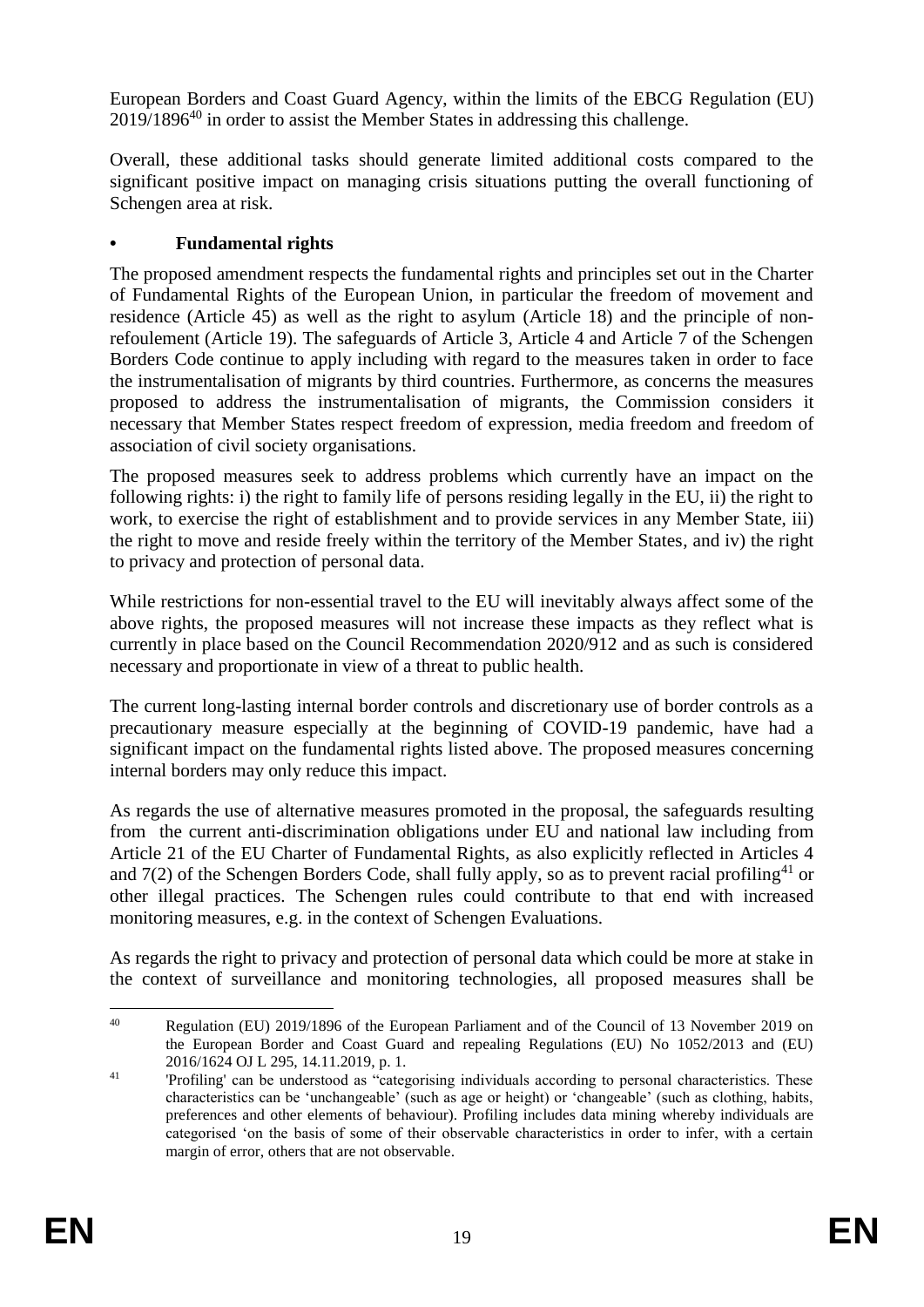European Borders and Coast Guard Agency, within the limits of the EBCG Regulation (EU) 2019/1896[40] in order to assist the Member States in addressing this challenge.

Overall, these additional tasks should generate limited additional costs compared to the significant positive impact on managing crisis situations putting the overall functioning of Schengen area at risk.

## • Fundamental rights

The proposed amendment respects the fundamental rights and principles set out in the Charter of Fundamental Rights of the European Union, in particular the freedom of movement and residence (Article 45) as well as the right to asylum (Article 18) and the principle of non-refoulement (Article 19). The safeguards of Article 3, Article 4 and Article 7 of the Schengen Borders Code continue to apply including with regard to the measures taken in order to face the instrumentalisation of migrants by third countries. Furthermore, as concerns the measures proposed to address the instrumentalisation of migrants, the Commission considers it necessary that Member States respect freedom of expression, media freedom and freedom of association of civil society organisations.

The proposed measures seek to address problems which currently have an impact on the following rights: i) the right to family life of persons residing legally in the EU, ii) the right to work, to exercise the right of establishment and to provide services in any Member State, iii) the right to move and reside freely within the territory of the Member States, and iv) the right to privacy and protection of personal data.

While restrictions for non-essential travel to the EU will inevitably always affect some of the above rights, the proposed measures will not increase these impacts as they reflect what is currently in place based on the Council Recommendation 2020/912 and as such is considered necessary and proportionate in view of a threat to public health.

The current long-lasting internal border controls and discretionary use of border controls as a precautionary measure especially at the beginning of COVID-19 pandemic, have had a significant impact on the fundamental rights listed above. The proposed measures concerning internal borders may only reduce this impact.

As regards the use of alternative measures promoted in the proposal, the safeguards resulting from the current anti-discrimination obligations under EU and national law including from Article 21 of the EU Charter of Fundamental Rights, as also explicitly reflected in Articles 4 and 7(2) of the Schengen Borders Code, shall fully apply, so as to prevent racial profiling[41] or other illegal practices. The Schengen rules could contribute to that end with increased monitoring measures, e.g. in the context of Schengen Evaluations.

As regards the right to privacy and protection of personal data which could be more at stake in the context of surveillance and monitoring technologies, all proposed measures shall be

---

[40] Regulation (EU) 2019/1896 of the European Parliament and of the Council of 13 November 2019 on the European Border and Coast Guard and repealing Regulations (EU) No 1052/2013 and (EU) 2016/1624 OJ L 295, 14.11.2019, p. 1.

[41] 'Profiling' can be understood as "categorising individuals according to personal characteristics. These characteristics can be 'unchangeable' (such as age or height) or 'changeable' (such as clothing, habits, preferences and other elements of behaviour). Profiling includes data mining whereby individuals are categorised 'on the basis of some of their observable characteristics in order to infer, with a certain margin of error, others that are not observable.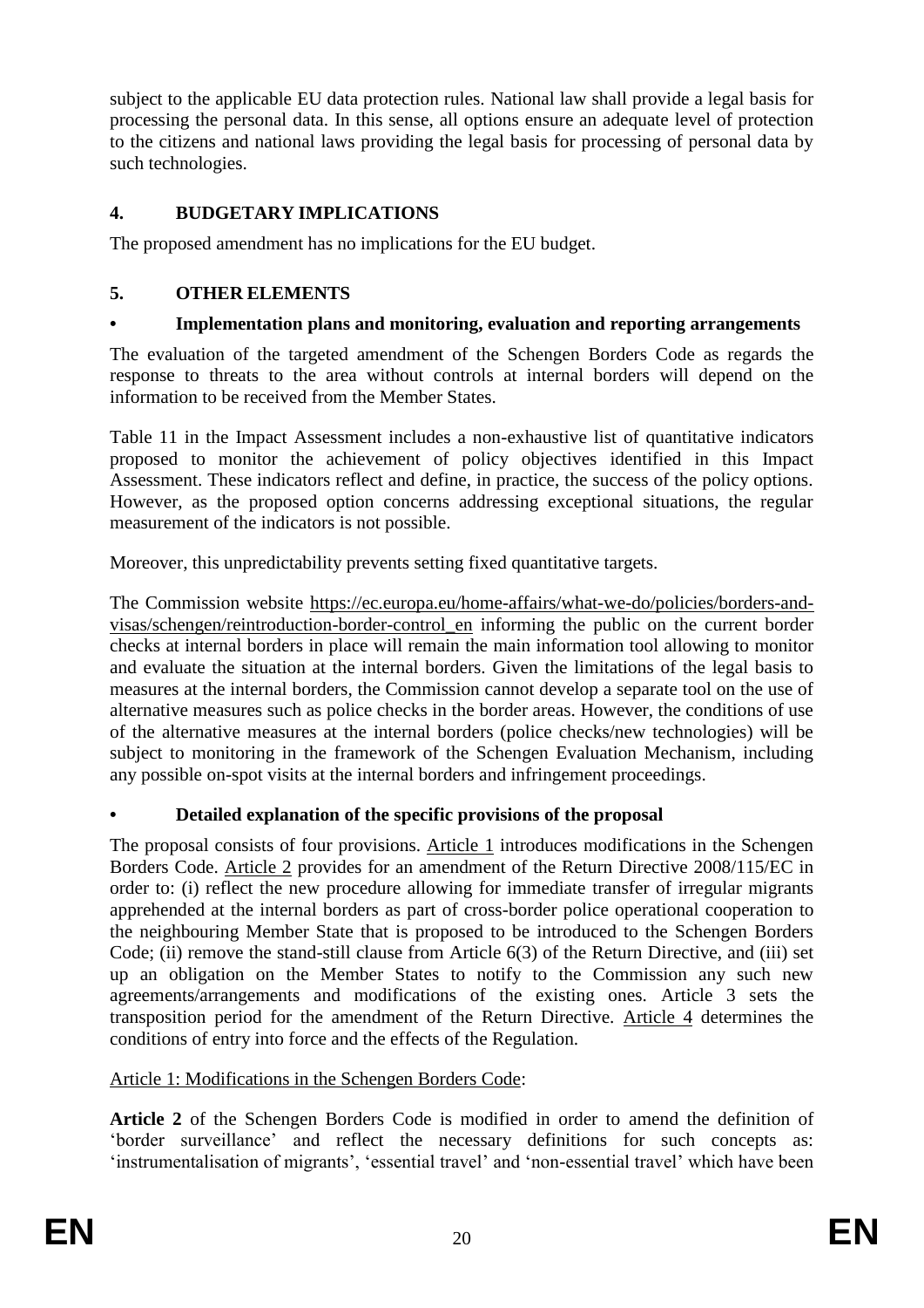subject to the applicable EU data protection rules. National law shall provide a legal basis for processing the personal data. In this sense, all options ensure an adequate level of protection to the citizens and national laws providing the legal basis for processing of personal data by such technologies.

## 4. BUDGETARY IMPLICATIONS

The proposed amendment has no implications for the EU budget.

## 5. OTHER ELEMENTS

### • Implementation plans and monitoring, evaluation and reporting arrangements

The evaluation of the targeted amendment of the Schengen Borders Code as regards the response to threats to the area without controls at internal borders will depend on the information to be received from the Member States.

Table 11 in the Impact Assessment includes a non-exhaustive list of quantitative indicators proposed to monitor the achievement of policy objectives identified in this Impact Assessment. These indicators reflect and define, in practice, the success of the policy options. However, as the proposed option concerns addressing exceptional situations, the regular measurement of the indicators is not possible.

Moreover, this unpredictability prevents setting fixed quantitative targets.

The Commission website https://ec.europa.eu/home-affairs/what-we-do/policies/borders-and-visas/schengen/reintroduction-border-control_en informing the public on the current border checks at internal borders in place will remain the main information tool allowing to monitor and evaluate the situation at the internal borders. Given the limitations of the legal basis to measures at the internal borders, the Commission cannot develop a separate tool on the use of alternative measures such as police checks in the border areas. However, the conditions of use of the alternative measures at the internal borders (police checks/new technologies) will be subject to monitoring in the framework of the Schengen Evaluation Mechanism, including any possible on-spot visits at the internal borders and infringement proceedings.

### • Detailed explanation of the specific provisions of the proposal

The proposal consists of four provisions. Article 1 introduces modifications in the Schengen Borders Code. Article 2 provides for an amendment of the Return Directive 2008/115/EC in order to: (i) reflect the new procedure allowing for immediate transfer of irregular migrants apprehended at the internal borders as part of cross-border police operational cooperation to the neighbouring Member State that is proposed to be introduced to the Schengen Borders Code; (ii) remove the stand-still clause from Article 6(3) of the Return Directive, and (iii) set up an obligation on the Member States to notify to the Commission any such new agreements/arrangements and modifications of the existing ones. Article 3 sets the transposition period for the amendment of the Return Directive. Article 4 determines the conditions of entry into force and the effects of the Regulation.

Article 1: Modifications in the Schengen Borders Code:

**Article 2** of the Schengen Borders Code is modified in order to amend the definition of 'border surveillance' and reflect the necessary definitions for such concepts as: 'instrumentalisation of migrants', 'essential travel' and 'non-essential travel' which have been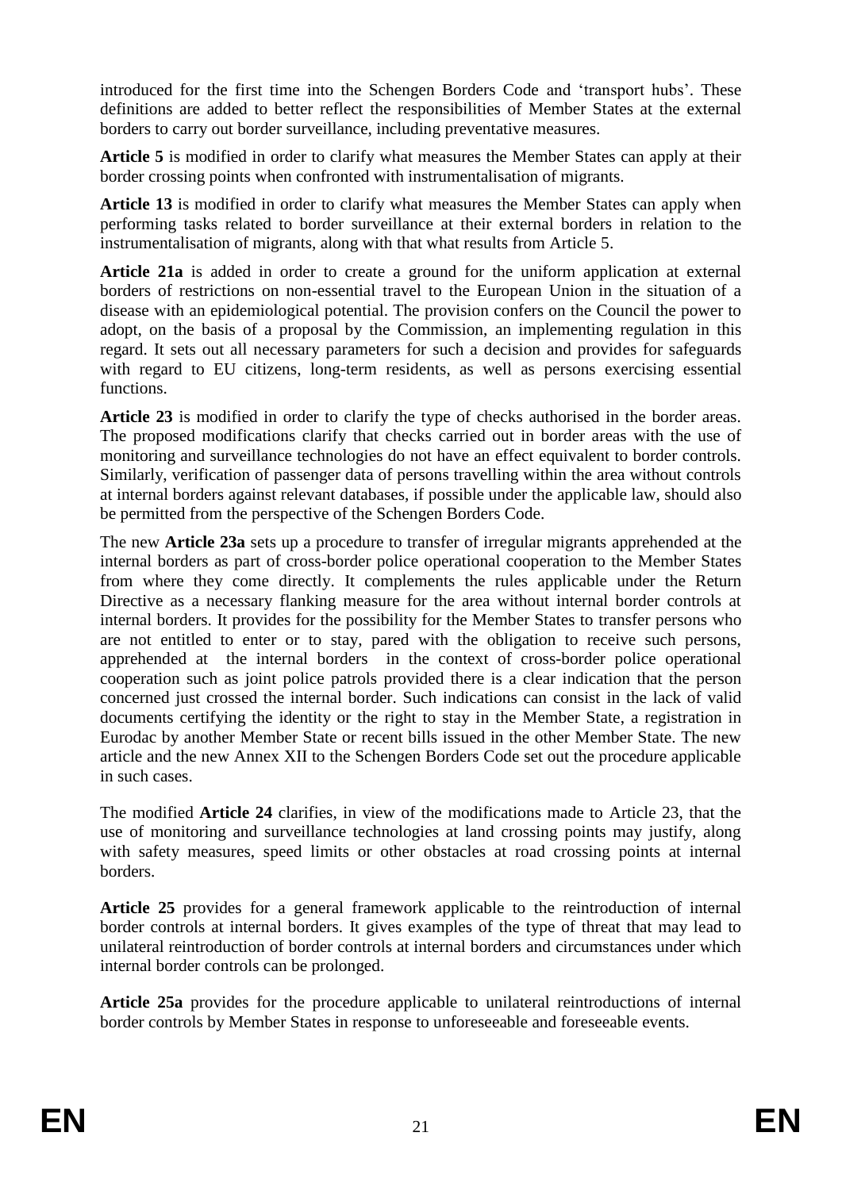introduced for the first time into the Schengen Borders Code and 'transport hubs'. These definitions are added to better reflect the responsibilities of Member States at the external borders to carry out border surveillance, including preventative measures.

**Article 5** is modified in order to clarify what measures the Member States can apply at their border crossing points when confronted with instrumentalisation of migrants.

**Article 13** is modified in order to clarify what measures the Member States can apply when performing tasks related to border surveillance at their external borders in relation to the instrumentalisation of migrants, along with that what results from Article 5.

**Article 21a** is added in order to create a ground for the uniform application at external borders of restrictions on non-essential travel to the European Union in the situation of a disease with an epidemiological potential. The provision confers on the Council the power to adopt, on the basis of a proposal by the Commission, an implementing regulation in this regard. It sets out all necessary parameters for such a decision and provides for safeguards with regard to EU citizens, long-term residents, as well as persons exercising essential functions.

**Article 23** is modified in order to clarify the type of checks authorised in the border areas. The proposed modifications clarify that checks carried out in border areas with the use of monitoring and surveillance technologies do not have an effect equivalent to border controls. Similarly, verification of passenger data of persons travelling within the area without controls at internal borders against relevant databases, if possible under the applicable law, should also be permitted from the perspective of the Schengen Borders Code.

The new **Article 23a** sets up a procedure to transfer of irregular migrants apprehended at the internal borders as part of cross-border police operational cooperation to the Member States from where they come directly. It complements the rules applicable under the Return Directive as a necessary flanking measure for the area without internal border controls at internal borders. It provides for the possibility for the Member States to transfer persons who are not entitled to enter or to stay, pared with the obligation to receive such persons, apprehended at the internal borders in the context of cross-border police operational cooperation such as joint police patrols provided there is a clear indication that the person concerned just crossed the internal border. Such indications can consist in the lack of valid documents certifying the identity or the right to stay in the Member State, a registration in Eurodac by another Member State or recent bills issued in the other Member State. The new article and the new Annex XII to the Schengen Borders Code set out the procedure applicable in such cases.

The modified **Article 24** clarifies, in view of the modifications made to Article 23, that the use of monitoring and surveillance technologies at land crossing points may justify, along with safety measures, speed limits or other obstacles at road crossing points at internal borders.

**Article 25** provides for a general framework applicable to the reintroduction of internal border controls at internal borders. It gives examples of the type of threat that may lead to unilateral reintroduction of border controls at internal borders and circumstances under which internal border controls can be prolonged.

**Article 25a** provides for the procedure applicable to unilateral reintroductions of internal border controls by Member States in response to unforeseeable and foreseeable events.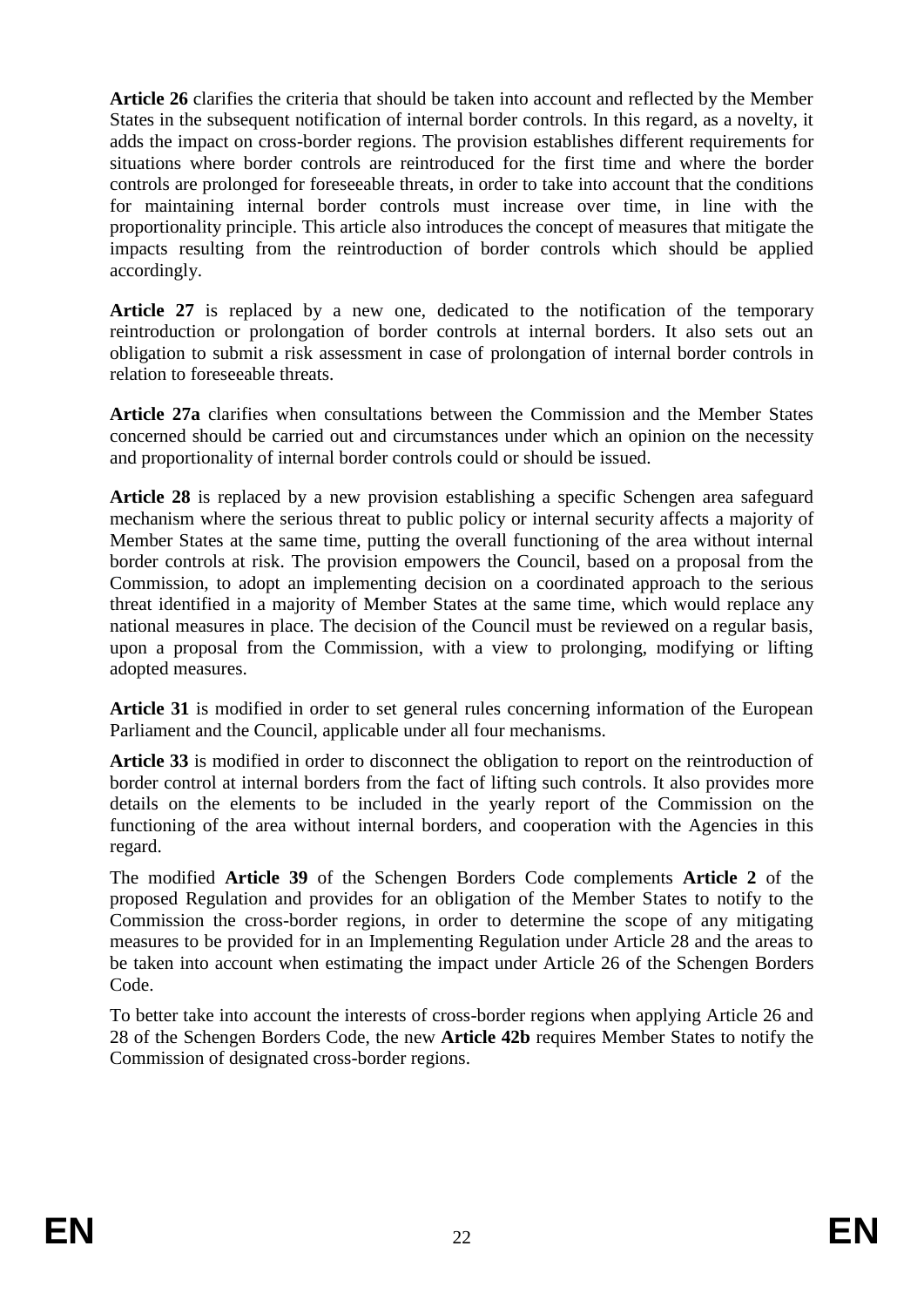**Article 26** clarifies the criteria that should be taken into account and reflected by the Member States in the subsequent notification of internal border controls. In this regard, as a novelty, it adds the impact on cross-border regions. The provision establishes different requirements for situations where border controls are reintroduced for the first time and where the border controls are prolonged for foreseeable threats, in order to take into account that the conditions for maintaining internal border controls must increase over time, in line with the proportionality principle. This article also introduces the concept of measures that mitigate the impacts resulting from the reintroduction of border controls which should be applied accordingly.

**Article 27** is replaced by a new one, dedicated to the notification of the temporary reintroduction or prolongation of border controls at internal borders. It also sets out an obligation to submit a risk assessment in case of prolongation of internal border controls in relation to foreseeable threats.

**Article 27a** clarifies when consultations between the Commission and the Member States concerned should be carried out and circumstances under which an opinion on the necessity and proportionality of internal border controls could or should be issued.

**Article 28** is replaced by a new provision establishing a specific Schengen area safeguard mechanism where the serious threat to public policy or internal security affects a majority of Member States at the same time, putting the overall functioning of the area without internal border controls at risk. The provision empowers the Council, based on a proposal from the Commission, to adopt an implementing decision on a coordinated approach to the serious threat identified in a majority of Member States at the same time, which would replace any national measures in place. The decision of the Council must be reviewed on a regular basis, upon a proposal from the Commission, with a view to prolonging, modifying or lifting adopted measures.

**Article 31** is modified in order to set general rules concerning information of the European Parliament and the Council, applicable under all four mechanisms.

**Article 33** is modified in order to disconnect the obligation to report on the reintroduction of border control at internal borders from the fact of lifting such controls. It also provides more details on the elements to be included in the yearly report of the Commission on the functioning of the area without internal borders, and cooperation with the Agencies in this regard.

The modified **Article 39** of the Schengen Borders Code complements **Article 2** of the proposed Regulation and provides for an obligation of the Member States to notify to the Commission the cross-border regions, in order to determine the scope of any mitigating measures to be provided for in an Implementing Regulation under Article 28 and the areas to be taken into account when estimating the impact under Article 26 of the Schengen Borders Code.

To better take into account the interests of cross-border regions when applying Article 26 and 28 of the Schengen Borders Code, the new **Article 42b** requires Member States to notify the Commission of designated cross-border regions.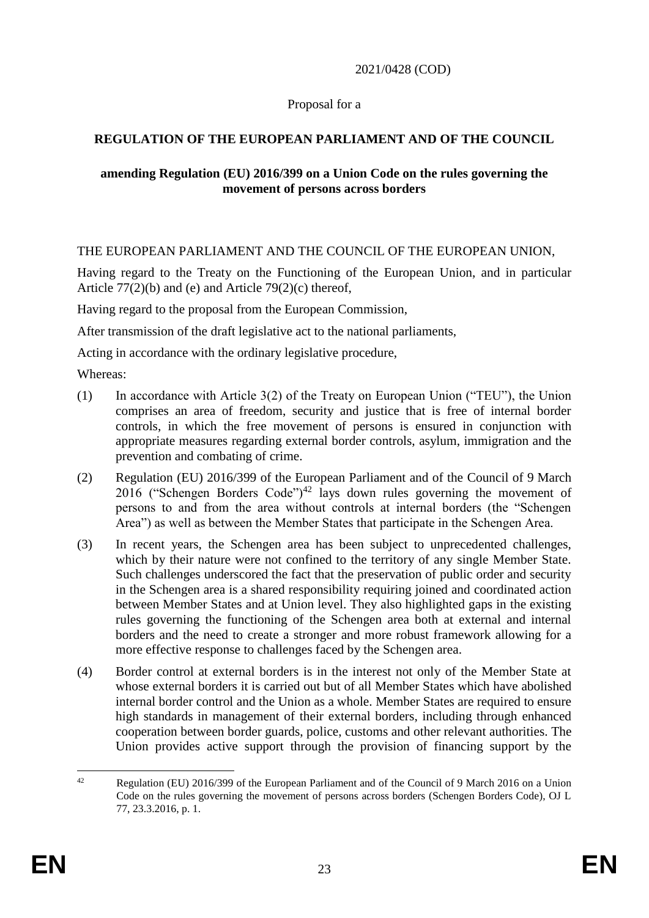2021/0428 (COD)

Proposal for a

**REGULATION OF THE EUROPEAN PARLIAMENT AND OF THE COUNCIL**

**amending Regulation (EU) 2016/399 on a Union Code on the rules governing the movement of persons across borders**

THE EUROPEAN PARLIAMENT AND THE COUNCIL OF THE EUROPEAN UNION,

Having regard to the Treaty on the Functioning of the European Union, and in particular Article 77(2)(b) and (e) and Article 79(2)(c) thereof,

Having regard to the proposal from the European Commission,

After transmission of the draft legislative act to the national parliaments,

Acting in accordance with the ordinary legislative procedure,

Whereas:

(1) In accordance with Article 3(2) of the Treaty on European Union ("TEU"), the Union comprises an area of freedom, security and justice that is free of internal border controls, in which the free movement of persons is ensured in conjunction with appropriate measures regarding external border controls, asylum, immigration and the prevention and combating of crime.

(2) Regulation (EU) 2016/399 of the European Parliament and of the Council of 9 March 2016 ("Schengen Borders Code")[42] lays down rules governing the movement of persons to and from the area without controls at internal borders (the "Schengen Area") as well as between the Member States that participate in the Schengen Area.

(3) In recent years, the Schengen area has been subject to unprecedented challenges, which by their nature were not confined to the territory of any single Member State. Such challenges underscored the fact that the preservation of public order and security in the Schengen area is a shared responsibility requiring joined and coordinated action between Member States and at Union level. They also highlighted gaps in the existing rules governing the functioning of the Schengen area both at external and internal borders and the need to create a stronger and more robust framework allowing for a more effective response to challenges faced by the Schengen area.

(4) Border control at external borders is in the interest not only of the Member State at whose external borders it is carried out but of all Member States which have abolished internal border control and the Union as a whole. Member States are required to ensure high standards in management of their external borders, including through enhanced cooperation between border guards, police, customs and other relevant authorities. The Union provides active support through the provision of financing support by the

[42] Regulation (EU) 2016/399 of the European Parliament and of the Council of 9 March 2016 on a Union Code on the rules governing the movement of persons across borders (Schengen Borders Code), OJ L 77, 23.3.2016, p. 1.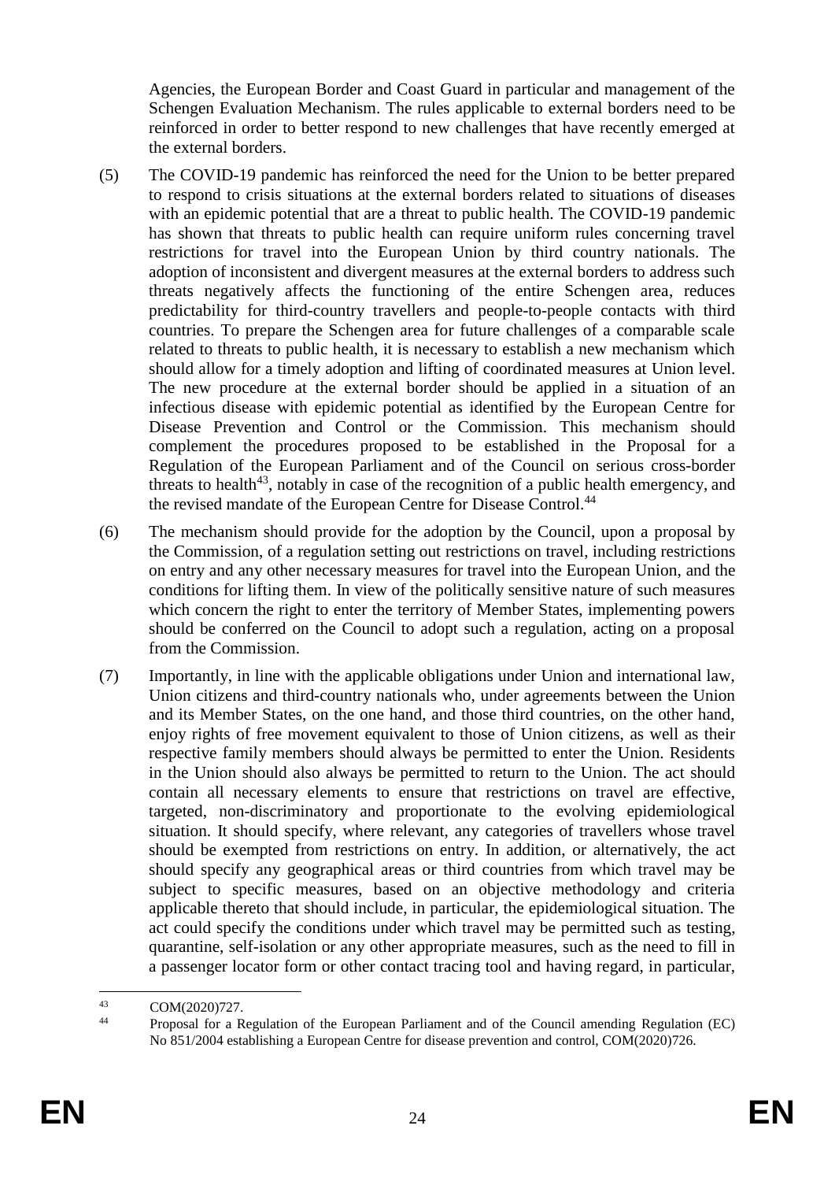Agencies, the European Border and Coast Guard in particular and management of the Schengen Evaluation Mechanism. The rules applicable to external borders need to be reinforced in order to better respond to new challenges that have recently emerged at the external borders.

(5) The COVID-19 pandemic has reinforced the need for the Union to be better prepared to respond to crisis situations at the external borders related to situations of diseases with an epidemic potential that are a threat to public health. The COVID-19 pandemic has shown that threats to public health can require uniform rules concerning travel restrictions for travel into the European Union by third country nationals. The adoption of inconsistent and divergent measures at the external borders to address such threats negatively affects the functioning of the entire Schengen area, reduces predictability for third-country travellers and people-to-people contacts with third countries. To prepare the Schengen area for future challenges of a comparable scale related to threats to public health, it is necessary to establish a new mechanism which should allow for a timely adoption and lifting of coordinated measures at Union level. The new procedure at the external border should be applied in a situation of an infectious disease with epidemic potential as identified by the European Centre for Disease Prevention and Control or the Commission. This mechanism should complement the procedures proposed to be established in the Proposal for a Regulation of the European Parliament and of the Council on serious cross-border threats to health[43], notably in case of the recognition of a public health emergency, and the revised mandate of the European Centre for Disease Control.[44]

(6) The mechanism should provide for the adoption by the Council, upon a proposal by the Commission, of a regulation setting out restrictions on travel, including restrictions on entry and any other necessary measures for travel into the European Union, and the conditions for lifting them. In view of the politically sensitive nature of such measures which concern the right to enter the territory of Member States, implementing powers should be conferred on the Council to adopt such a regulation, acting on a proposal from the Commission.

(7) Importantly, in line with the applicable obligations under Union and international law, Union citizens and third-country nationals who, under agreements between the Union and its Member States, on the one hand, and those third countries, on the other hand, enjoy rights of free movement equivalent to those of Union citizens, as well as their respective family members should always be permitted to enter the Union. Residents in the Union should also always be permitted to return to the Union. The act should contain all necessary elements to ensure that restrictions on travel are effective, targeted, non-discriminatory and proportionate to the evolving epidemiological situation. It should specify, where relevant, any categories of travellers whose travel should be exempted from restrictions on entry. In addition, or alternatively, the act should specify any geographical areas or third countries from which travel may be subject to specific measures, based on an objective methodology and criteria applicable thereto that should include, in particular, the epidemiological situation. The act could specify the conditions under which travel may be permitted such as testing, quarantine, self-isolation or any other appropriate measures, such as the need to fill in a passenger locator form or other contact tracing tool and having regard, in particular,

---

[43] COM(2020)727.

[44] Proposal for a Regulation of the European Parliament and of the Council amending Regulation (EC) No 851/2004 establishing a European Centre for disease prevention and control, COM(2020)726.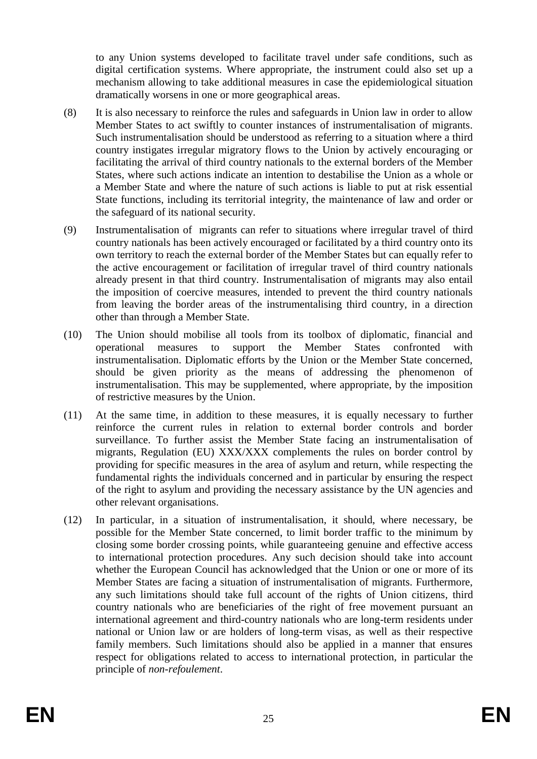to any Union systems developed to facilitate travel under safe conditions, such as digital certification systems. Where appropriate, the instrument could also set up a mechanism allowing to take additional measures in case the epidemiological situation dramatically worsens in one or more geographical areas.

(8) It is also necessary to reinforce the rules and safeguards in Union law in order to allow Member States to act swiftly to counter instances of instrumentalisation of migrants. Such instrumentalisation should be understood as referring to a situation where a third country instigates irregular migratory flows to the Union by actively encouraging or facilitating the arrival of third country nationals to the external borders of the Member States, where such actions indicate an intention to destabilise the Union as a whole or a Member State and where the nature of such actions is liable to put at risk essential State functions, including its territorial integrity, the maintenance of law and order or the safeguard of its national security.

(9) Instrumentalisation of migrants can refer to situations where irregular travel of third country nationals has been actively encouraged or facilitated by a third country onto its own territory to reach the external border of the Member States but can equally refer to the active encouragement or facilitation of irregular travel of third country nationals already present in that third country. Instrumentalisation of migrants may also entail the imposition of coercive measures, intended to prevent the third country nationals from leaving the border areas of the instrumentalising third country, in a direction other than through a Member State.

(10) The Union should mobilise all tools from its toolbox of diplomatic, financial and operational measures to support the Member States confronted with instrumentalisation. Diplomatic efforts by the Union or the Member State concerned, should be given priority as the means of addressing the phenomenon of instrumentalisation. This may be supplemented, where appropriate, by the imposition of restrictive measures by the Union.

(11) At the same time, in addition to these measures, it is equally necessary to further reinforce the current rules in relation to external border controls and border surveillance. To further assist the Member State facing an instrumentalisation of migrants, Regulation (EU) XXX/XXX complements the rules on border control by providing for specific measures in the area of asylum and return, while respecting the fundamental rights the individuals concerned and in particular by ensuring the respect of the right to asylum and providing the necessary assistance by the UN agencies and other relevant organisations.

(12) In particular, in a situation of instrumentalisation, it should, where necessary, be possible for the Member State concerned, to limit border traffic to the minimum by closing some border crossing points, while guaranteeing genuine and effective access to international protection procedures. Any such decision should take into account whether the European Council has acknowledged that the Union or one or more of its Member States are facing a situation of instrumentalisation of migrants. Furthermore, any such limitations should take full account of the rights of Union citizens, third country nationals who are beneficiaries of the right of free movement pursuant an international agreement and third-country nationals who are long-term residents under national or Union law or are holders of long-term visas, as well as their respective family members. Such limitations should also be applied in a manner that ensures respect for obligations related to access to international protection, in particular the principle of *non-refoulement*.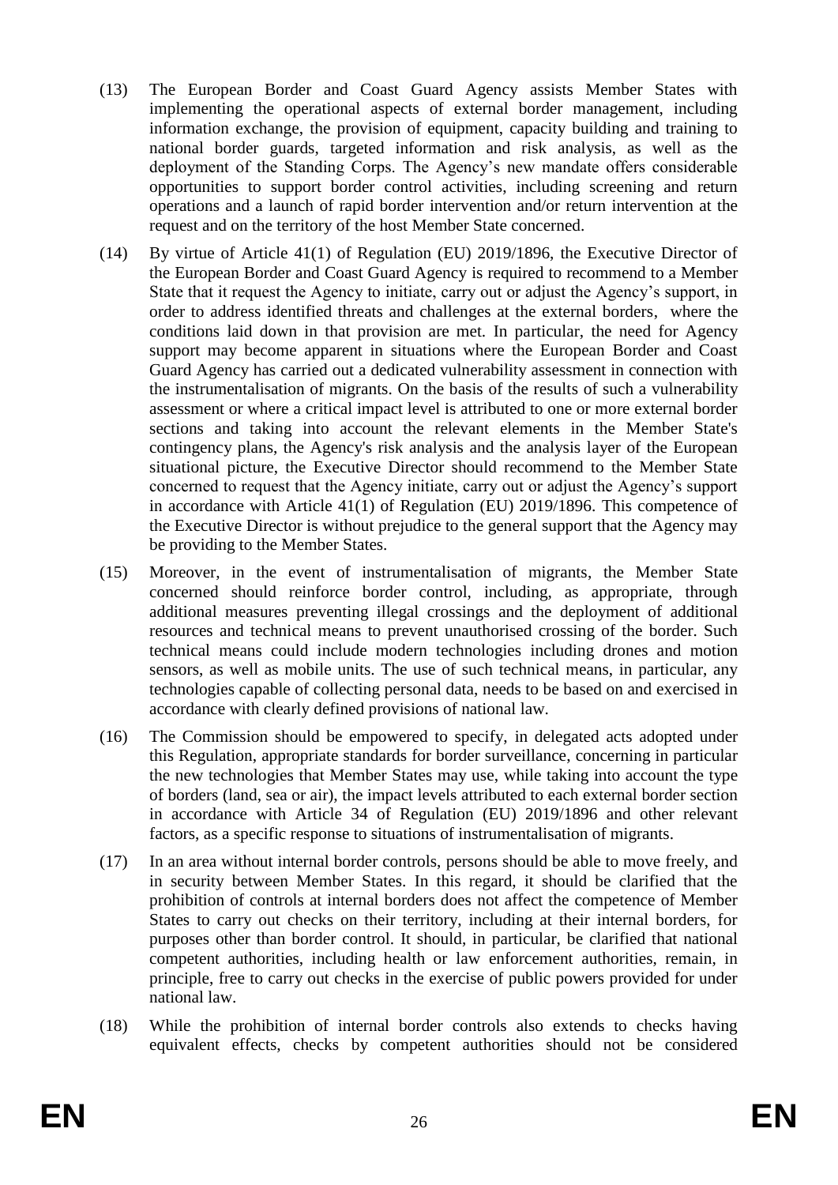(13) The European Border and Coast Guard Agency assists Member States with implementing the operational aspects of external border management, including information exchange, the provision of equipment, capacity building and training to national border guards, targeted information and risk analysis, as well as the deployment of the Standing Corps. The Agency's new mandate offers considerable opportunities to support border control activities, including screening and return operations and a launch of rapid border intervention and/or return intervention at the request and on the territory of the host Member State concerned.

(14) By virtue of Article 41(1) of Regulation (EU) 2019/1896, the Executive Director of the European Border and Coast Guard Agency is required to recommend to a Member State that it request the Agency to initiate, carry out or adjust the Agency's support, in order to address identified threats and challenges at the external borders, where the conditions laid down in that provision are met. In particular, the need for Agency support may become apparent in situations where the European Border and Coast Guard Agency has carried out a dedicated vulnerability assessment in connection with the instrumentalisation of migrants. On the basis of the results of such a vulnerability assessment or where a critical impact level is attributed to one or more external border sections and taking into account the relevant elements in the Member State's contingency plans, the Agency's risk analysis and the analysis layer of the European situational picture, the Executive Director should recommend to the Member State concerned to request that the Agency initiate, carry out or adjust the Agency's support in accordance with Article 41(1) of Regulation (EU) 2019/1896. This competence of the Executive Director is without prejudice to the general support that the Agency may be providing to the Member States.

(15) Moreover, in the event of instrumentalisation of migrants, the Member State concerned should reinforce border control, including, as appropriate, through additional measures preventing illegal crossings and the deployment of additional resources and technical means to prevent unauthorised crossing of the border. Such technical means could include modern technologies including drones and motion sensors, as well as mobile units. The use of such technical means, in particular, any technologies capable of collecting personal data, needs to be based on and exercised in accordance with clearly defined provisions of national law.

(16) The Commission should be empowered to specify, in delegated acts adopted under this Regulation, appropriate standards for border surveillance, concerning in particular the new technologies that Member States may use, while taking into account the type of borders (land, sea or air), the impact levels attributed to each external border section in accordance with Article 34 of Regulation (EU) 2019/1896 and other relevant factors, as a specific response to situations of instrumentalisation of migrants.

(17) In an area without internal border controls, persons should be able to move freely, and in security between Member States. In this regard, it should be clarified that the prohibition of controls at internal borders does not affect the competence of Member States to carry out checks on their territory, including at their internal borders, for purposes other than border control. It should, in particular, be clarified that national competent authorities, including health or law enforcement authorities, remain, in principle, free to carry out checks in the exercise of public powers provided for under national law.

(18) While the prohibition of internal border controls also extends to checks having equivalent effects, checks by competent authorities should not be considered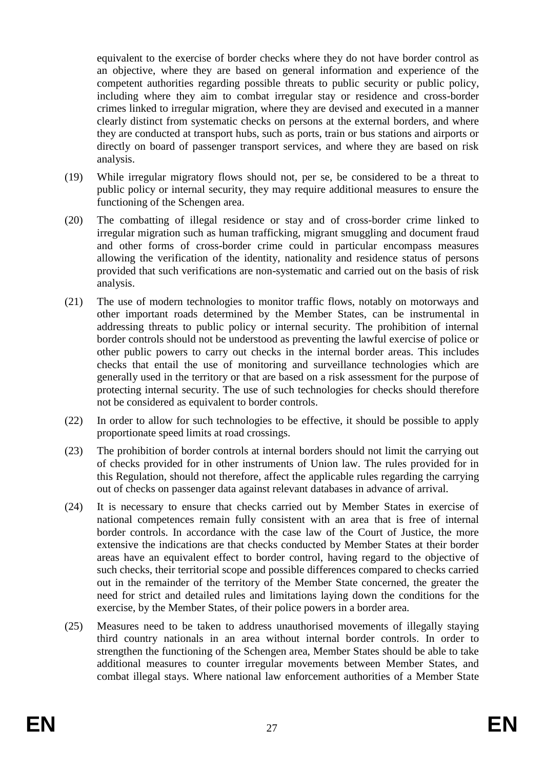equivalent to the exercise of border checks where they do not have border control as an objective, where they are based on general information and experience of the competent authorities regarding possible threats to public security or public policy, including where they aim to combat irregular stay or residence and cross-border crimes linked to irregular migration, where they are devised and executed in a manner clearly distinct from systematic checks on persons at the external borders, and where they are conducted at transport hubs, such as ports, train or bus stations and airports or directly on board of passenger transport services, and where they are based on risk analysis.

(19) While irregular migratory flows should not, per se, be considered to be a threat to public policy or internal security, they may require additional measures to ensure the functioning of the Schengen area.

(20) The combatting of illegal residence or stay and of cross-border crime linked to irregular migration such as human trafficking, migrant smuggling and document fraud and other forms of cross-border crime could in particular encompass measures allowing the verification of the identity, nationality and residence status of persons provided that such verifications are non-systematic and carried out on the basis of risk analysis.

(21) The use of modern technologies to monitor traffic flows, notably on motorways and other important roads determined by the Member States, can be instrumental in addressing threats to public policy or internal security. The prohibition of internal border controls should not be understood as preventing the lawful exercise of police or other public powers to carry out checks in the internal border areas. This includes checks that entail the use of monitoring and surveillance technologies which are generally used in the territory or that are based on a risk assessment for the purpose of protecting internal security. The use of such technologies for checks should therefore not be considered as equivalent to border controls.

(22) In order to allow for such technologies to be effective, it should be possible to apply proportionate speed limits at road crossings.

(23) The prohibition of border controls at internal borders should not limit the carrying out of checks provided for in other instruments of Union law. The rules provided for in this Regulation, should not therefore, affect the applicable rules regarding the carrying out of checks on passenger data against relevant databases in advance of arrival.

(24) It is necessary to ensure that checks carried out by Member States in exercise of national competences remain fully consistent with an area that is free of internal border controls. In accordance with the case law of the Court of Justice, the more extensive the indications are that checks conducted by Member States at their border areas have an equivalent effect to border control, having regard to the objective of such checks, their territorial scope and possible differences compared to checks carried out in the remainder of the territory of the Member State concerned, the greater the need for strict and detailed rules and limitations laying down the conditions for the exercise, by the Member States, of their police powers in a border area.

(25) Measures need to be taken to address unauthorised movements of illegally staying third country nationals in an area without internal border controls. In order to strengthen the functioning of the Schengen area, Member States should be able to take additional measures to counter irregular movements between Member States, and combat illegal stays. Where national law enforcement authorities of a Member State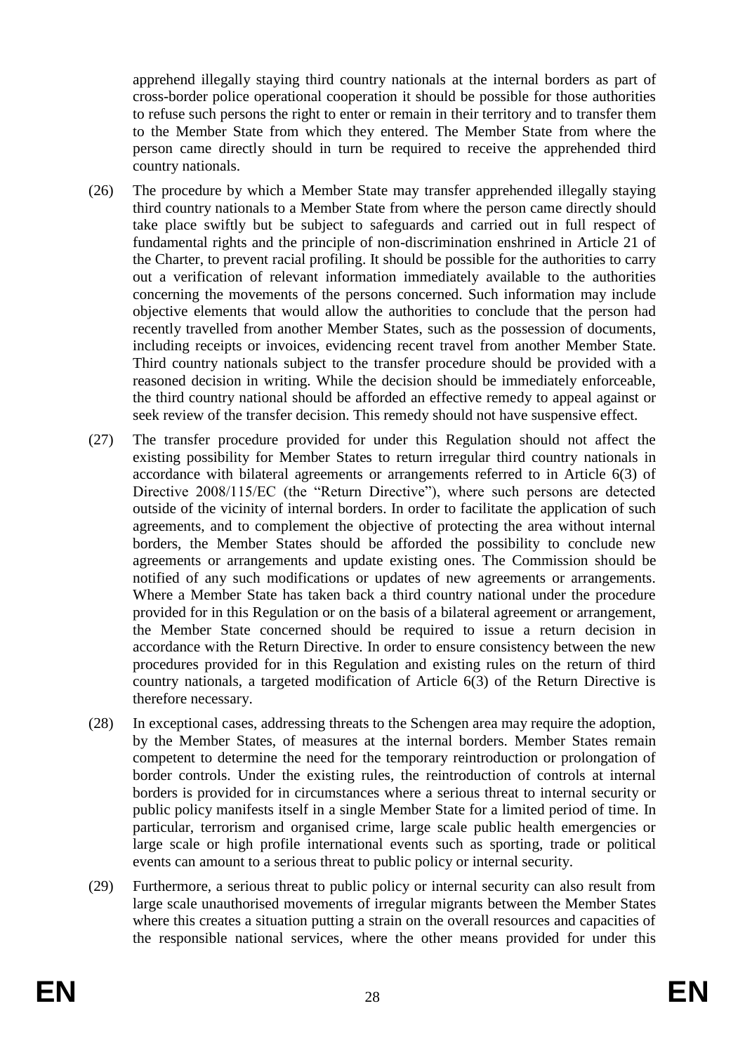apprehend illegally staying third country nationals at the internal borders as part of cross-border police operational cooperation it should be possible for those authorities to refuse such persons the right to enter or remain in their territory and to transfer them to the Member State from which they entered. The Member State from where the person came directly should in turn be required to receive the apprehended third country nationals.

(26) The procedure by which a Member State may transfer apprehended illegally staying third country nationals to a Member State from where the person came directly should take place swiftly but be subject to safeguards and carried out in full respect of fundamental rights and the principle of non-discrimination enshrined in Article 21 of the Charter, to prevent racial profiling. It should be possible for the authorities to carry out a verification of relevant information immediately available to the authorities concerning the movements of the persons concerned. Such information may include objective elements that would allow the authorities to conclude that the person had recently travelled from another Member States, such as the possession of documents, including receipts or invoices, evidencing recent travel from another Member State. Third country nationals subject to the transfer procedure should be provided with a reasoned decision in writing. While the decision should be immediately enforceable, the third country national should be afforded an effective remedy to appeal against or seek review of the transfer decision. This remedy should not have suspensive effect.

(27) The transfer procedure provided for under this Regulation should not affect the existing possibility for Member States to return irregular third country nationals in accordance with bilateral agreements or arrangements referred to in Article 6(3) of Directive 2008/115/EC (the "Return Directive"), where such persons are detected outside of the vicinity of internal borders. In order to facilitate the application of such agreements, and to complement the objective of protecting the area without internal borders, the Member States should be afforded the possibility to conclude new agreements or arrangements and update existing ones. The Commission should be notified of any such modifications or updates of new agreements or arrangements. Where a Member State has taken back a third country national under the procedure provided for in this Regulation or on the basis of a bilateral agreement or arrangement, the Member State concerned should be required to issue a return decision in accordance with the Return Directive. In order to ensure consistency between the new procedures provided for in this Regulation and existing rules on the return of third country nationals, a targeted modification of Article 6(3) of the Return Directive is therefore necessary.

(28) In exceptional cases, addressing threats to the Schengen area may require the adoption, by the Member States, of measures at the internal borders. Member States remain competent to determine the need for the temporary reintroduction or prolongation of border controls. Under the existing rules, the reintroduction of controls at internal borders is provided for in circumstances where a serious threat to internal security or public policy manifests itself in a single Member State for a limited period of time. In particular, terrorism and organised crime, large scale public health emergencies or large scale or high profile international events such as sporting, trade or political events can amount to a serious threat to public policy or internal security.

(29) Furthermore, a serious threat to public policy or internal security can also result from large scale unauthorised movements of irregular migrants between the Member States where this creates a situation putting a strain on the overall resources and capacities of the responsible national services, where the other means provided for under this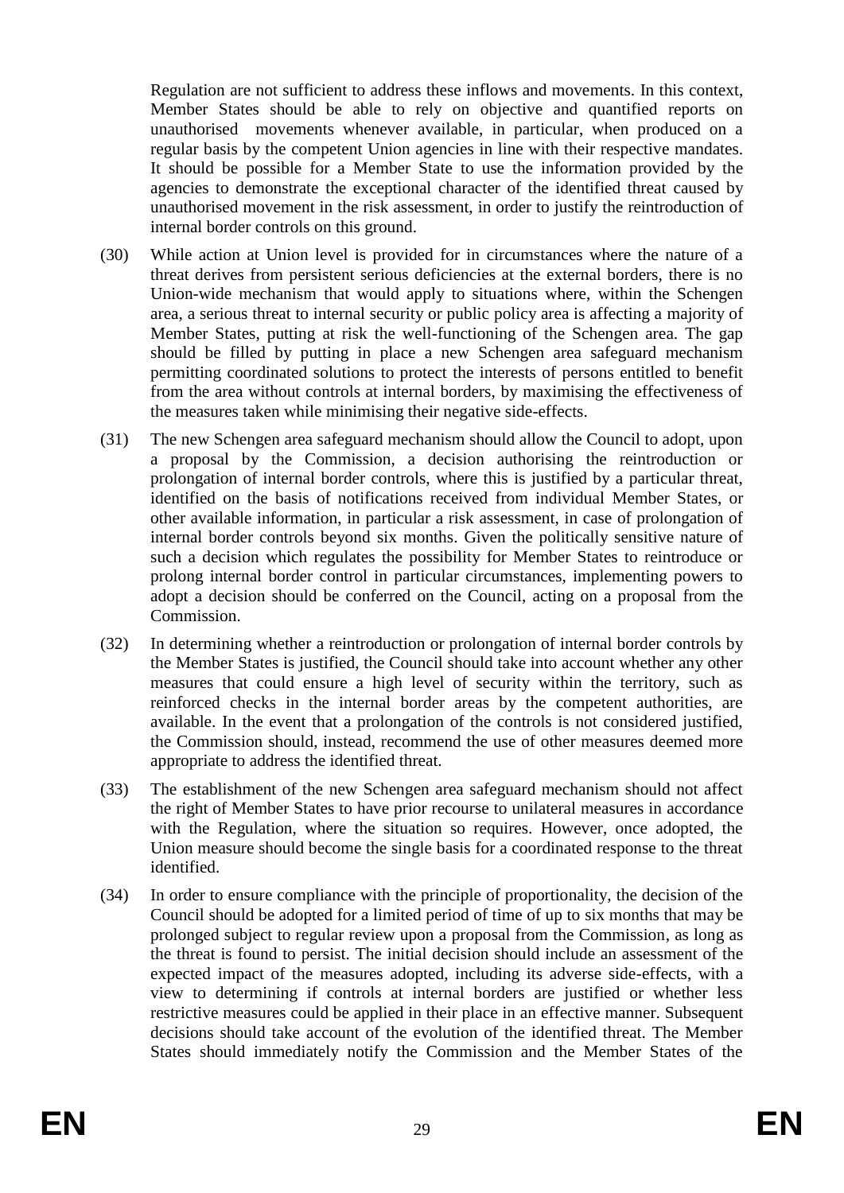Regulation are not sufficient to address these inflows and movements. In this context, Member States should be able to rely on objective and quantified reports on unauthorised movements whenever available, in particular, when produced on a regular basis by the competent Union agencies in line with their respective mandates. It should be possible for a Member State to use the information provided by the agencies to demonstrate the exceptional character of the identified threat caused by unauthorised movement in the risk assessment, in order to justify the reintroduction of internal border controls on this ground.

(30) While action at Union level is provided for in circumstances where the nature of a threat derives from persistent serious deficiencies at the external borders, there is no Union-wide mechanism that would apply to situations where, within the Schengen area, a serious threat to internal security or public policy area is affecting a majority of Member States, putting at risk the well-functioning of the Schengen area. The gap should be filled by putting in place a new Schengen area safeguard mechanism permitting coordinated solutions to protect the interests of persons entitled to benefit from the area without controls at internal borders, by maximising the effectiveness of the measures taken while minimising their negative side-effects.

(31) The new Schengen area safeguard mechanism should allow the Council to adopt, upon a proposal by the Commission, a decision authorising the reintroduction or prolongation of internal border controls, where this is justified by a particular threat, identified on the basis of notifications received from individual Member States, or other available information, in particular a risk assessment, in case of prolongation of internal border controls beyond six months. Given the politically sensitive nature of such a decision which regulates the possibility for Member States to reintroduce or prolong internal border control in particular circumstances, implementing powers to adopt a decision should be conferred on the Council, acting on a proposal from the Commission.

(32) In determining whether a reintroduction or prolongation of internal border controls by the Member States is justified, the Council should take into account whether any other measures that could ensure a high level of security within the territory, such as reinforced checks in the internal border areas by the competent authorities, are available. In the event that a prolongation of the controls is not considered justified, the Commission should, instead, recommend the use of other measures deemed more appropriate to address the identified threat.

(33) The establishment of the new Schengen area safeguard mechanism should not affect the right of Member States to have prior recourse to unilateral measures in accordance with the Regulation, where the situation so requires. However, once adopted, the Union measure should become the single basis for a coordinated response to the threat identified.

(34) In order to ensure compliance with the principle of proportionality, the decision of the Council should be adopted for a limited period of time of up to six months that may be prolonged subject to regular review upon a proposal from the Commission, as long as the threat is found to persist. The initial decision should include an assessment of the expected impact of the measures adopted, including its adverse side-effects, with a view to determining if controls at internal borders are justified or whether less restrictive measures could be applied in their place in an effective manner. Subsequent decisions should take account of the evolution of the identified threat. The Member States should immediately notify the Commission and the Member States of the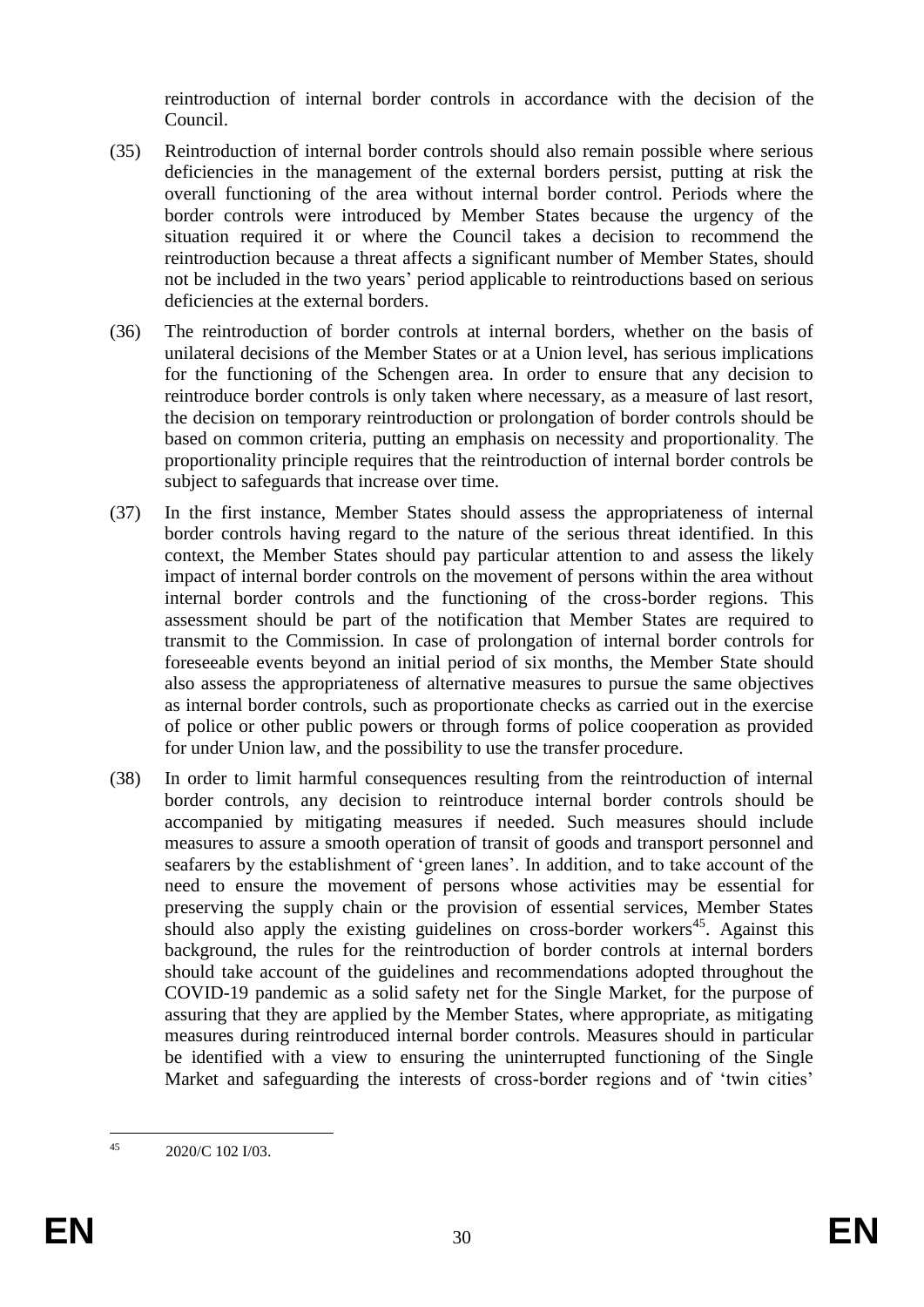reintroduction of internal border controls in accordance with the decision of the Council.

(35) Reintroduction of internal border controls should also remain possible where serious deficiencies in the management of the external borders persist, putting at risk the overall functioning of the area without internal border control. Periods where the border controls were introduced by Member States because the urgency of the situation required it or where the Council takes a decision to recommend the reintroduction because a threat affects a significant number of Member States, should not be included in the two years' period applicable to reintroductions based on serious deficiencies at the external borders.

(36) The reintroduction of border controls at internal borders, whether on the basis of unilateral decisions of the Member States or at a Union level, has serious implications for the functioning of the Schengen area. In order to ensure that any decision to reintroduce border controls is only taken where necessary, as a measure of last resort, the decision on temporary reintroduction or prolongation of border controls should be based on common criteria, putting an emphasis on necessity and proportionality. The proportionality principle requires that the reintroduction of internal border controls be subject to safeguards that increase over time.

(37) In the first instance, Member States should assess the appropriateness of internal border controls having regard to the nature of the serious threat identified. In this context, the Member States should pay particular attention to and assess the likely impact of internal border controls on the movement of persons within the area without internal border controls and the functioning of the cross-border regions. This assessment should be part of the notification that Member States are required to transmit to the Commission. In case of prolongation of internal border controls for foreseeable events beyond an initial period of six months, the Member State should also assess the appropriateness of alternative measures to pursue the same objectives as internal border controls, such as proportionate checks as carried out in the exercise of police or other public powers or through forms of police cooperation as provided for under Union law, and the possibility to use the transfer procedure.

(38) In order to limit harmful consequences resulting from the reintroduction of internal border controls, any decision to reintroduce internal border controls should be accompanied by mitigating measures if needed. Such measures should include measures to assure a smooth operation of transit of goods and transport personnel and seafarers by the establishment of 'green lanes'. In addition, and to take account of the need to ensure the movement of persons whose activities may be essential for preserving the supply chain or the provision of essential services, Member States should also apply the existing guidelines on cross-border workers[45]. Against this background, the rules for the reintroduction of border controls at internal borders should take account of the guidelines and recommendations adopted throughout the COVID-19 pandemic as a solid safety net for the Single Market, for the purpose of assuring that they are applied by the Member States, where appropriate, as mitigating measures during reintroduced internal border controls. Measures should in particular be identified with a view to ensuring the uninterrupted functioning of the Single Market and safeguarding the interests of cross-border regions and of 'twin cities'

---

[45] 2020/C 102 I/03.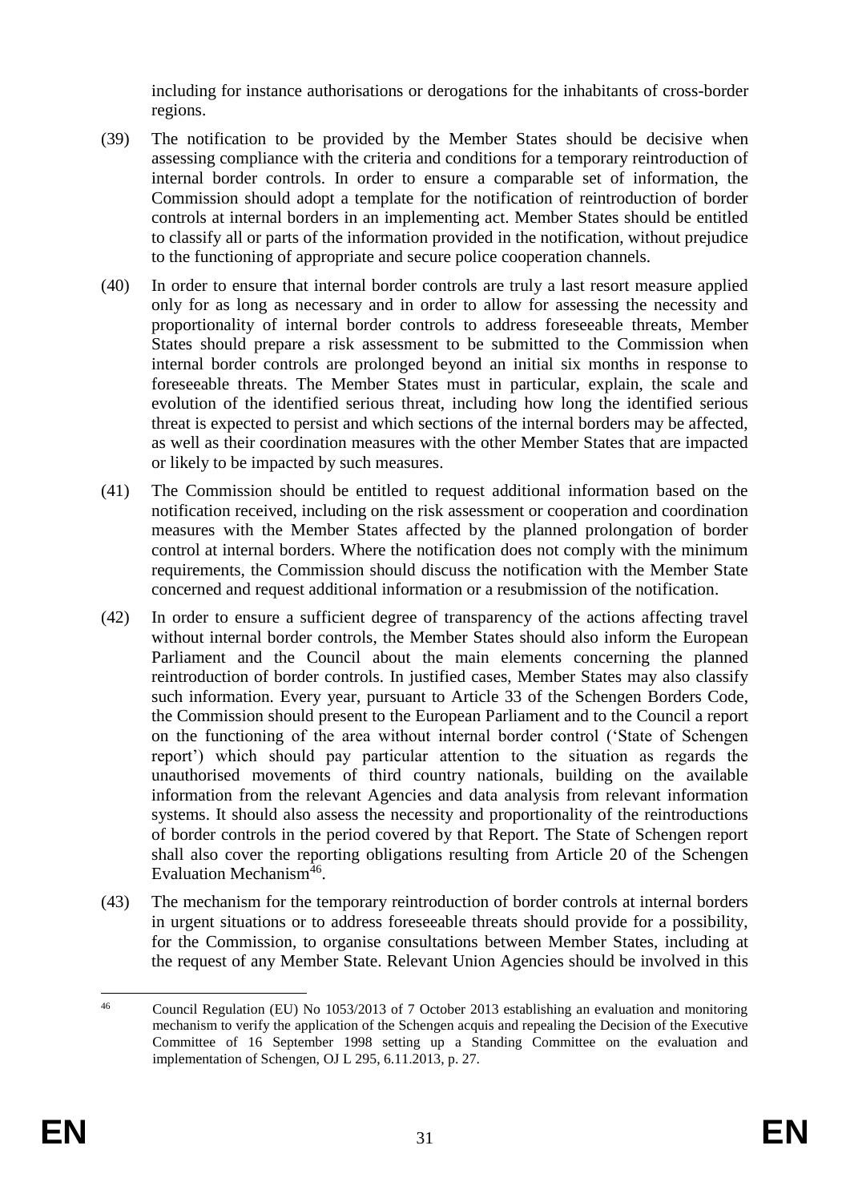including for instance authorisations or derogations for the inhabitants of cross-border regions.

(39) The notification to be provided by the Member States should be decisive when assessing compliance with the criteria and conditions for a temporary reintroduction of internal border controls. In order to ensure a comparable set of information, the Commission should adopt a template for the notification of reintroduction of border controls at internal borders in an implementing act. Member States should be entitled to classify all or parts of the information provided in the notification, without prejudice to the functioning of appropriate and secure police cooperation channels.

(40) In order to ensure that internal border controls are truly a last resort measure applied only for as long as necessary and in order to allow for assessing the necessity and proportionality of internal border controls to address foreseeable threats, Member States should prepare a risk assessment to be submitted to the Commission when internal border controls are prolonged beyond an initial six months in response to foreseeable threats. The Member States must in particular, explain, the scale and evolution of the identified serious threat, including how long the identified serious threat is expected to persist and which sections of the internal borders may be affected, as well as their coordination measures with the other Member States that are impacted or likely to be impacted by such measures.

(41) The Commission should be entitled to request additional information based on the notification received, including on the risk assessment or cooperation and coordination measures with the Member States affected by the planned prolongation of border control at internal borders. Where the notification does not comply with the minimum requirements, the Commission should discuss the notification with the Member State concerned and request additional information or a resubmission of the notification.

(42) In order to ensure a sufficient degree of transparency of the actions affecting travel without internal border controls, the Member States should also inform the European Parliament and the Council about the main elements concerning the planned reintroduction of border controls. In justified cases, Member States may also classify such information. Every year, pursuant to Article 33 of the Schengen Borders Code, the Commission should present to the European Parliament and to the Council a report on the functioning of the area without internal border control ('State of Schengen report') which should pay particular attention to the situation as regards the unauthorised movements of third country nationals, building on the available information from the relevant Agencies and data analysis from relevant information systems. It should also assess the necessity and proportionality of the reintroductions of border controls in the period covered by that Report. The State of Schengen report shall also cover the reporting obligations resulting from Article 20 of the Schengen Evaluation Mechanism[46].

(43) The mechanism for the temporary reintroduction of border controls at internal borders in urgent situations or to address foreseeable threats should provide for a possibility, for the Commission, to organise consultations between Member States, including at the request of any Member State. Relevant Union Agencies should be involved in this

---

[46] Council Regulation (EU) No 1053/2013 of 7 October 2013 establishing an evaluation and monitoring mechanism to verify the application of the Schengen acquis and repealing the Decision of the Executive Committee of 16 September 1998 setting up a Standing Committee on the evaluation and implementation of Schengen, OJ L 295, 6.11.2013, p. 27.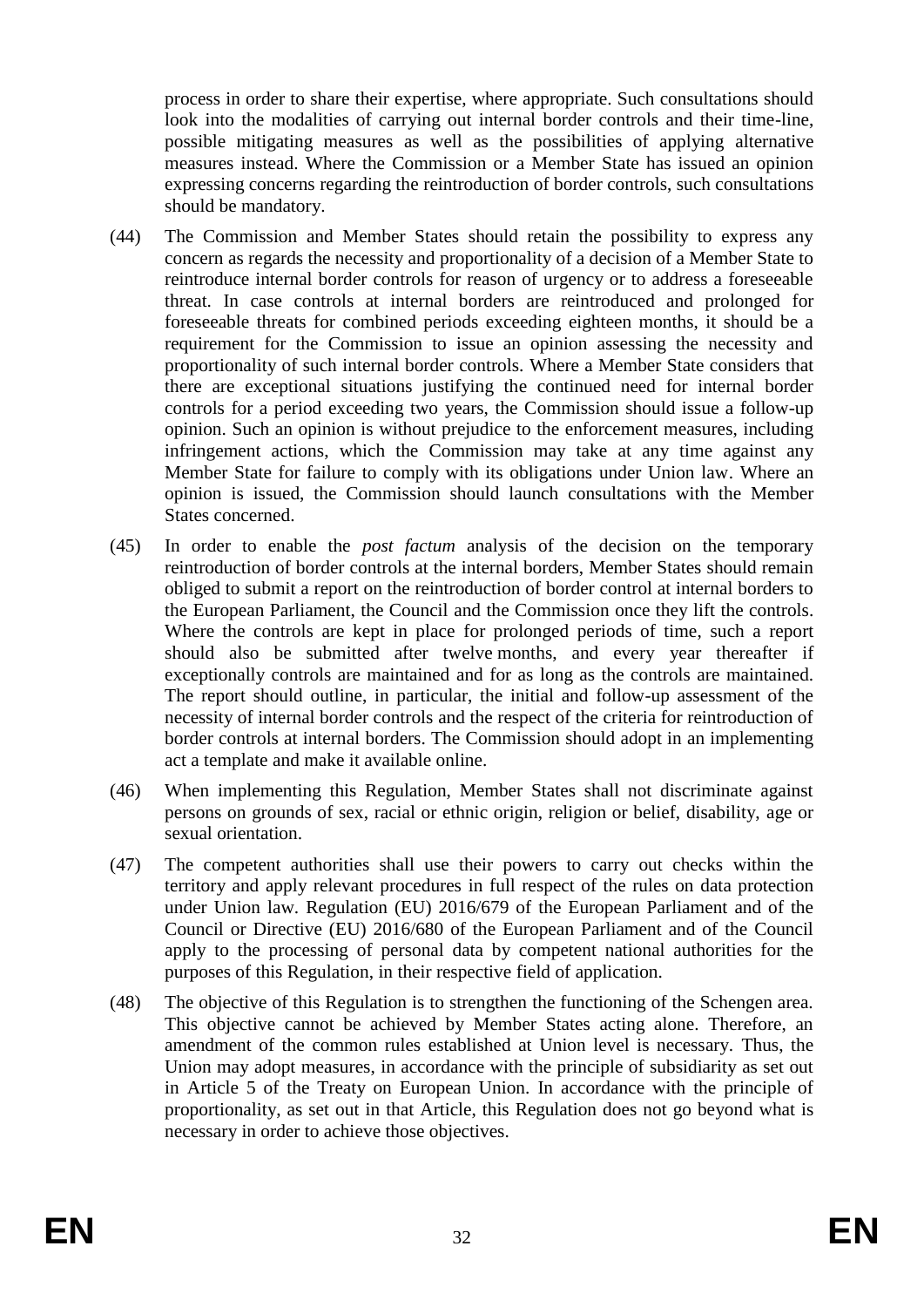process in order to share their expertise, where appropriate. Such consultations should look into the modalities of carrying out internal border controls and their time-line, possible mitigating measures as well as the possibilities of applying alternative measures instead. Where the Commission or a Member State has issued an opinion expressing concerns regarding the reintroduction of border controls, such consultations should be mandatory.

(44) The Commission and Member States should retain the possibility to express any concern as regards the necessity and proportionality of a decision of a Member State to reintroduce internal border controls for reason of urgency or to address a foreseeable threat. In case controls at internal borders are reintroduced and prolonged for foreseeable threats for combined periods exceeding eighteen months, it should be a requirement for the Commission to issue an opinion assessing the necessity and proportionality of such internal border controls. Where a Member State considers that there are exceptional situations justifying the continued need for internal border controls for a period exceeding two years, the Commission should issue a follow-up opinion. Such an opinion is without prejudice to the enforcement measures, including infringement actions, which the Commission may take at any time against any Member State for failure to comply with its obligations under Union law. Where an opinion is issued, the Commission should launch consultations with the Member States concerned.

(45) In order to enable the *post factum* analysis of the decision on the temporary reintroduction of border controls at the internal borders, Member States should remain obliged to submit a report on the reintroduction of border control at internal borders to the European Parliament, the Council and the Commission once they lift the controls. Where the controls are kept in place for prolonged periods of time, such a report should also be submitted after twelve months, and every year thereafter if exceptionally controls are maintained and for as long as the controls are maintained. The report should outline, in particular, the initial and follow-up assessment of the necessity of internal border controls and the respect of the criteria for reintroduction of border controls at internal borders. The Commission should adopt in an implementing act a template and make it available online.

(46) When implementing this Regulation, Member States shall not discriminate against persons on grounds of sex, racial or ethnic origin, religion or belief, disability, age or sexual orientation.

(47) The competent authorities shall use their powers to carry out checks within the territory and apply relevant procedures in full respect of the rules on data protection under Union law. Regulation (EU) 2016/679 of the European Parliament and of the Council or Directive (EU) 2016/680 of the European Parliament and of the Council apply to the processing of personal data by competent national authorities for the purposes of this Regulation, in their respective field of application.

(48) The objective of this Regulation is to strengthen the functioning of the Schengen area. This objective cannot be achieved by Member States acting alone. Therefore, an amendment of the common rules established at Union level is necessary. Thus, the Union may adopt measures, in accordance with the principle of subsidiarity as set out in Article 5 of the Treaty on European Union. In accordance with the principle of proportionality, as set out in that Article, this Regulation does not go beyond what is necessary in order to achieve those objectives.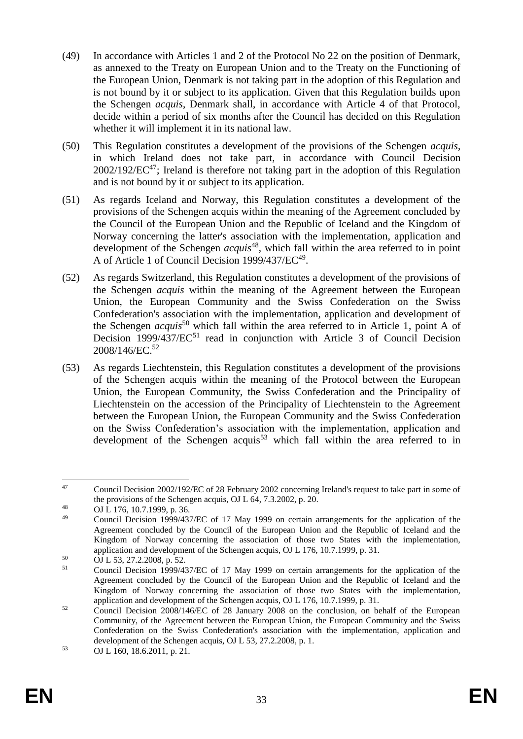(49) In accordance with Articles 1 and 2 of the Protocol No 22 on the position of Denmark, as annexed to the Treaty on European Union and to the Treaty on the Functioning of the European Union, Denmark is not taking part in the adoption of this Regulation and is not bound by it or subject to its application. Given that this Regulation builds upon the Schengen *acquis*, Denmark shall, in accordance with Article 4 of that Protocol, decide within a period of six months after the Council has decided on this Regulation whether it will implement it in its national law.

(50) This Regulation constitutes a development of the provisions of the Schengen *acquis*, in which Ireland does not take part, in accordance with Council Decision 2002/192/EC[47]; Ireland is therefore not taking part in the adoption of this Regulation and is not bound by it or subject to its application.

(51) As regards Iceland and Norway, this Regulation constitutes a development of the provisions of the Schengen acquis within the meaning of the Agreement concluded by the Council of the European Union and the Republic of Iceland and the Kingdom of Norway concerning the latter's association with the implementation, application and development of the Schengen *acquis*[48], which fall within the area referred to in point A of Article 1 of Council Decision 1999/437/EC[49].

(52) As regards Switzerland, this Regulation constitutes a development of the provisions of the Schengen *acquis* within the meaning of the Agreement between the European Union, the European Community and the Swiss Confederation on the Swiss Confederation's association with the implementation, application and development of the Schengen *acquis*[50] which fall within the area referred to in Article 1, point A of Decision 1999/437/EC[51] read in conjunction with Article 3 of Council Decision 2008/146/EC.[52]

(53) As regards Liechtenstein, this Regulation constitutes a development of the provisions of the Schengen acquis within the meaning of the Protocol between the European Union, the European Community, the Swiss Confederation and the Principality of Liechtenstein on the accession of the Principality of Liechtenstein to the Agreement between the European Union, the European Community and the Swiss Confederation on the Swiss Confederation's association with the implementation, application and development of the Schengen acquis[53] which fall within the area referred to in

---

[47] Council Decision 2002/192/EC of 28 February 2002 concerning Ireland's request to take part in some of the provisions of the Schengen acquis, OJ L 64, 7.3.2002, p. 20.

[48] OJ L 176, 10.7.1999, p. 36.

[49] Council Decision 1999/437/EC of 17 May 1999 on certain arrangements for the application of the Agreement concluded by the Council of the European Union and the Republic of Iceland and the Kingdom of Norway concerning the association of those two States with the implementation, application and development of the Schengen acquis, OJ L 176, 10.7.1999, p. 31.

[50] OJ L 53, 27.2.2008, p. 52.

[51] Council Decision 1999/437/EC of 17 May 1999 on certain arrangements for the application of the Agreement concluded by the Council of the European Union and the Republic of Iceland and the Kingdom of Norway concerning the association of those two States with the implementation, application and development of the Schengen acquis, OJ L 176, 10.7.1999, p. 31.

[52] Council Decision 2008/146/EC of 28 January 2008 on the conclusion, on behalf of the European Community, of the Agreement between the European Union, the European Community and the Swiss Confederation on the Swiss Confederation's association with the implementation, application and development of the Schengen acquis, OJ L 53, 27.2.2008, p. 1.

[53] OJ L 160, 18.6.2011, p. 21.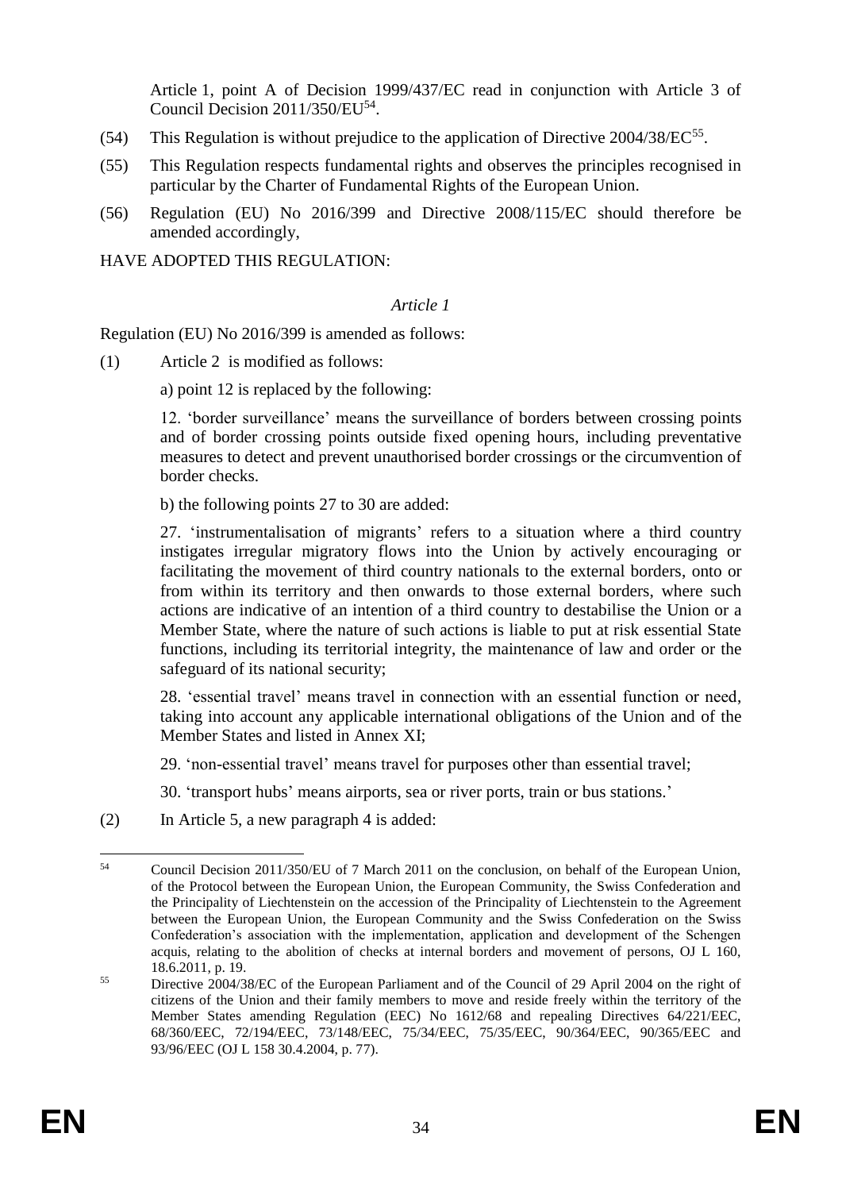Article 1, point A of Decision 1999/437/EC read in conjunction with Article 3 of Council Decision 2011/350/EU[54].

(54) This Regulation is without prejudice to the application of Directive 2004/38/EC[55].

(55) This Regulation respects fundamental rights and observes the principles recognised in particular by the Charter of Fundamental Rights of the European Union.

(56) Regulation (EU) No 2016/399 and Directive 2008/115/EC should therefore be amended accordingly,

HAVE ADOPTED THIS REGULATION:

*Article 1*

Regulation (EU) No 2016/399 is amended as follows:

(1) Article 2 is modified as follows:

a) point 12 is replaced by the following:

12. 'border surveillance' means the surveillance of borders between crossing points and of border crossing points outside fixed opening hours, including preventative measures to detect and prevent unauthorised border crossings or the circumvention of border checks.

b) the following points 27 to 30 are added:

27. 'instrumentalisation of migrants' refers to a situation where a third country instigates irregular migratory flows into the Union by actively encouraging or facilitating the movement of third country nationals to the external borders, onto or from within its territory and then onwards to those external borders, where such actions are indicative of an intention of a third country to destabilise the Union or a Member State, where the nature of such actions is liable to put at risk essential State functions, including its territorial integrity, the maintenance of law and order or the safeguard of its national security;

28. 'essential travel' means travel in connection with an essential function or need, taking into account any applicable international obligations of the Union and of the Member States and listed in Annex XI;

29. 'non-essential travel' means travel for purposes other than essential travel;

30. 'transport hubs' means airports, sea or river ports, train or bus stations.'

(2) In Article 5, a new paragraph 4 is added:

---

[54] Council Decision 2011/350/EU of 7 March 2011 on the conclusion, on behalf of the European Union, of the Protocol between the European Union, the European Community, the Swiss Confederation and the Principality of Liechtenstein on the accession of the Principality of Liechtenstein to the Agreement between the European Union, the European Community and the Swiss Confederation on the Swiss Confederation's association with the implementation, application and development of the Schengen acquis, relating to the abolition of checks at internal borders and movement of persons, OJ L 160, 18.6.2011, p. 19.

[55] Directive 2004/38/EC of the European Parliament and of the Council of 29 April 2004 on the right of citizens of the Union and their family members to move and reside freely within the territory of the Member States amending Regulation (EEC) No 1612/68 and repealing Directives 64/221/EEC, 68/360/EEC, 72/194/EEC, 73/148/EEC, 75/34/EEC, 75/35/EEC, 90/364/EEC, 90/365/EEC and 93/96/EEC (OJ L 158 30.4.2004, p. 77).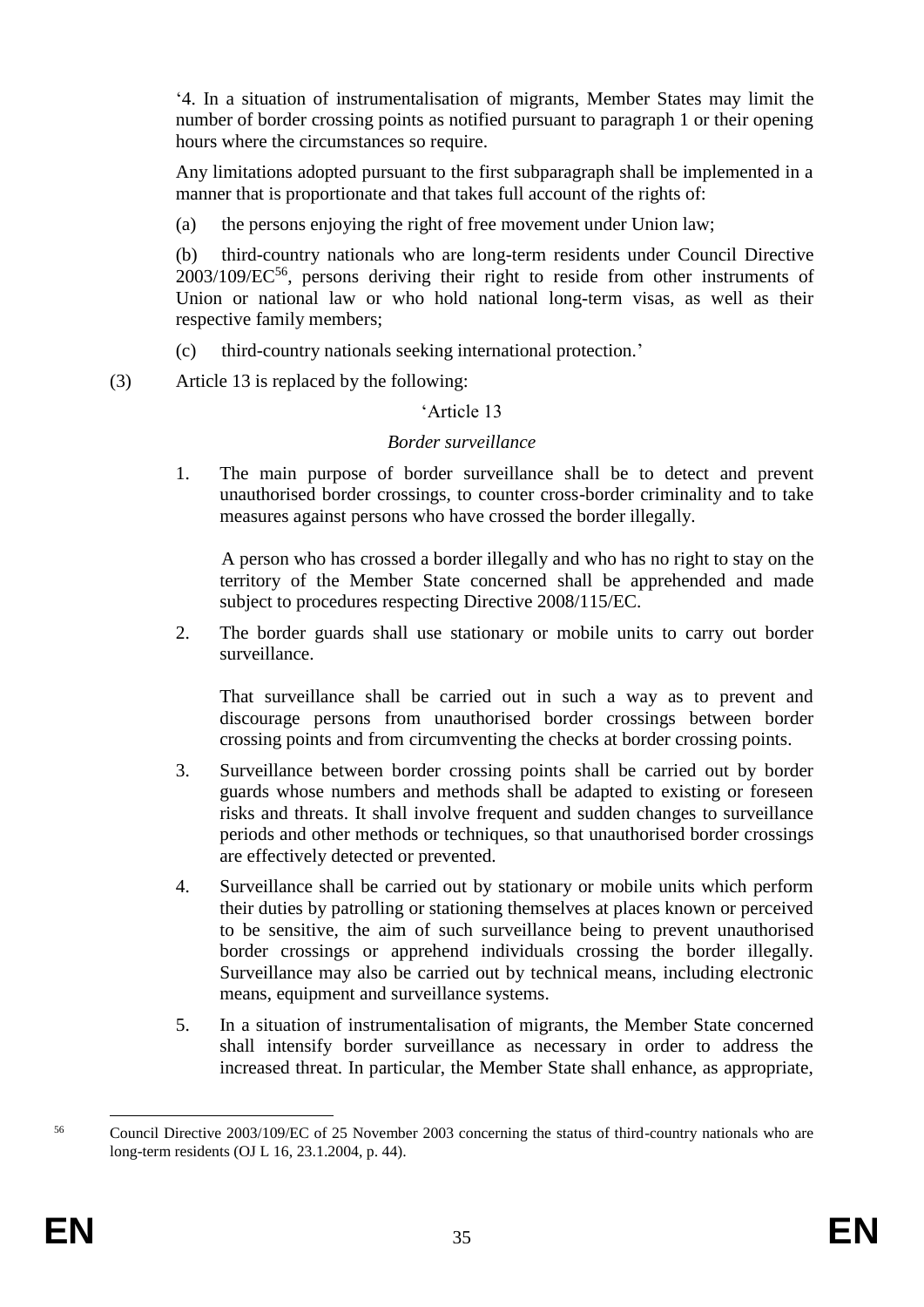'4. In a situation of instrumentalisation of migrants, Member States may limit the number of border crossing points as notified pursuant to paragraph 1 or their opening hours where the circumstances so require.

Any limitations adopted pursuant to the first subparagraph shall be implemented in a manner that is proportionate and that takes full account of the rights of:

(a) the persons enjoying the right of free movement under Union law;

(b) third-country nationals who are long-term residents under Council Directive 2003/109/EC[56], persons deriving their right to reside from other instruments of Union or national law or who hold national long-term visas, as well as their respective family members;

(c) third-country nationals seeking international protection.'

(3) Article 13 is replaced by the following:

'Article 13

*Border surveillance*

1. The main purpose of border surveillance shall be to detect and prevent unauthorised border crossings, to counter cross-border criminality and to take measures against persons who have crossed the border illegally.

   A person who has crossed a border illegally and who has no right to stay on the territory of the Member State concerned shall be apprehended and made subject to procedures respecting Directive 2008/115/EC.

2. The border guards shall use stationary or mobile units to carry out border surveillance.

   That surveillance shall be carried out in such a way as to prevent and discourage persons from unauthorised border crossings between border crossing points and from circumventing the checks at border crossing points.

3. Surveillance between border crossing points shall be carried out by border guards whose numbers and methods shall be adapted to existing or foreseen risks and threats. It shall involve frequent and sudden changes to surveillance periods and other methods or techniques, so that unauthorised border crossings are effectively detected or prevented.

4. Surveillance shall be carried out by stationary or mobile units which perform their duties by patrolling or stationing themselves at places known or perceived to be sensitive, the aim of such surveillance being to prevent unauthorised border crossings or apprehend individuals crossing the border illegally. Surveillance may also be carried out by technical means, including electronic means, equipment and surveillance systems.

5. In a situation of instrumentalisation of migrants, the Member State concerned shall intensify border surveillance as necessary in order to address the increased threat. In particular, the Member State shall enhance, as appropriate,

---

[56] Council Directive 2003/109/EC of 25 November 2003 concerning the status of third-country nationals who are long-term residents (OJ L 16, 23.1.2004, p. 44).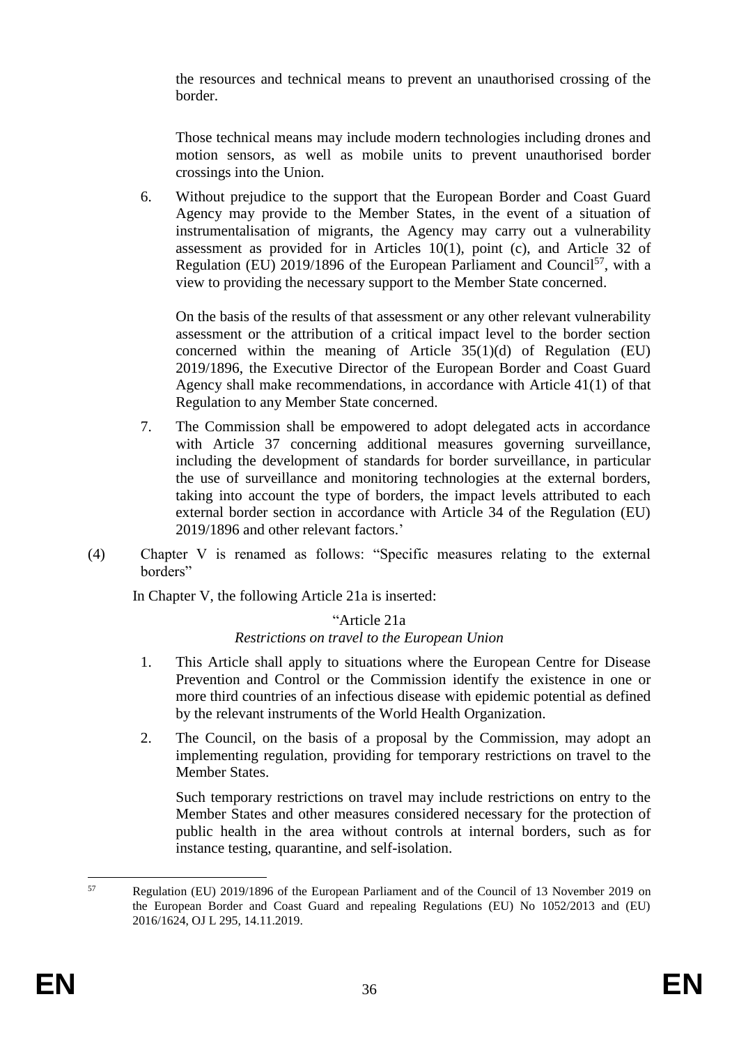the resources and technical means to prevent an unauthorised crossing of the border.

Those technical means may include modern technologies including drones and motion sensors, as well as mobile units to prevent unauthorised border crossings into the Union.

6. Without prejudice to the support that the European Border and Coast Guard Agency may provide to the Member States, in the event of a situation of instrumentalisation of migrants, the Agency may carry out a vulnerability assessment as provided for in Articles 10(1), point (c), and Article 32 of Regulation (EU) 2019/1896 of the European Parliament and Council[57], with a view to providing the necessary support to the Member State concerned.

   On the basis of the results of that assessment or any other relevant vulnerability assessment or the attribution of a critical impact level to the border section concerned within the meaning of Article 35(1)(d) of Regulation (EU) 2019/1896, the Executive Director of the European Border and Coast Guard Agency shall make recommendations, in accordance with Article 41(1) of that Regulation to any Member State concerned.

7. The Commission shall be empowered to adopt delegated acts in accordance with Article 37 concerning additional measures governing surveillance, including the development of standards for border surveillance, in particular the use of surveillance and monitoring technologies at the external borders, taking into account the type of borders, the impact levels attributed to each external border section in accordance with Article 34 of the Regulation (EU) 2019/1896 and other relevant factors.'

(4) Chapter V is renamed as follows: "Specific measures relating to the external borders"

In Chapter V, the following Article 21a is inserted:

"Article 21a

*Restrictions on travel to the European Union*

1. This Article shall apply to situations where the European Centre for Disease Prevention and Control or the Commission identify the existence in one or more third countries of an infectious disease with epidemic potential as defined by the relevant instruments of the World Health Organization.

2. The Council, on the basis of a proposal by the Commission, may adopt an implementing regulation, providing for temporary restrictions on travel to the Member States.

   Such temporary restrictions on travel may include restrictions on entry to the Member States and other measures considered necessary for the protection of public health in the area without controls at internal borders, such as for instance testing, quarantine, and self-isolation.

---

[57] Regulation (EU) 2019/1896 of the European Parliament and of the Council of 13 November 2019 on the European Border and Coast Guard and repealing Regulations (EU) No 1052/2013 and (EU) 2016/1624, OJ L 295, 14.11.2019.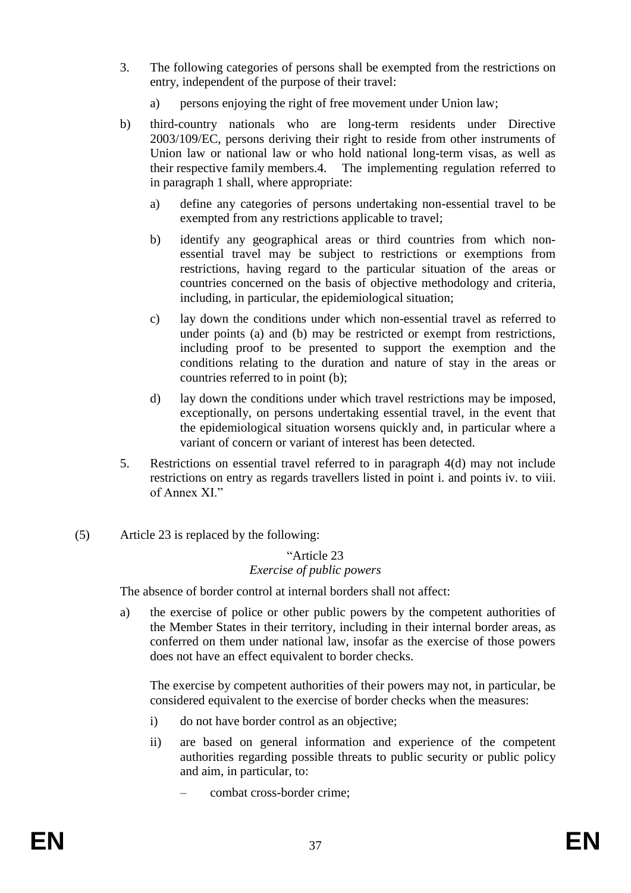3. The following categories of persons shall be exempted from the restrictions on entry, independent of the purpose of their travel:

   a) persons enjoying the right of free movement under Union law;

b) third-country nationals who are long-term residents under Directive 2003/109/EC, persons deriving their right to reside from other instruments of Union law or national law or who hold national long-term visas, as well as their respective family members.4. The implementing regulation referred to in paragraph 1 shall, where appropriate:

   a) define any categories of persons undertaking non-essential travel to be exempted from any restrictions applicable to travel;

   b) identify any geographical areas or third countries from which non-essential travel may be subject to restrictions or exemptions from restrictions, having regard to the particular situation of the areas or countries concerned on the basis of objective methodology and criteria, including, in particular, the epidemiological situation;

   c) lay down the conditions under which non-essential travel as referred to under points (a) and (b) may be restricted or exempt from restrictions, including proof to be presented to support the exemption and the conditions relating to the duration and nature of stay in the areas or countries referred to in point (b);

   d) lay down the conditions under which travel restrictions may be imposed, exceptionally, on persons undertaking essential travel, in the event that the epidemiological situation worsens quickly and, in particular where a variant of concern or variant of interest has been detected.

5. Restrictions on essential travel referred to in paragraph 4(d) may not include restrictions on entry as regards travellers listed in point i. and points iv. to viii. of Annex XI."

(5) Article 23 is replaced by the following:

"Article 23
*Exercise of public powers*

The absence of border control at internal borders shall not affect:

a) the exercise of police or other public powers by the competent authorities of the Member States in their territory, including in their internal border areas, as conferred on them under national law, insofar as the exercise of those powers does not have an effect equivalent to border checks.

   The exercise by competent authorities of their powers may not, in particular, be considered equivalent to the exercise of border checks when the measures:

   i) do not have border control as an objective;

   ii) are based on general information and experience of the competent authorities regarding possible threats to public security or public policy and aim, in particular, to:

      – combat cross-border crime;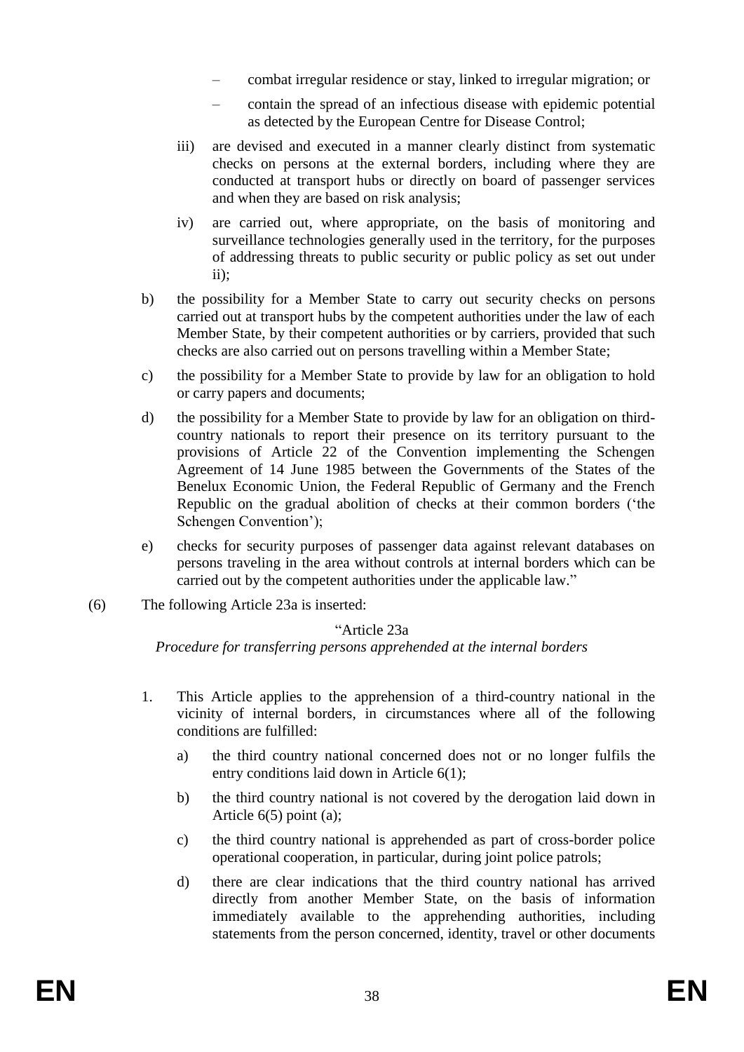– combat irregular residence or stay, linked to irregular migration; or

 – contain the spread of an infectious disease with epidemic potential as detected by the European Centre for Disease Control;

 iii) are devised and executed in a manner clearly distinct from systematic checks on persons at the external borders, including where they are conducted at transport hubs or directly on board of passenger services and when they are based on risk analysis;

 iv) are carried out, where appropriate, on the basis of monitoring and surveillance technologies generally used in the territory, for the purposes of addressing threats to public security or public policy as set out under ii);

b) the possibility for a Member State to carry out security checks on persons carried out at transport hubs by the competent authorities under the law of each Member State, by their competent authorities or by carriers, provided that such checks are also carried out on persons travelling within a Member State;

c) the possibility for a Member State to provide by law for an obligation to hold or carry papers and documents;

d) the possibility for a Member State to provide by law for an obligation on third-country nationals to report their presence on its territory pursuant to the provisions of Article 22 of the Convention implementing the Schengen Agreement of 14 June 1985 between the Governments of the States of the Benelux Economic Union, the Federal Republic of Germany and the French Republic on the gradual abolition of checks at their common borders ('the Schengen Convention');

e) checks for security purposes of passenger data against relevant databases on persons traveling in the area without controls at internal borders which can be carried out by the competent authorities under the applicable law."

(6) The following Article 23a is inserted:

"Article 23a

*Procedure for transferring persons apprehended at the internal borders*

1. This Article applies to the apprehension of a third-country national in the vicinity of internal borders, in circumstances where all of the following conditions are fulfilled:

 a) the third country national concerned does not or no longer fulfils the entry conditions laid down in Article 6(1);

 b) the third country national is not covered by the derogation laid down in Article 6(5) point (a);

 c) the third country national is apprehended as part of cross-border police operational cooperation, in particular, during joint police patrols;

 d) there are clear indications that the third country national has arrived directly from another Member State, on the basis of information immediately available to the apprehending authorities, including statements from the person concerned, identity, travel or other documents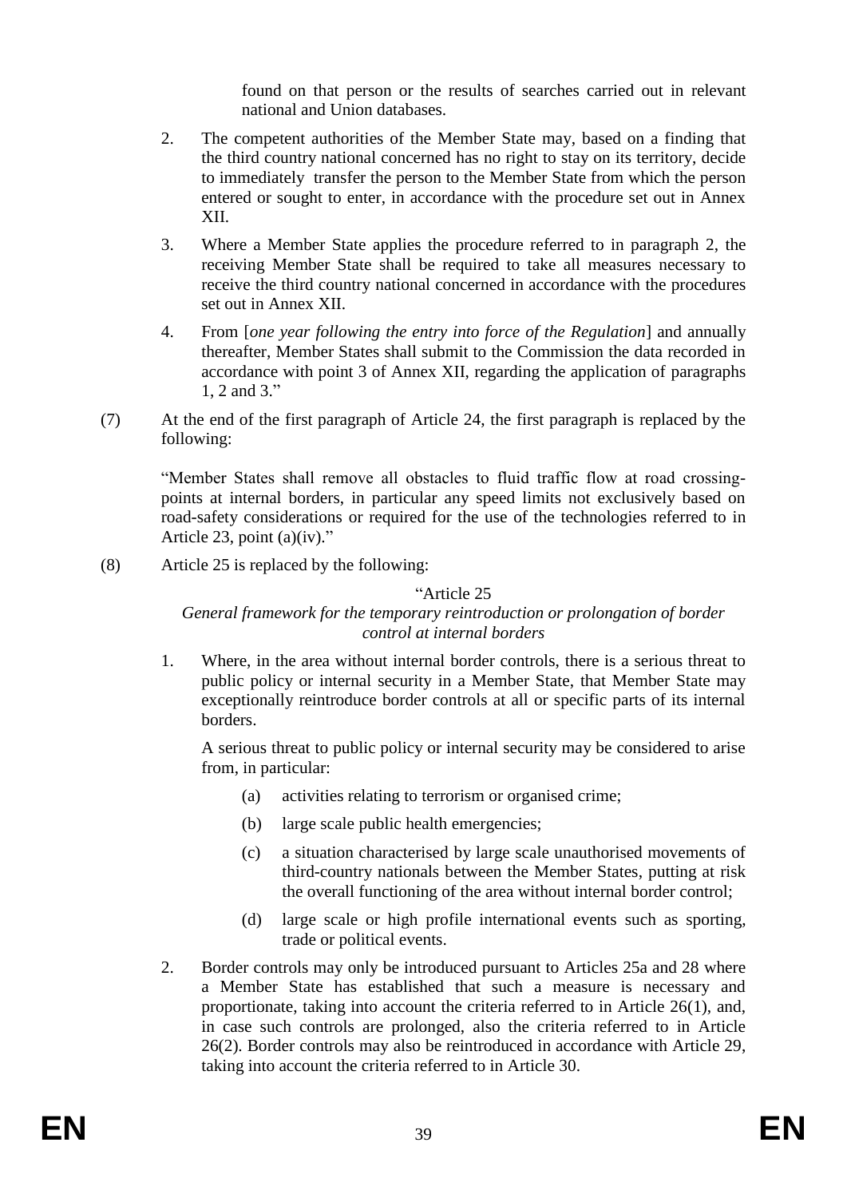found on that person or the results of searches carried out in relevant national and Union databases.

2. The competent authorities of the Member State may, based on a finding that the third country national concerned has no right to stay on its territory, decide to immediately transfer the person to the Member State from which the person entered or sought to enter, in accordance with the procedure set out in Annex XII.

3. Where a Member State applies the procedure referred to in paragraph 2, the receiving Member State shall be required to take all measures necessary to receive the third country national concerned in accordance with the procedures set out in Annex XII.

4. From [*one year following the entry into force of the Regulation*] and annually thereafter, Member States shall submit to the Commission the data recorded in accordance with point 3 of Annex XII, regarding the application of paragraphs 1, 2 and 3."

(7) At the end of the first paragraph of Article 24, the first paragraph is replaced by the following:

"Member States shall remove all obstacles to fluid traffic flow at road crossing-points at internal borders, in particular any speed limits not exclusively based on road-safety considerations or required for the use of the technologies referred to in Article 23, point (a)(iv)."

(8) Article 25 is replaced by the following:

"Article 25

*General framework for the temporary reintroduction or prolongation of border control at internal borders*

1. Where, in the area without internal border controls, there is a serious threat to public policy or internal security in a Member State, that Member State may exceptionally reintroduce border controls at all or specific parts of its internal borders.

   A serious threat to public policy or internal security may be considered to arise from, in particular:

   (a) activities relating to terrorism or organised crime;

   (b) large scale public health emergencies;

   (c) a situation characterised by large scale unauthorised movements of third-country nationals between the Member States, putting at risk the overall functioning of the area without internal border control;

   (d) large scale or high profile international events such as sporting, trade or political events.

2. Border controls may only be introduced pursuant to Articles 25a and 28 where a Member State has established that such a measure is necessary and proportionate, taking into account the criteria referred to in Article 26(1), and, in case such controls are prolonged, also the criteria referred to in Article 26(2). Border controls may also be reintroduced in accordance with Article 29, taking into account the criteria referred to in Article 30.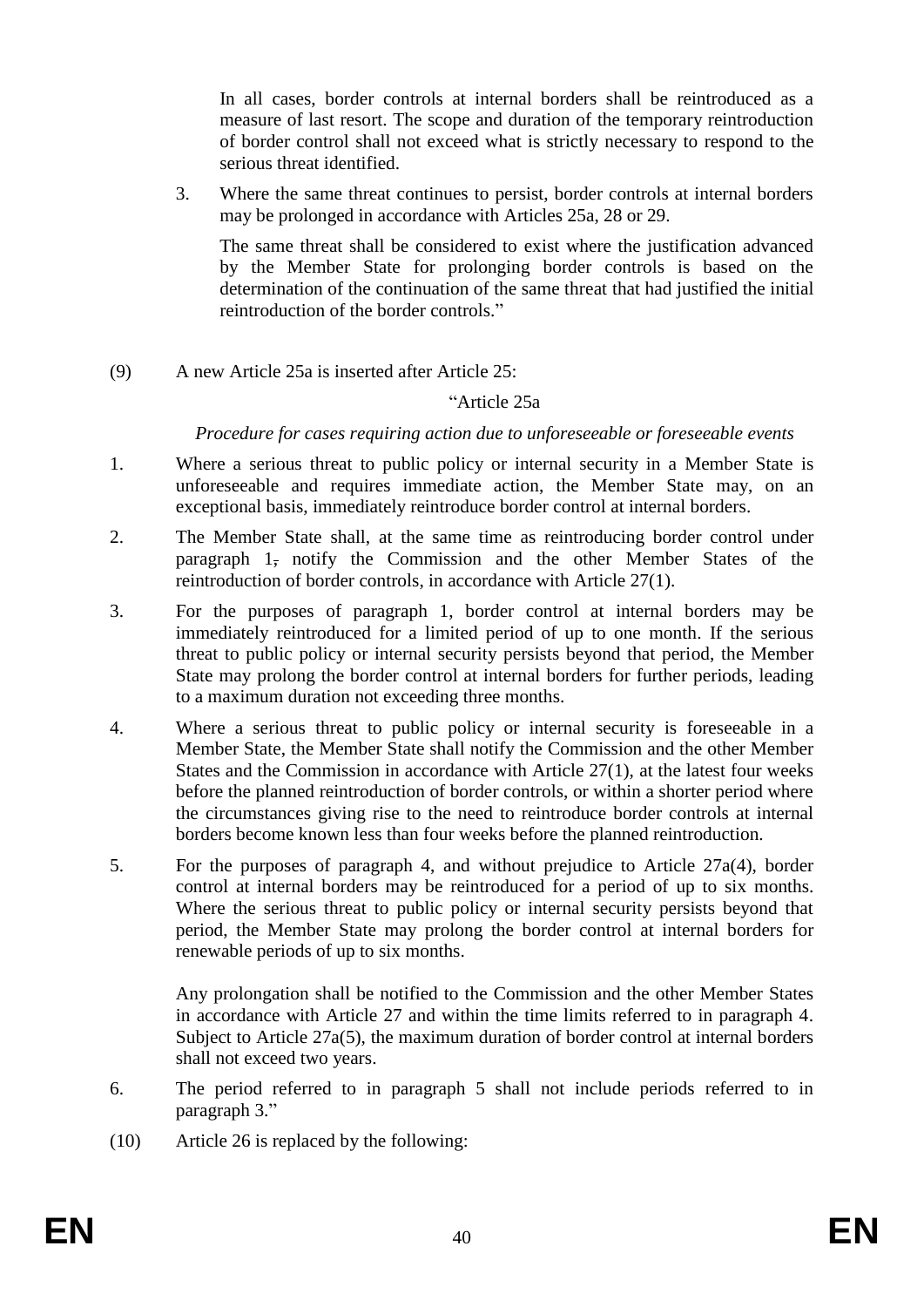In all cases, border controls at internal borders shall be reintroduced as a measure of last resort. The scope and duration of the temporary reintroduction of border control shall not exceed what is strictly necessary to respond to the serious threat identified.

3. Where the same threat continues to persist, border controls at internal borders may be prolonged in accordance with Articles 25a, 28 or 29.

The same threat shall be considered to exist where the justification advanced by the Member State for prolonging border controls is based on the determination of the continuation of the same threat that had justified the initial reintroduction of the border controls."

(9) A new Article 25a is inserted after Article 25:

"Article 25a

*Procedure for cases requiring action due to unforeseeable or foreseeable events*

1. Where a serious threat to public policy or internal security in a Member State is unforeseeable and requires immediate action, the Member State may, on an exceptional basis, immediately reintroduce border control at internal borders.

2. The Member State shall, at the same time as reintroducing border control under paragraph 1, notify the Commission and the other Member States of the reintroduction of border controls, in accordance with Article 27(1).

3. For the purposes of paragraph 1, border control at internal borders may be immediately reintroduced for a limited period of up to one month. If the serious threat to public policy or internal security persists beyond that period, the Member State may prolong the border control at internal borders for further periods, leading to a maximum duration not exceeding three months.

4. Where a serious threat to public policy or internal security is foreseeable in a Member State, the Member State shall notify the Commission and the other Member States and the Commission in accordance with Article 27(1), at the latest four weeks before the planned reintroduction of border controls, or within a shorter period where the circumstances giving rise to the need to reintroduce border controls at internal borders become known less than four weeks before the planned reintroduction.

5. For the purposes of paragraph 4, and without prejudice to Article 27a(4), border control at internal borders may be reintroduced for a period of up to six months. Where the serious threat to public policy or internal security persists beyond that period, the Member State may prolong the border control at internal borders for renewable periods of up to six months.

Any prolongation shall be notified to the Commission and the other Member States in accordance with Article 27 and within the time limits referred to in paragraph 4. Subject to Article 27a(5), the maximum duration of border control at internal borders shall not exceed two years.

6. The period referred to in paragraph 5 shall not include periods referred to in paragraph 3."

(10) Article 26 is replaced by the following: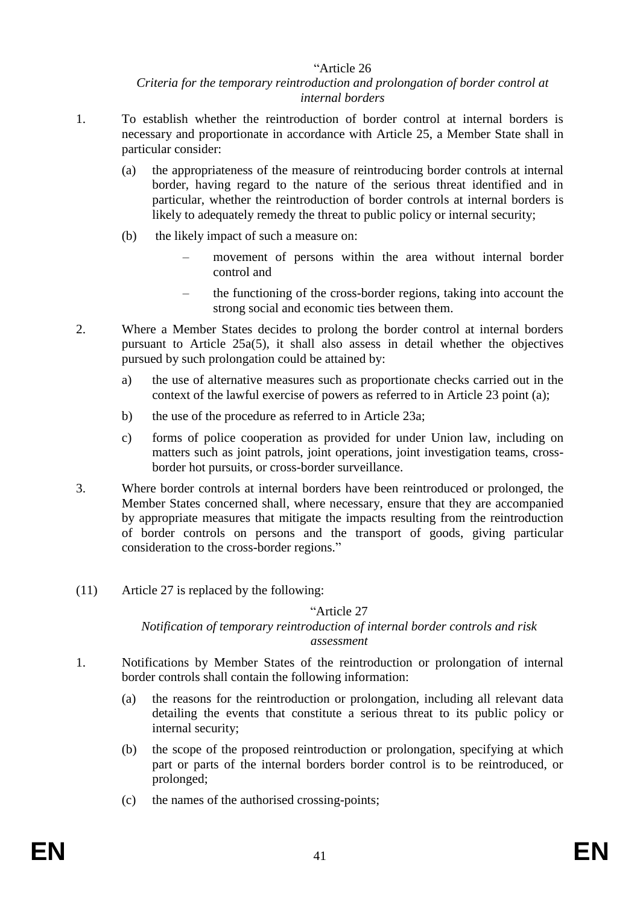"Article 26

*Criteria for the temporary reintroduction and prolongation of border control at internal borders*

1. To establish whether the reintroduction of border control at internal borders is necessary and proportionate in accordance with Article 25, a Member State shall in particular consider:

   (a) the appropriateness of the measure of reintroducing border controls at internal border, having regard to the nature of the serious threat identified and in particular, whether the reintroduction of border controls at internal borders is likely to adequately remedy the threat to public policy or internal security;

   (b) the likely impact of such a measure on:

   – movement of persons within the area without internal border control and

   – the functioning of the cross-border regions, taking into account the strong social and economic ties between them.

2. Where a Member States decides to prolong the border control at internal borders pursuant to Article 25a(5), it shall also assess in detail whether the objectives pursued by such prolongation could be attained by:

   a) the use of alternative measures such as proportionate checks carried out in the context of the lawful exercise of powers as referred to in Article 23 point (a);

   b) the use of the procedure as referred to in Article 23a;

   c) forms of police cooperation as provided for under Union law, including on matters such as joint patrols, joint operations, joint investigation teams, cross-border hot pursuits, or cross-border surveillance.

3. Where border controls at internal borders have been reintroduced or prolonged, the Member States concerned shall, where necessary, ensure that they are accompanied by appropriate measures that mitigate the impacts resulting from the reintroduction of border controls on persons and the transport of goods, giving particular consideration to the cross-border regions."

(11) Article 27 is replaced by the following:

"Article 27

*Notification of temporary reintroduction of internal border controls and risk assessment*

1. Notifications by Member States of the reintroduction or prolongation of internal border controls shall contain the following information:

   (a) the reasons for the reintroduction or prolongation, including all relevant data detailing the events that constitute a serious threat to its public policy or internal security;

   (b) the scope of the proposed reintroduction or prolongation, specifying at which part or parts of the internal borders border control is to be reintroduced, or prolonged;

   (c) the names of the authorised crossing-points;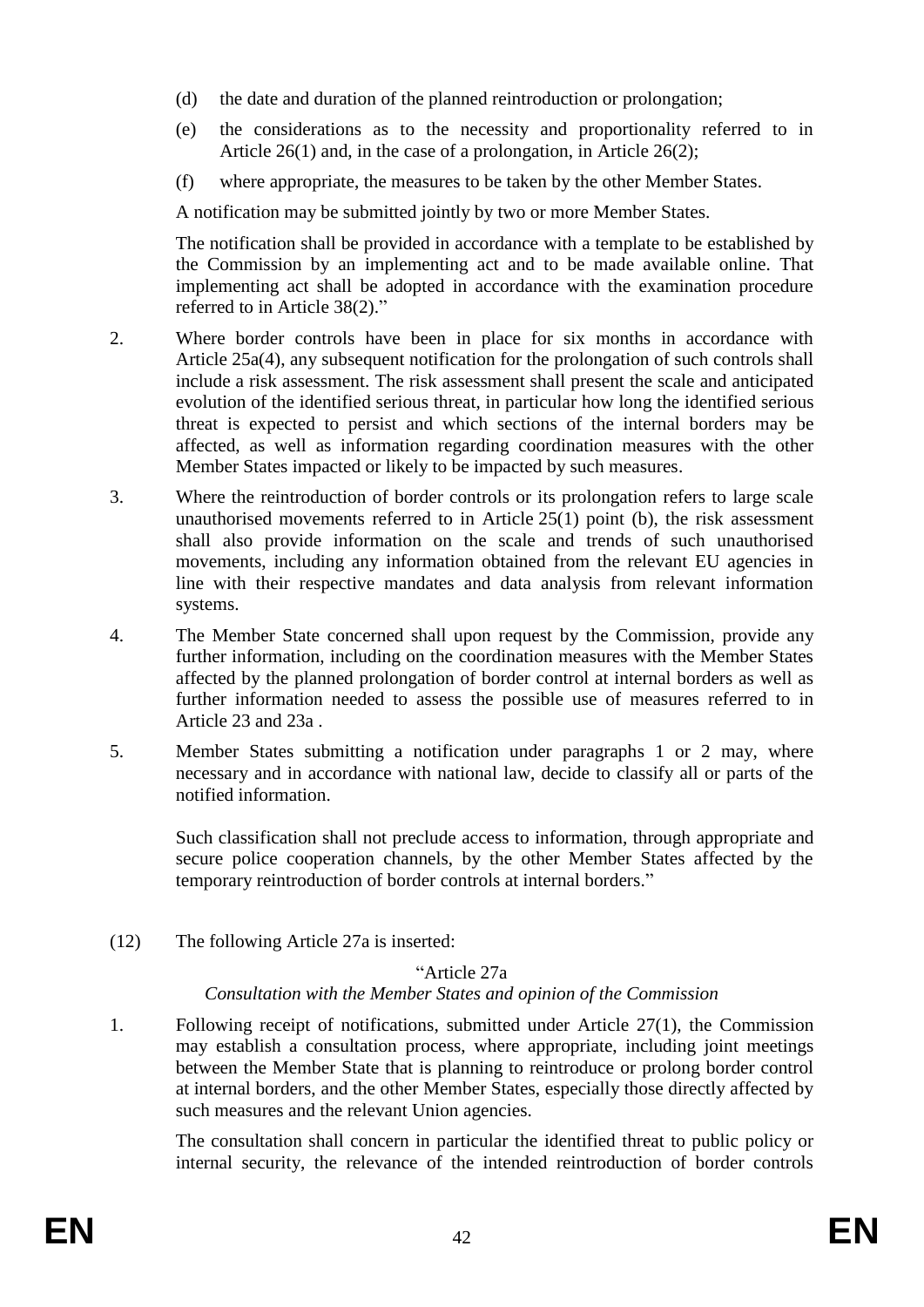(d) the date and duration of the planned reintroduction or prolongation;

(e) the considerations as to the necessity and proportionality referred to in Article 26(1) and, in the case of a prolongation, in Article 26(2);

(f) where appropriate, the measures to be taken by the other Member States.

A notification may be submitted jointly by two or more Member States.

The notification shall be provided in accordance with a template to be established by the Commission by an implementing act and to be made available online. That implementing act shall be adopted in accordance with the examination procedure referred to in Article 38(2)."

2. Where border controls have been in place for six months in accordance with Article 25a(4), any subsequent notification for the prolongation of such controls shall include a risk assessment. The risk assessment shall present the scale and anticipated evolution of the identified serious threat, in particular how long the identified serious threat is expected to persist and which sections of the internal borders may be affected, as well as information regarding coordination measures with the other Member States impacted or likely to be impacted by such measures.

3. Where the reintroduction of border controls or its prolongation refers to large scale unauthorised movements referred to in Article 25(1) point (b), the risk assessment shall also provide information on the scale and trends of such unauthorised movements, including any information obtained from the relevant EU agencies in line with their respective mandates and data analysis from relevant information systems.

4. The Member State concerned shall upon request by the Commission, provide any further information, including on the coordination measures with the Member States affected by the planned prolongation of border control at internal borders as well as further information needed to assess the possible use of measures referred to in Article 23 and 23a .

5. Member States submitting a notification under paragraphs 1 or 2 may, where necessary and in accordance with national law, decide to classify all or parts of the notified information.

Such classification shall not preclude access to information, through appropriate and secure police cooperation channels, by the other Member States affected by the temporary reintroduction of border controls at internal borders."

(12) The following Article 27a is inserted:

"Article 27a

*Consultation with the Member States and opinion of the Commission*

1. Following receipt of notifications, submitted under Article 27(1), the Commission may establish a consultation process, where appropriate, including joint meetings between the Member State that is planning to reintroduce or prolong border control at internal borders, and the other Member States, especially those directly affected by such measures and the relevant Union agencies.

The consultation shall concern in particular the identified threat to public policy or internal security, the relevance of the intended reintroduction of border controls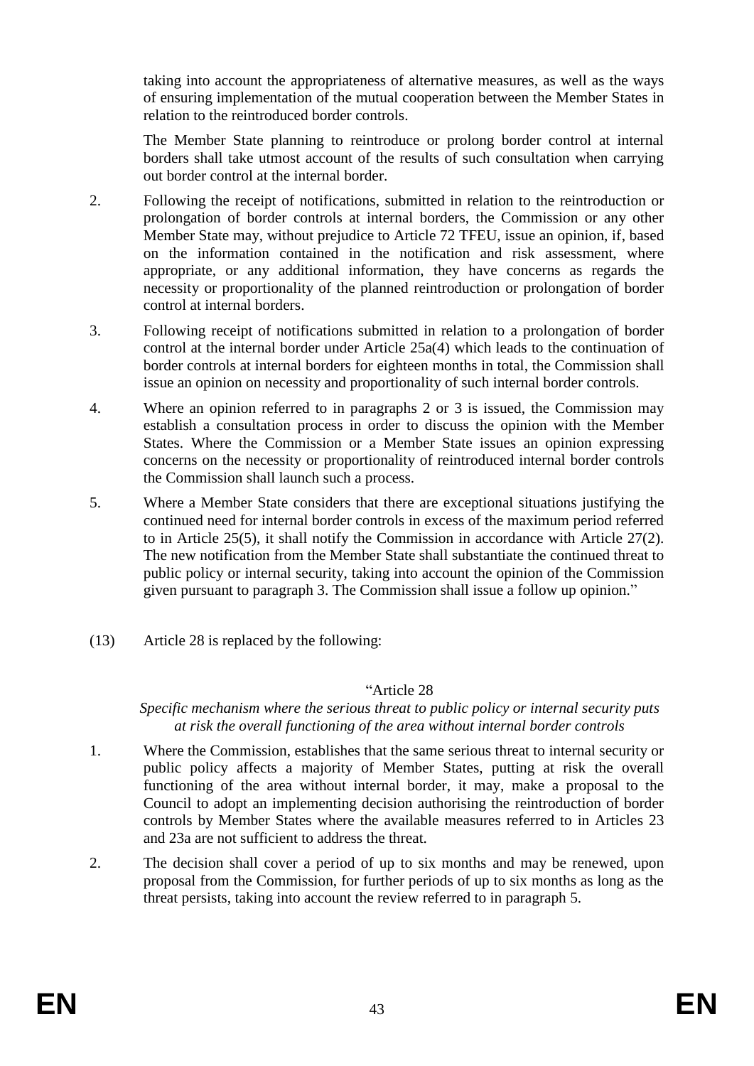taking into account the appropriateness of alternative measures, as well as the ways of ensuring implementation of the mutual cooperation between the Member States in relation to the reintroduced border controls.

The Member State planning to reintroduce or prolong border control at internal borders shall take utmost account of the results of such consultation when carrying out border control at the internal border.

2. Following the receipt of notifications, submitted in relation to the reintroduction or prolongation of border controls at internal borders, the Commission or any other Member State may, without prejudice to Article 72 TFEU, issue an opinion, if, based on the information contained in the notification and risk assessment, where appropriate, or any additional information, they have concerns as regards the necessity or proportionality of the planned reintroduction or prolongation of border control at internal borders.

3. Following receipt of notifications submitted in relation to a prolongation of border control at the internal border under Article 25a(4) which leads to the continuation of border controls at internal borders for eighteen months in total, the Commission shall issue an opinion on necessity and proportionality of such internal border controls.

4. Where an opinion referred to in paragraphs 2 or 3 is issued, the Commission may establish a consultation process in order to discuss the opinion with the Member States. Where the Commission or a Member State issues an opinion expressing concerns on the necessity or proportionality of reintroduced internal border controls the Commission shall launch such a process.

5. Where a Member State considers that there are exceptional situations justifying the continued need for internal border controls in excess of the maximum period referred to in Article 25(5), it shall notify the Commission in accordance with Article 27(2). The new notification from the Member State shall substantiate the continued threat to public policy or internal security, taking into account the opinion of the Commission given pursuant to paragraph 3. The Commission shall issue a follow up opinion."

(13) Article 28 is replaced by the following:

"Article 28

*Specific mechanism where the serious threat to public policy or internal security puts at risk the overall functioning of the area without internal border controls*

1. Where the Commission, establishes that the same serious threat to internal security or public policy affects a majority of Member States, putting at risk the overall functioning of the area without internal border, it may, make a proposal to the Council to adopt an implementing decision authorising the reintroduction of border controls by Member States where the available measures referred to in Articles 23 and 23a are not sufficient to address the threat.

2. The decision shall cover a period of up to six months and may be renewed, upon proposal from the Commission, for further periods of up to six months as long as the threat persists, taking into account the review referred to in paragraph 5.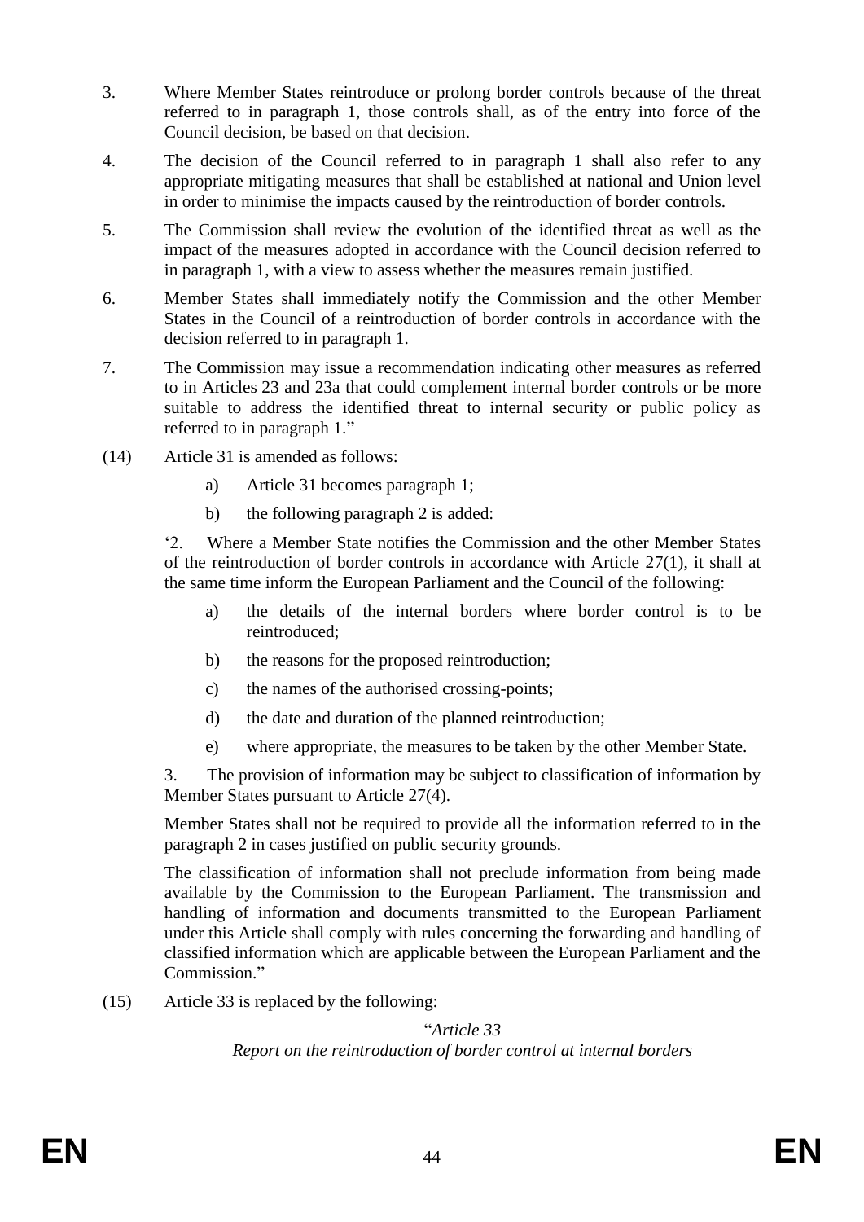3. Where Member States reintroduce or prolong border controls because of the threat referred to in paragraph 1, those controls shall, as of the entry into force of the Council decision, be based on that decision.

4. The decision of the Council referred to in paragraph 1 shall also refer to any appropriate mitigating measures that shall be established at national and Union level in order to minimise the impacts caused by the reintroduction of border controls.

5. The Commission shall review the evolution of the identified threat as well as the impact of the measures adopted in accordance with the Council decision referred to in paragraph 1, with a view to assess whether the measures remain justified.

6. Member States shall immediately notify the Commission and the other Member States in the Council of a reintroduction of border controls in accordance with the decision referred to in paragraph 1.

7. The Commission may issue a recommendation indicating other measures as referred to in Articles 23 and 23a that could complement internal border controls or be more suitable to address the identified threat to internal security or public policy as referred to in paragraph 1."

(14) Article 31 is amended as follows:

a) Article 31 becomes paragraph 1;

b) the following paragraph 2 is added:

'2. Where a Member State notifies the Commission and the other Member States of the reintroduction of border controls in accordance with Article 27(1), it shall at the same time inform the European Parliament and the Council of the following:

a) the details of the internal borders where border control is to be reintroduced;

b) the reasons for the proposed reintroduction;

c) the names of the authorised crossing-points;

d) the date and duration of the planned reintroduction;

e) where appropriate, the measures to be taken by the other Member State.

3. The provision of information may be subject to classification of information by Member States pursuant to Article 27(4).

Member States shall not be required to provide all the information referred to in the paragraph 2 in cases justified on public security grounds.

The classification of information shall not preclude information from being made available by the Commission to the European Parliament. The transmission and handling of information and documents transmitted to the European Parliament under this Article shall comply with rules concerning the forwarding and handling of classified information which are applicable between the European Parliament and the Commission."

(15) Article 33 is replaced by the following:

"*Article 33*

*Report on the reintroduction of border control at internal borders*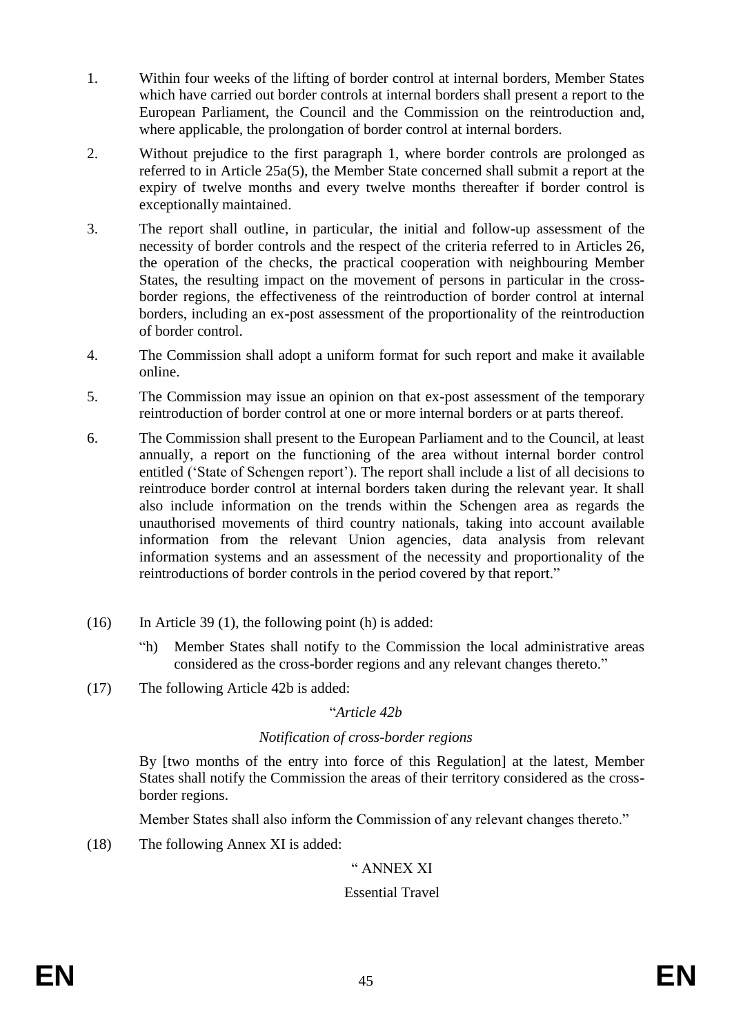1. Within four weeks of the lifting of border control at internal borders, Member States which have carried out border controls at internal borders shall present a report to the European Parliament, the Council and the Commission on the reintroduction and, where applicable, the prolongation of border control at internal borders.

2. Without prejudice to the first paragraph 1, where border controls are prolonged as referred to in Article 25a(5), the Member State concerned shall submit a report at the expiry of twelve months and every twelve months thereafter if border control is exceptionally maintained.

3. The report shall outline, in particular, the initial and follow-up assessment of the necessity of border controls and the respect of the criteria referred to in Articles 26, the operation of the checks, the practical cooperation with neighbouring Member States, the resulting impact on the movement of persons in particular in the cross-border regions, the effectiveness of the reintroduction of border control at internal borders, including an ex-post assessment of the proportionality of the reintroduction of border control.

4. The Commission shall adopt a uniform format for such report and make it available online.

5. The Commission may issue an opinion on that ex-post assessment of the temporary reintroduction of border control at one or more internal borders or at parts thereof.

6. The Commission shall present to the European Parliament and to the Council, at least annually, a report on the functioning of the area without internal border control entitled ('State of Schengen report'). The report shall include a list of all decisions to reintroduce border control at internal borders taken during the relevant year. It shall also include information on the trends within the Schengen area as regards the unauthorised movements of third country nationals, taking into account available information from the relevant Union agencies, data analysis from relevant information systems and an assessment of the necessity and proportionality of the reintroductions of border controls in the period covered by that report."

(16) In Article 39 (1), the following point (h) is added:

"h) Member States shall notify to the Commission the local administrative areas considered as the cross-border regions and any relevant changes thereto."

(17) The following Article 42b is added:

"*Article 42b*

*Notification of cross-border regions*

By [two months of the entry into force of this Regulation] at the latest, Member States shall notify the Commission the areas of their territory considered as the cross-border regions.

Member States shall also inform the Commission of any relevant changes thereto."

(18) The following Annex XI is added:

" ANNEX XI

Essential Travel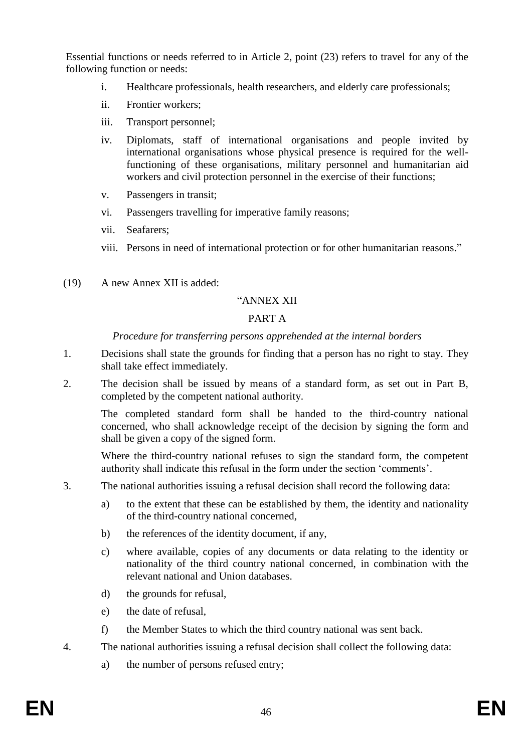Essential functions or needs referred to in Article 2, point (23) refers to travel for any of the following function or needs:

i. Healthcare professionals, health researchers, and elderly care professionals;

ii. Frontier workers;

iii. Transport personnel;

iv. Diplomats, staff of international organisations and people invited by international organisations whose physical presence is required for the well-functioning of these organisations, military personnel and humanitarian aid workers and civil protection personnel in the exercise of their functions;

v. Passengers in transit;

vi. Passengers travelling for imperative family reasons;

vii. Seafarers;

viii. Persons in need of international protection or for other humanitarian reasons."

(19) A new Annex XII is added:

"ANNEX XII

PART A

*Procedure for transferring persons apprehended at the internal borders*

1. Decisions shall state the grounds for finding that a person has no right to stay. They shall take effect immediately.

2. The decision shall be issued by means of a standard form, as set out in Part B, completed by the competent national authority.

   The completed standard form shall be handed to the third-country national concerned, who shall acknowledge receipt of the decision by signing the form and shall be given a copy of the signed form.

   Where the third-country national refuses to sign the standard form, the competent authority shall indicate this refusal in the form under the section 'comments'.

3. The national authorities issuing a refusal decision shall record the following data:

   a) to the extent that these can be established by them, the identity and nationality of the third-country national concerned,

   b) the references of the identity document, if any,

   c) where available, copies of any documents or data relating to the identity or nationality of the third country national concerned, in combination with the relevant national and Union databases.

   d) the grounds for refusal,

   e) the date of refusal,

   f) the Member States to which the third country national was sent back.

4. The national authorities issuing a refusal decision shall collect the following data:

   a) the number of persons refused entry;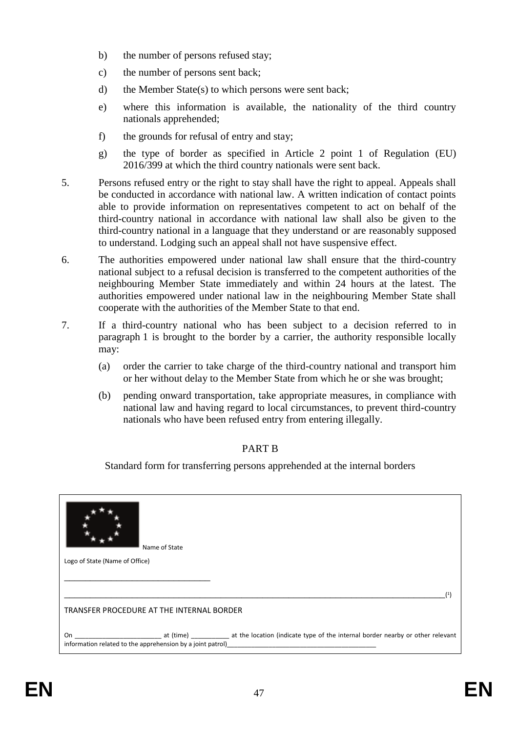b) the number of persons refused stay;

c) the number of persons sent back;

d) the Member State(s) to which persons were sent back;

e) where this information is available, the nationality of the third country nationals apprehended;

f) the grounds for refusal of entry and stay;

g) the type of border as specified in Article 2 point 1 of Regulation (EU) 2016/399 at which the third country nationals were sent back.

5. Persons refused entry or the right to stay shall have the right to appeal. Appeals shall be conducted in accordance with national law. A written indication of contact points able to provide information on representatives competent to act on behalf of the third-country national in accordance with national law shall also be given to the third-country national in a language that they understand or are reasonably supposed to understand. Lodging such an appeal shall not have suspensive effect.

6. The authorities empowered under national law shall ensure that the third-country national subject to a refusal decision is transferred to the competent authorities of the neighbouring Member State immediately and within 24 hours at the latest. The authorities empowered under national law in the neighbouring Member State shall cooperate with the authorities of the Member State to that end.

7. If a third-country national who has been subject to a decision referred to in paragraph 1 is brought to the border by a carrier, the authority responsible locally may:

   (a) order the carrier to take charge of the third-country national and transport him or her without delay to the Member State from which he or she was brought;

   (b) pending onward transportation, take appropriate measures, in compliance with national law and having regard to local circumstances, to prevent third-country nationals who have been refused entry from entering illegally.

## PART B

Standard form for transferring persons apprehended at the internal borders

Name of State

Logo of State (Name of Office)

___________________________________

______________________________________________________________________________________________[1]

TRANSFER PROCEDURE AT THE INTERNAL BORDER

On ________________________ at (time) ___________ at the location (indicate type of the internal border nearby or other relevant information related to the apprehension by a joint patrol)__________________________________________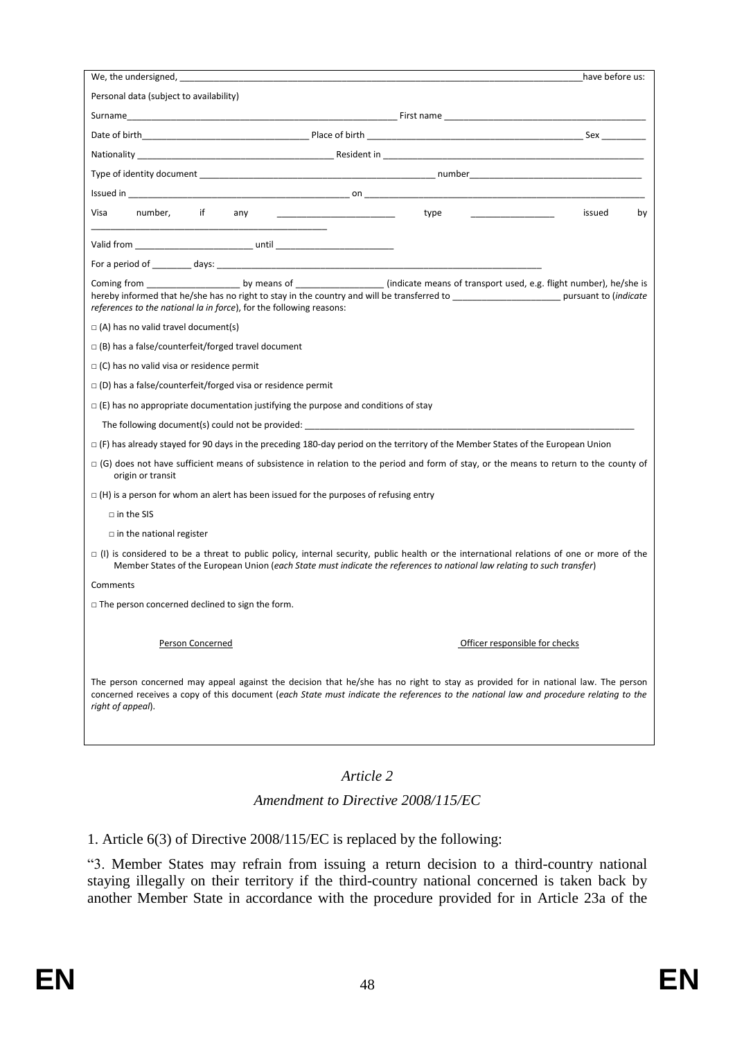We, the undersigned, ____________________________________________________________________________ have before us:

Personal data (subject to availability)

Surname______________________________________________ First name ______________________________________

Date of birth______________________________ Place of birth __________________________________________ Sex ________

Nationality ____________________________________ Resident in ______________________________________________

Type of identity document _______________________________________________ number_______________________________

Issued in ____________________________________________ on ________________________________________________

Visa number, if any ________________________ type ________________ issued by ____________________________________________

Valid from ________________________ until ________________________

For a period of ________ days: _____________________________________________________________________

Coming from __________________ by means of _________________ (indicate means of transport used, e.g. flight number), he/she is hereby informed that he/she has no right to stay in the country and will be transferred to _____________________ pursuant to (*indicate references to the national la in force*), for the following reasons:

□ (A) has no valid travel document(s)

□ (B) has a false/counterfeit/forged travel document

□ (C) has no valid visa or residence permit

□ (D) has a false/counterfeit/forged visa or residence permit

□ (E) has no appropriate documentation justifying the purpose and conditions of stay

The following document(s) could not be provided: _______________________________________________________________

□ (F) has already stayed for 90 days in the preceding 180-day period on the territory of the Member States of the European Union

□ (G) does not have sufficient means of subsistence in relation to the period and form of stay, or the means to return to the county of origin or transit

□ (H) is a person for whom an alert has been issued for the purposes of refusing entry

□ in the SIS

□ in the national register

□ (I) is considered to be a threat to public policy, internal security, public health or the international relations of one or more of the Member States of the European Union (*each State must indicate the references to national law relating to such transfer*)

Comments

□ The person concerned declined to sign the form.

Person Concerned — Officer responsible for checks

The person concerned may appeal against the decision that he/she has no right to stay as provided for in national law. The person concerned receives a copy of this document (*each State must indicate the references to the national law and procedure relating to the right of appeal*).

## *Article 2*

## *Amendment to Directive 2008/115/EC*

1. Article 6(3) of Directive 2008/115/EC is replaced by the following:

"3. Member States may refrain from issuing a return decision to a third-country national staying illegally on their territory if the third-country national concerned is taken back by another Member State in accordance with the procedure provided for in Article 23a of the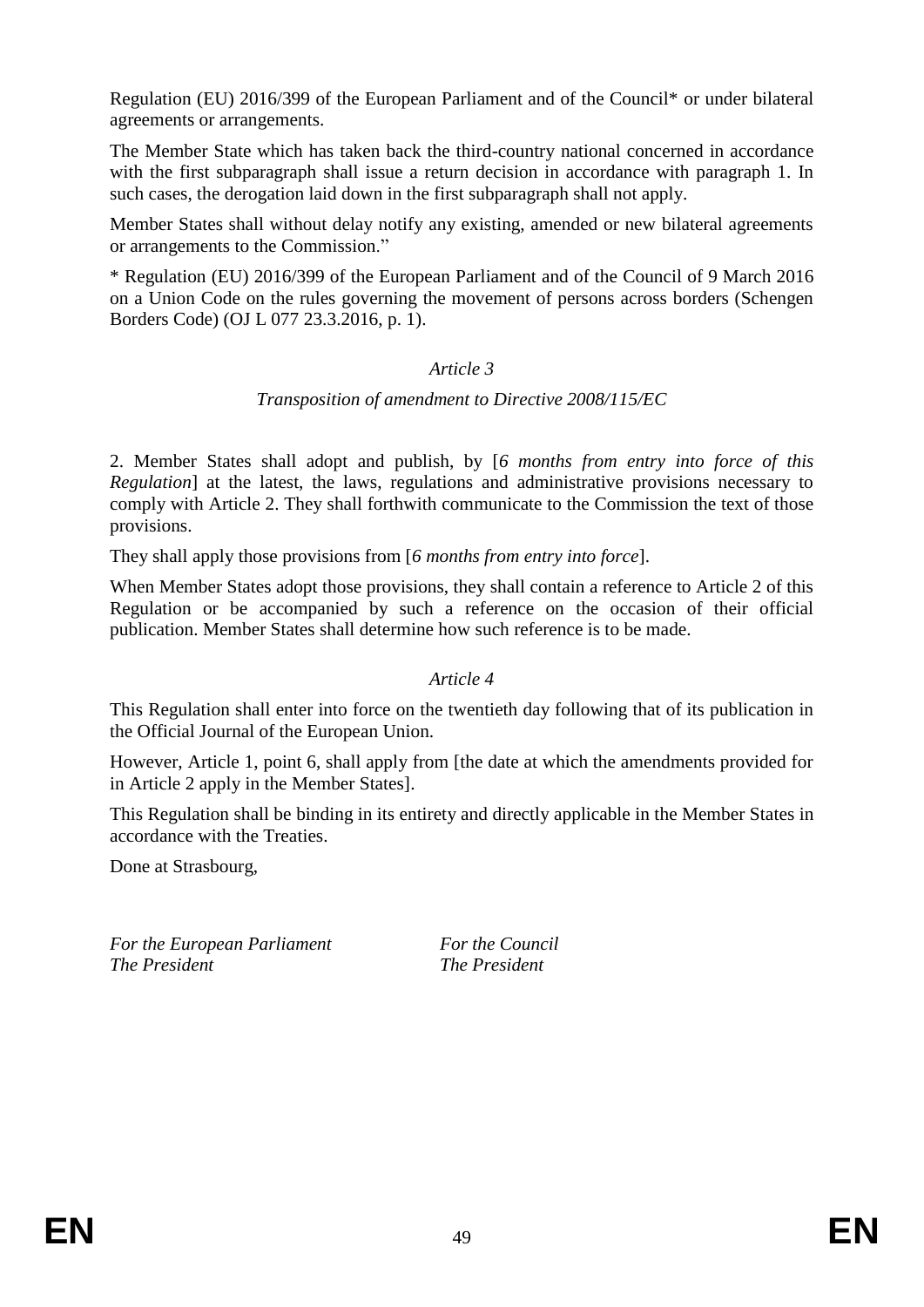Regulation (EU) 2016/399 of the European Parliament and of the Council* or under bilateral agreements or arrangements.

The Member State which has taken back the third-country national concerned in accordance with the first subparagraph shall issue a return decision in accordance with paragraph 1. In such cases, the derogation laid down in the first subparagraph shall not apply.

Member States shall without delay notify any existing, amended or new bilateral agreements or arrangements to the Commission."

* Regulation (EU) 2016/399 of the European Parliament and of the Council of 9 March 2016 on a Union Code on the rules governing the movement of persons across borders (Schengen Borders Code) (OJ L 077 23.3.2016, p. 1).

*Article 3*

*Transposition of amendment to Directive 2008/115/EC*

2. Member States shall adopt and publish, by [*6 months from entry into force of this Regulation*] at the latest, the laws, regulations and administrative provisions necessary to comply with Article 2. They shall forthwith communicate to the Commission the text of those provisions.

They shall apply those provisions from [*6 months from entry into force*].

When Member States adopt those provisions, they shall contain a reference to Article 2 of this Regulation or be accompanied by such a reference on the occasion of their official publication. Member States shall determine how such reference is to be made.

*Article 4*

This Regulation shall enter into force on the twentieth day following that of its publication in the Official Journal of the European Union.

However, Article 1, point 6, shall apply from [the date at which the amendments provided for in Article 2 apply in the Member States].

This Regulation shall be binding in its entirety and directly applicable in the Member States in accordance with the Treaties.

Done at Strasbourg,

*For the European Parliament* *For the Council*
*The President* *The President*